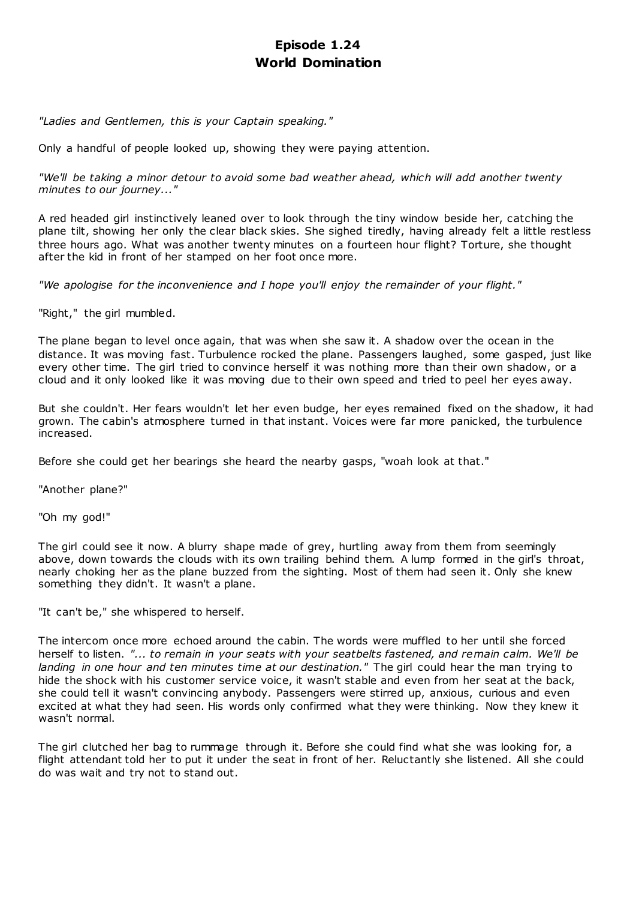# Episode 1.24
# World Domination

*"Ladies and Gentlemen, this is your Captain speaking."*

Only a handful of people looked up, showing they were paying attention.

*"We'll be taking a minor detour to avoid some bad weather ahead, which will add another twenty minutes to our journey..."*

A red headed girl instinctively leaned over to look through the tiny window beside her, catching the plane tilt, showing her only the clear black skies. She sighed tiredly, having already felt a little restless three hours ago. What was another twenty minutes on a fourteen hour flight? Torture, she thought after the kid in front of her stamped on her foot once more.

*"We apologise for the inconvenience and I hope you'll enjoy the remainder of your flight."*

"Right," the girl mumbled.

The plane began to level once again, that was when she saw it. A shadow over the ocean in the distance. It was moving fast. Turbulence rocked the plane. Passengers laughed, some gasped, just like every other time. The girl tried to convince herself it was nothing more than their own shadow, or a cloud and it only looked like it was moving due to their own speed and tried to peel her eyes away.

But she couldn't. Her fears wouldn't let her even budge, her eyes remained fixed on the shadow, it had grown. The cabin's atmosphere turned in that instant. Voices were far more panicked, the turbulence increased.

Before she could get her bearings she heard the nearby gasps, "woah look at that."

"Another plane?"

"Oh my god!"

The girl could see it now. A blurry shape made of grey, hurtling away from them from seemingly above, down towards the clouds with its own trailing behind them. A lump formed in the girl's throat, nearly choking her as the plane buzzed from the sighting. Most of them had seen it. Only she knew something they didn't. It wasn't a plane.

"It can't be," she whispered to herself.

The intercom once more echoed around the cabin. The words were muffled to her until she forced herself to listen. *"... to remain in your seats with your seatbelts fastened, and remain calm. We'll be landing in one hour and ten minutes time at our destination."* The girl could hear the man trying to hide the shock with his customer service voice, it wasn't stable and even from her seat at the back, she could tell it wasn't convincing anybody. Passengers were stirred up, anxious, curious and even excited at what they had seen. His words only confirmed what they were thinking. Now they knew it wasn't normal.

The girl clutched her bag to rummage through it. Before she could find what she was looking for, a flight attendant told her to put it under the seat in front of her. Reluctantly she listened. All she could do was wait and try not to stand out.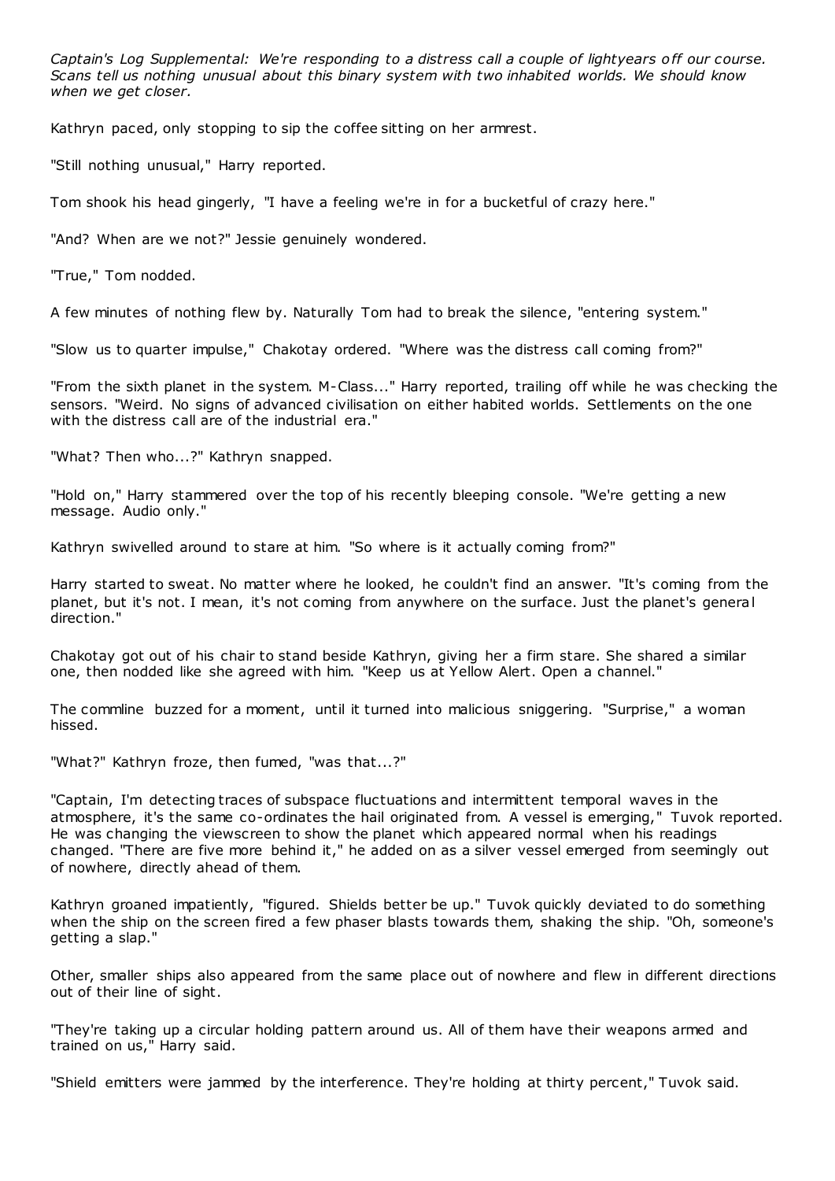*Captain's Log Supplemental: We're responding to a distress call a couple of lightyears off our course. Scans tell us nothing unusual about this binary system with two inhabited worlds. We should know when we get closer.*

Kathryn paced, only stopping to sip the coffee sitting on her armrest.

"Still nothing unusual," Harry reported.

Tom shook his head gingerly, "I have a feeling we're in for a bucketful of crazy here."

"And? When are we not?" Jessie genuinely wondered.

"True," Tom nodded.

A few minutes of nothing flew by. Naturally Tom had to break the silence, "entering system."

"Slow us to quarter impulse," Chakotay ordered. "Where was the distress call coming from?"

"From the sixth planet in the system. M-Class..." Harry reported, trailing off while he was checking the sensors. "Weird. No signs of advanced civilisation on either habited worlds. Settlements on the one with the distress call are of the industrial era."

"What? Then who...?" Kathryn snapped.

"Hold on," Harry stammered over the top of his recently bleeping console. "We're getting a new message. Audio only."

Kathryn swivelled around to stare at him. "So where is it actually coming from?"

Harry started to sweat. No matter where he looked, he couldn't find an answer. "It's coming from the planet, but it's not. I mean, it's not coming from anywhere on the surface. Just the planet's general direction."

Chakotay got out of his chair to stand beside Kathryn, giving her a firm stare. She shared a similar one, then nodded like she agreed with him. "Keep us at Yellow Alert. Open a channel."

The commline buzzed for a moment, until it turned into malicious sniggering. "Surprise," a woman hissed.

"What?" Kathryn froze, then fumed, "was that...?"

"Captain, I'm detecting traces of subspace fluctuations and intermittent temporal waves in the atmosphere, it's the same co-ordinates the hail originated from. A vessel is emerging," Tuvok reported. He was changing the viewscreen to show the planet which appeared normal when his readings changed. "There are five more behind it," he added on as a silver vessel emerged from seemingly out of nowhere, directly ahead of them.

Kathryn groaned impatiently, "figured. Shields better be up." Tuvok quickly deviated to do something when the ship on the screen fired a few phaser blasts towards them, shaking the ship. "Oh, someone's getting a slap."

Other, smaller ships also appeared from the same place out of nowhere and flew in different directions out of their line of sight.

"They're taking up a circular holding pattern around us. All of them have their weapons armed and trained on us," Harry said.

"Shield emitters were jammed by the interference. They're holding at thirty percent," Tuvok said.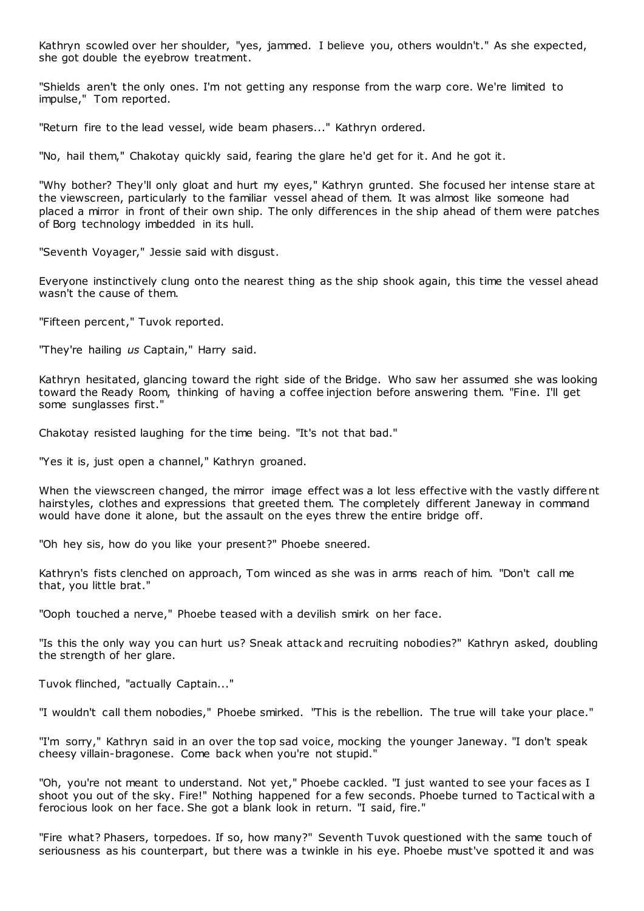Kathryn scowled over her shoulder, "yes, jammed. I believe you, others wouldn't." As she expected, she got double the eyebrow treatment.

"Shields aren't the only ones. I'm not getting any response from the warp core. We're limited to impulse," Tom reported.

"Return fire to the lead vessel, wide beam phasers..." Kathryn ordered.

"No, hail them," Chakotay quickly said, fearing the glare he'd get for it. And he got it.

"Why bother? They'll only gloat and hurt my eyes," Kathryn grunted. She focused her intense stare at the viewscreen, particularly to the familiar vessel ahead of them. It was almost like someone had placed a mirror in front of their own ship. The only differences in the ship ahead of them were patches of Borg technology imbedded in its hull.

"Seventh Voyager," Jessie said with disgust.

Everyone instinctively clung onto the nearest thing as the ship shook again, this time the vessel ahead wasn't the cause of them.

"Fifteen percent," Tuvok reported.

"They're hailing *us* Captain," Harry said.

Kathryn hesitated, glancing toward the right side of the Bridge. Who saw her assumed she was looking toward the Ready Room, thinking of having a coffee injection before answering them. "Fine. I'll get some sunglasses first."

Chakotay resisted laughing for the time being. "It's not that bad."

"Yes it is, just open a channel," Kathryn groaned.

When the viewscreen changed, the mirror image effect was a lot less effective with the vastly different hairstyles, clothes and expressions that greeted them. The completely different Janeway in command would have done it alone, but the assault on the eyes threw the entire bridge off.

"Oh hey sis, how do you like your present?" Phoebe sneered.

Kathryn's fists clenched on approach, Tom winced as she was in arms reach of him. "Don't call me that, you little brat."

"Ooph touched a nerve," Phoebe teased with a devilish smirk on her face.

"Is this the only way you can hurt us? Sneak attack and recruiting nobodies?" Kathryn asked, doubling the strength of her glare.

Tuvok flinched, "actually Captain..."

"I wouldn't call them nobodies," Phoebe smirked. "This is the rebellion. The true will take your place."

"I'm sorry," Kathryn said in an over the top sad voice, mocking the younger Janeway. "I don't speak cheesy villain-bragonese. Come back when you're not stupid."

"Oh, you're not meant to understand. Not yet," Phoebe cackled. "I just wanted to see your faces as I shoot you out of the sky. Fire!" Nothing happened for a few seconds. Phoebe turned to Tactical with a ferocious look on her face. She got a blank look in return. "I said, fire."

"Fire what? Phasers, torpedoes. If so, how many?" Seventh Tuvok questioned with the same touch of seriousness as his counterpart, but there was a twinkle in his eye. Phoebe must've spotted it and was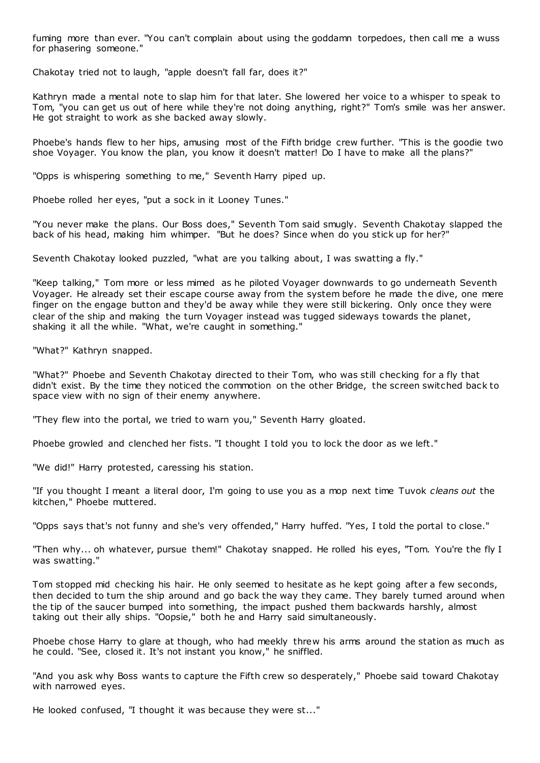fuming more than ever. "You can't complain about using the goddamn torpedoes, then call me a wuss for phasering someone."

Chakotay tried not to laugh, "apple doesn't fall far, does it?"

Kathryn made a mental note to slap him for that later. She lowered her voice to a whisper to speak to Tom, "you can get us out of here while they're not doing anything, right?" Tom's smile was her answer. He got straight to work as she backed away slowly.

Phoebe's hands flew to her hips, amusing most of the Fifth bridge crew further. "This is the goodie two shoe Voyager. You know the plan, you know it doesn't matter! Do I have to make all the plans?"

"Opps is whispering something to me," Seventh Harry piped up.

Phoebe rolled her eyes, "put a sock in it Looney Tunes."

"You never make the plans. Our Boss does," Seventh Tom said smugly. Seventh Chakotay slapped the back of his head, making him whimper. "But he does? Since when do you stick up for her?"

Seventh Chakotay looked puzzled, "what are you talking about, I was swatting a fly."

"Keep talking," Tom more or less mimed as he piloted Voyager downwards to go underneath Seventh Voyager. He already set their escape course away from the system before he made the dive, one mere finger on the engage button and they'd be away while they were still bickering. Only once they were clear of the ship and making the turn Voyager instead was tugged sideways towards the planet, shaking it all the while. "What, we're caught in something."

"What?" Kathryn snapped.

"What?" Phoebe and Seventh Chakotay directed to their Tom, who was still checking for a fly that didn't exist. By the time they noticed the commotion on the other Bridge, the screen switched back to space view with no sign of their enemy anywhere.

"They flew into the portal, we tried to warn you," Seventh Harry gloated.

Phoebe growled and clenched her fists. "I thought I told you to lock the door as we left."

"We did!" Harry protested, caressing his station.

"If you thought I meant a literal door, I'm going to use you as a mop next time Tuvok *cleans out* the kitchen," Phoebe muttered.

"Opps says that's not funny and she's very offended," Harry huffed. "Yes, I told the portal to close."

"Then why... oh whatever, pursue them!" Chakotay snapped. He rolled his eyes, "Tom. You're the fly I was swatting."

Tom stopped mid checking his hair. He only seemed to hesitate as he kept going after a few seconds, then decided to turn the ship around and go back the way they came. They barely turned around when the tip of the saucer bumped into something, the impact pushed them backwards harshly, almost taking out their ally ships. "Oopsie," both he and Harry said simultaneously.

Phoebe chose Harry to glare at though, who had meekly threw his arms around the station as much as he could. "See, closed it. It's not instant you know," he sniffled.

"And you ask why Boss wants to capture the Fifth crew so desperately," Phoebe said toward Chakotay with narrowed eyes.

He looked confused, "I thought it was because they were st..."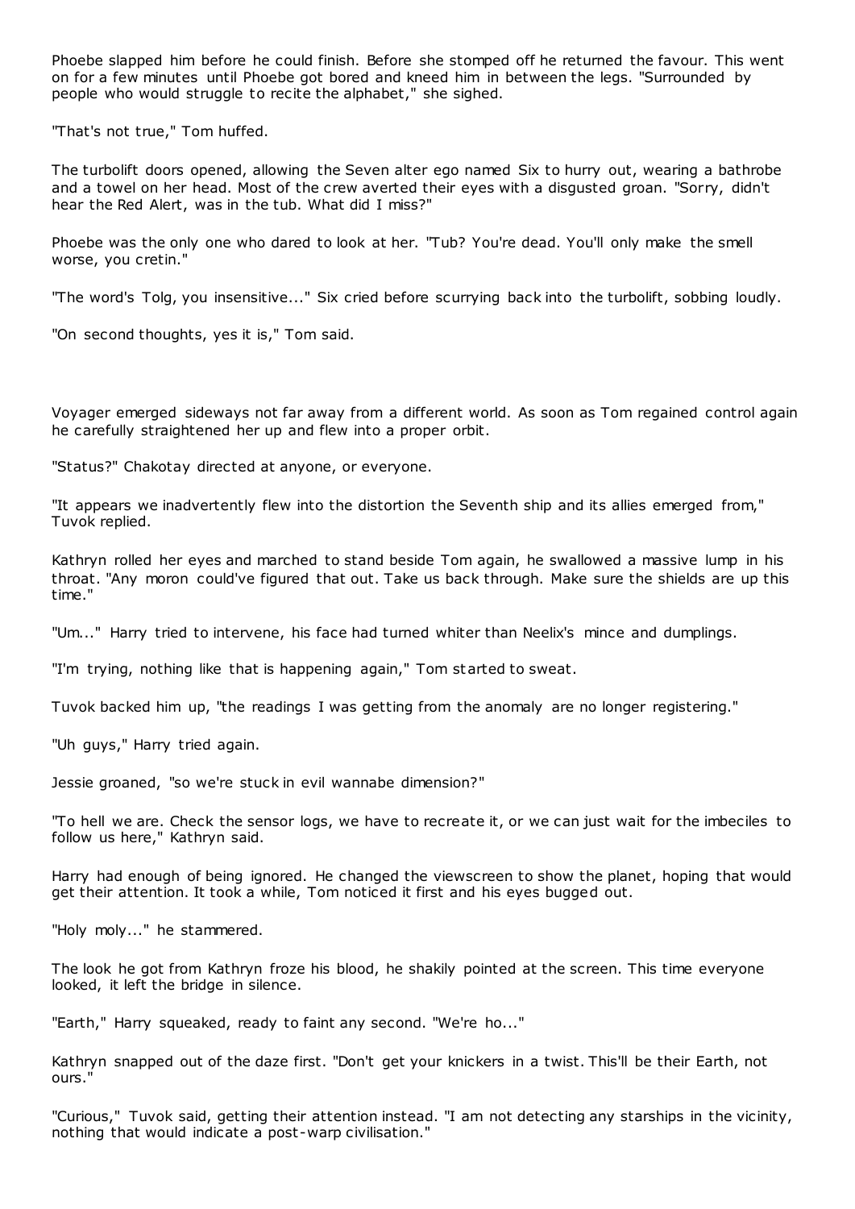Phoebe slapped him before he could finish. Before she stomped off he returned the favour. This went on for a few minutes until Phoebe got bored and kneed him in between the legs. "Surrounded by people who would struggle to recite the alphabet," she sighed.

"That's not true," Tom huffed.

The turbolift doors opened, allowing the Seven alter ego named Six to hurry out, wearing a bathrobe and a towel on her head. Most of the crew averted their eyes with a disgusted groan. "Sorry, didn't hear the Red Alert, was in the tub. What did I miss?"

Phoebe was the only one who dared to look at her. "Tub? You're dead. You'll only make the smell worse, you cretin."

"The word's Tolg, you insensitive..." Six cried before scurrying back into the turbolift, sobbing loudly.

"On second thoughts, yes it is," Tom said.

Voyager emerged sideways not far away from a different world. As soon as Tom regained control again he carefully straightened her up and flew into a proper orbit.

"Status?" Chakotay directed at anyone, or everyone.

"It appears we inadvertently flew into the distortion the Seventh ship and its allies emerged from," Tuvok replied.

Kathryn rolled her eyes and marched to stand beside Tom again, he swallowed a massive lump in his throat. "Any moron could've figured that out. Take us back through. Make sure the shields are up this time."

"Um..." Harry tried to intervene, his face had turned whiter than Neelix's mince and dumplings.

"I'm trying, nothing like that is happening again," Tom started to sweat.

Tuvok backed him up, "the readings I was getting from the anomaly are no longer registering."

"Uh guys," Harry tried again.

Jessie groaned, "so we're stuck in evil wannabe dimension?"

"To hell we are. Check the sensor logs, we have to recreate it, or we can just wait for the imbeciles to follow us here," Kathryn said.

Harry had enough of being ignored. He changed the viewscreen to show the planet, hoping that would get their attention. It took a while, Tom noticed it first and his eyes bugged out.

"Holy moly..." he stammered.

The look he got from Kathryn froze his blood, he shakily pointed at the screen. This time everyone looked, it left the bridge in silence.

"Earth," Harry squeaked, ready to faint any second. "We're ho..."

Kathryn snapped out of the daze first. "Don't get your knickers in a twist. This'll be their Earth, not ours."

"Curious," Tuvok said, getting their attention instead. "I am not detecting any starships in the vicinity, nothing that would indicate a post-warp civilisation."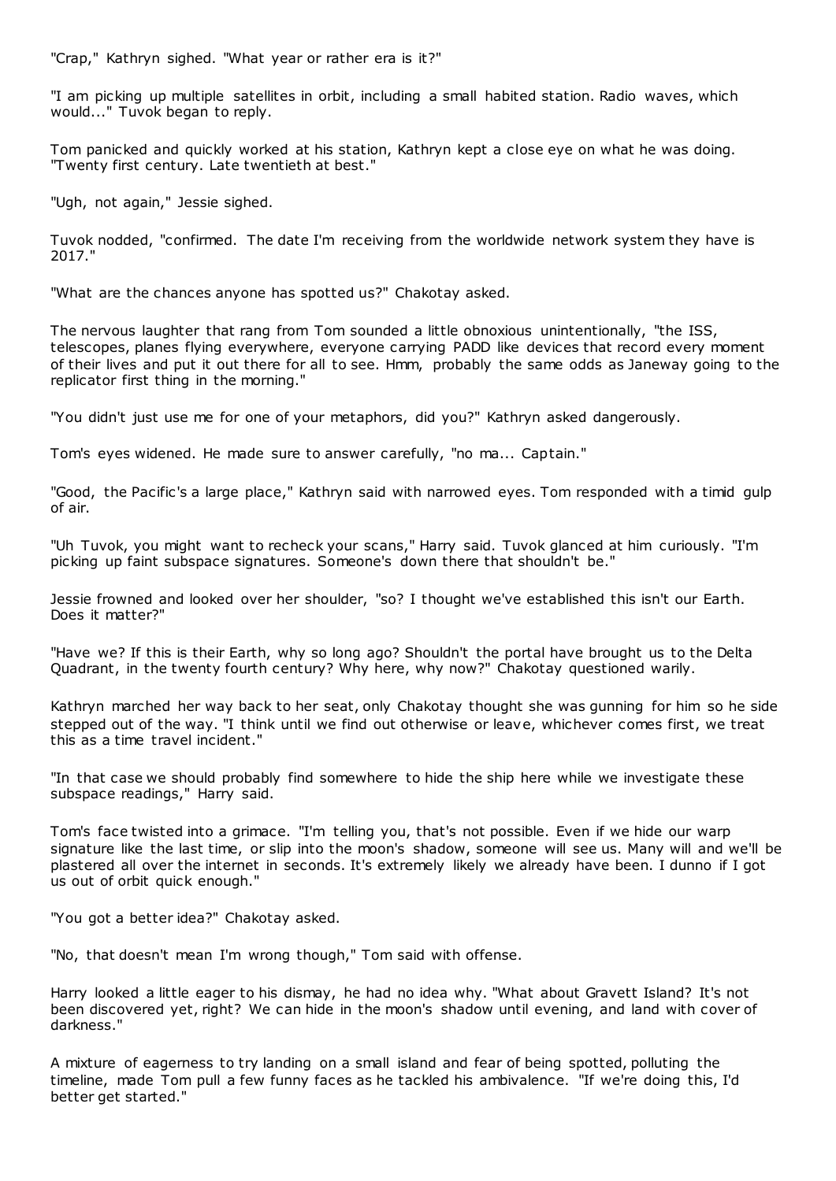"Crap," Kathryn sighed. "What year or rather era is it?"

"I am picking up multiple satellites in orbit, including a small habited station. Radio waves, which would..." Tuvok began to reply.

Tom panicked and quickly worked at his station, Kathryn kept a close eye on what he was doing. "Twenty first century. Late twentieth at best."

"Ugh, not again," Jessie sighed.

Tuvok nodded, "confirmed. The date I'm receiving from the worldwide network system they have is 2017."

"What are the chances anyone has spotted us?" Chakotay asked.

The nervous laughter that rang from Tom sounded a little obnoxious unintentionally, "the ISS, telescopes, planes flying everywhere, everyone carrying PADD like devices that record every moment of their lives and put it out there for all to see. Hmm, probably the same odds as Janeway going to the replicator first thing in the morning."

"You didn't just use me for one of your metaphors, did you?" Kathryn asked dangerously.

Tom's eyes widened. He made sure to answer carefully, "no ma... Captain."

"Good, the Pacific's a large place," Kathryn said with narrowed eyes. Tom responded with a timid gulp of air.

"Uh Tuvok, you might want to recheck your scans," Harry said. Tuvok glanced at him curiously. "I'm picking up faint subspace signatures. Someone's down there that shouldn't be."

Jessie frowned and looked over her shoulder, "so? I thought we've established this isn't our Earth. Does it matter?"

"Have we? If this is their Earth, why so long ago? Shouldn't the portal have brought us to the Delta Quadrant, in the twenty fourth century? Why here, why now?" Chakotay questioned warily.

Kathryn marched her way back to her seat, only Chakotay thought she was gunning for him so he side stepped out of the way. "I think until we find out otherwise or leave, whichever comes first, we treat this as a time travel incident."

"In that case we should probably find somewhere to hide the ship here while we investigate these subspace readings," Harry said.

Tom's face twisted into a grimace. "I'm telling you, that's not possible. Even if we hide our warp signature like the last time, or slip into the moon's shadow, someone will see us. Many will and we'll be plastered all over the internet in seconds. It's extremely likely we already have been. I dunno if I got us out of orbit quick enough."

"You got a better idea?" Chakotay asked.

"No, that doesn't mean I'm wrong though," Tom said with offense.

Harry looked a little eager to his dismay, he had no idea why. "What about Gravett Island? It's not been discovered yet, right? We can hide in the moon's shadow until evening, and land with cover of darkness."

A mixture of eagerness to try landing on a small island and fear of being spotted, polluting the timeline, made Tom pull a few funny faces as he tackled his ambivalence. "If we're doing this, I'd better get started."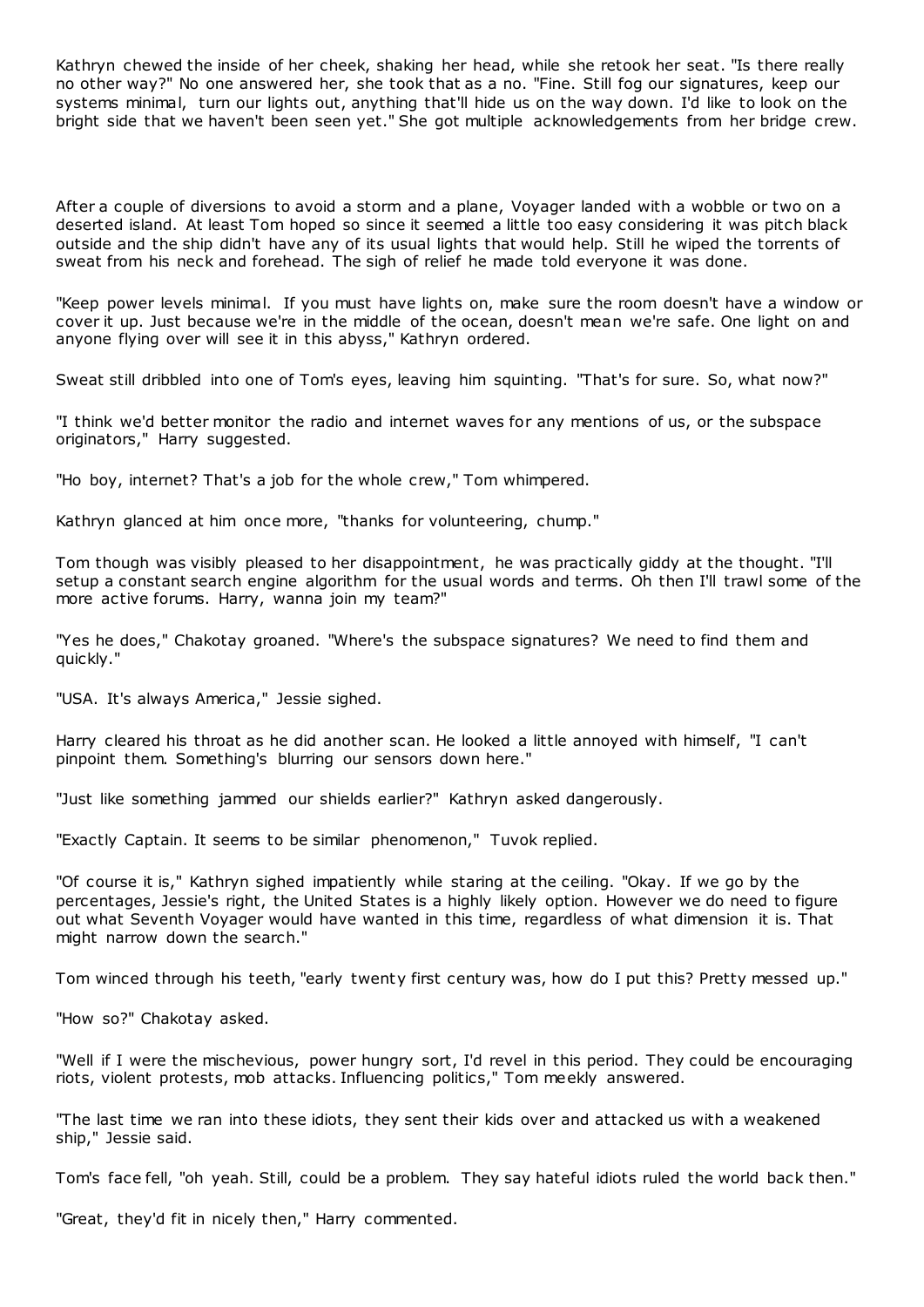Kathryn chewed the inside of her cheek, shaking her head, while she retook her seat. "Is there really no other way?" No one answered her, she took that as a no. "Fine. Still fog our signatures, keep our systems minimal, turn our lights out, anything that'll hide us on the way down. I'd like to look on the bright side that we haven't been seen yet." She got multiple acknowledgements from her bridge crew.

After a couple of diversions to avoid a storm and a plane, Voyager landed with a wobble or two on a deserted island. At least Tom hoped so since it seemed a little too easy considering it was pitch black outside and the ship didn't have any of its usual lights that would help. Still he wiped the torrents of sweat from his neck and forehead. The sigh of relief he made told everyone it was done.

"Keep power levels minimal. If you must have lights on, make sure the room doesn't have a window or cover it up. Just because we're in the middle of the ocean, doesn't mean we're safe. One light on and anyone flying over will see it in this abyss," Kathryn ordered.

Sweat still dribbled into one of Tom's eyes, leaving him squinting. "That's for sure. So, what now?"

"I think we'd better monitor the radio and internet waves for any mentions of us, or the subspace originators," Harry suggested.

"Ho boy, internet? That's a job for the whole crew," Tom whimpered.

Kathryn glanced at him once more, "thanks for volunteering, chump."

Tom though was visibly pleased to her disappointment, he was practically giddy at the thought. "I'll setup a constant search engine algorithm for the usual words and terms. Oh then I'll trawl some of the more active forums. Harry, wanna join my team?"

"Yes he does," Chakotay groaned. "Where's the subspace signatures? We need to find them and quickly."

"USA. It's always America," Jessie sighed.

Harry cleared his throat as he did another scan. He looked a little annoyed with himself, "I can't pinpoint them. Something's blurring our sensors down here."

"Just like something jammed our shields earlier?" Kathryn asked dangerously.

"Exactly Captain. It seems to be similar phenomenon," Tuvok replied.

"Of course it is," Kathryn sighed impatiently while staring at the ceiling. "Okay. If we go by the percentages, Jessie's right, the United States is a highly likely option. However we do need to figure out what Seventh Voyager would have wanted in this time, regardless of what dimension it is. That might narrow down the search."

Tom winced through his teeth, "early twenty first century was, how do I put this? Pretty messed up."

"How so?" Chakotay asked.

"Well if I were the mischevious, power hungry sort, I'd revel in this period. They could be encouraging riots, violent protests, mob attacks. Influencing politics," Tom meekly answered.

"The last time we ran into these idiots, they sent their kids over and attacked us with a weakened ship," Jessie said.

Tom's face fell, "oh yeah. Still, could be a problem. They say hateful idiots ruled the world back then."

"Great, they'd fit in nicely then," Harry commented.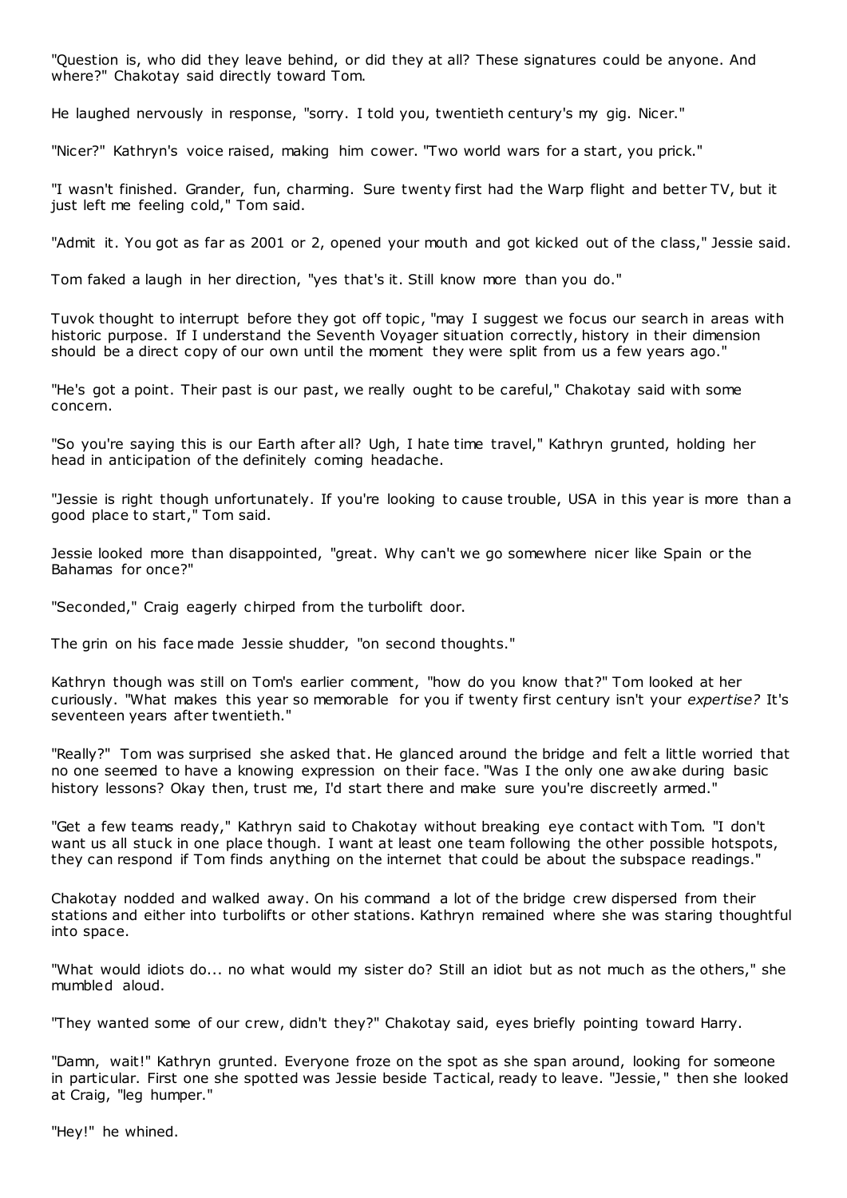"Question is, who did they leave behind, or did they at all? These signatures could be anyone. And where?" Chakotay said directly toward Tom.

He laughed nervously in response, "sorry. I told you, twentieth century's my gig. Nicer."

"Nicer?" Kathryn's voice raised, making him cower. "Two world wars for a start, you prick."

"I wasn't finished. Grander, fun, charming. Sure twenty first had the Warp flight and better TV, but it just left me feeling cold," Tom said.

"Admit it. You got as far as 2001 or 2, opened your mouth and got kicked out of the class," Jessie said.

Tom faked a laugh in her direction, "yes that's it. Still know more than you do."

Tuvok thought to interrupt before they got off topic, "may I suggest we focus our search in areas with historic purpose. If I understand the Seventh Voyager situation correctly, history in their dimension should be a direct copy of our own until the moment they were split from us a few years ago."

"He's got a point. Their past is our past, we really ought to be careful," Chakotay said with some concern.

"So you're saying this is our Earth after all? Ugh, I hate time travel," Kathryn grunted, holding her head in anticipation of the definitely coming headache.

"Jessie is right though unfortunately. If you're looking to cause trouble, USA in this year is more than a good place to start," Tom said.

Jessie looked more than disappointed, "great. Why can't we go somewhere nicer like Spain or the Bahamas for once?"

"Seconded," Craig eagerly chirped from the turbolift door.

The grin on his face made Jessie shudder, "on second thoughts."

Kathryn though was still on Tom's earlier comment, "how do you know that?" Tom looked at her curiously. "What makes this year so memorable for you if twenty first century isn't your *expertise?* It's seventeen years after twentieth."

"Really?" Tom was surprised she asked that. He glanced around the bridge and felt a little worried that no one seemed to have a knowing expression on their face. "Was I the only one awake during basic history lessons? Okay then, trust me, I'd start there and make sure you're discreetly armed."

"Get a few teams ready," Kathryn said to Chakotay without breaking eye contact with Tom. "I don't want us all stuck in one place though. I want at least one team following the other possible hotspots, they can respond if Tom finds anything on the internet that could be about the subspace readings."

Chakotay nodded and walked away. On his command a lot of the bridge crew dispersed from their stations and either into turbolifts or other stations. Kathryn remained where she was staring thoughtful into space.

"What would idiots do... no what would my sister do? Still an idiot but as not much as the others," she mumbled aloud.

"They wanted some of our crew, didn't they?" Chakotay said, eyes briefly pointing toward Harry.

"Damn, wait!" Kathryn grunted. Everyone froze on the spot as she span around, looking for someone in particular. First one she spotted was Jessie beside Tactical, ready to leave. "Jessie," then she looked at Craig, "leg humper."

"Hey!" he whined.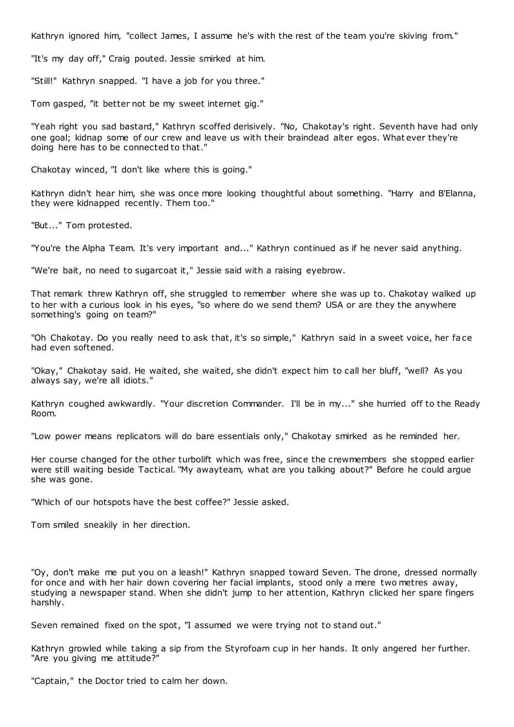Kathryn ignored him, "collect James, I assume he's with the rest of the team you're skiving from."

"It's my day off," Craig pouted. Jessie smirked at him.

"Still!" Kathryn snapped. "I have a job for you three."

Tom gasped, "it better not be my sweet internet gig."

"Yeah right you sad bastard," Kathryn scoffed derisively. "No, Chakotay's right. Seventh have had only one goal; kidnap some of our crew and leave us with their braindead alter egos. Whatever they're doing here has to be connected to that."

Chakotay winced, "I don't like where this is going."

Kathryn didn't hear him, she was once more looking thoughtful about something. "Harry and B'Elanna, they were kidnapped recently. Them too."

"But..." Tom protested.

"You're the Alpha Team. It's very important and..." Kathryn continued as if he never said anything.

"We're bait, no need to sugarcoat it," Jessie said with a raising eyebrow.

That remark threw Kathryn off, she struggled to remember where she was up to. Chakotay walked up to her with a curious look in his eyes, "so where do we send them? USA or are they the anywhere something's going on team?"

"Oh Chakotay. Do you really need to ask that, it's so simple," Kathryn said in a sweet voice, her face had even softened.

"Okay," Chakotay said. He waited, she waited, she didn't expect him to call her bluff, "well? As you always say, we're all idiots."

Kathryn coughed awkwardly. "Your discretion Commander. I'll be in my..." she hurried off to the Ready Room.

"Low power means replicators will do bare essentials only," Chakotay smirked as he reminded her.

Her course changed for the other turbolift which was free, since the crewmembers she stopped earlier were still waiting beside Tactical. "My awayteam, what are you talking about?" Before he could argue she was gone.

"Which of our hotspots have the best coffee?" Jessie asked.

Tom smiled sneakily in her direction.

"Oy, don't make me put you on a leash!" Kathryn snapped toward Seven. The drone, dressed normally for once and with her hair down covering her facial implants, stood only a mere two metres away, studying a newspaper stand. When she didn't jump to her attention, Kathryn clicked her spare fingers harshly.

Seven remained fixed on the spot, "I assumed we were trying not to stand out."

Kathryn growled while taking a sip from the Styrofoam cup in her hands. It only angered her further. "Are you giving me attitude?"

"Captain," the Doctor tried to calm her down.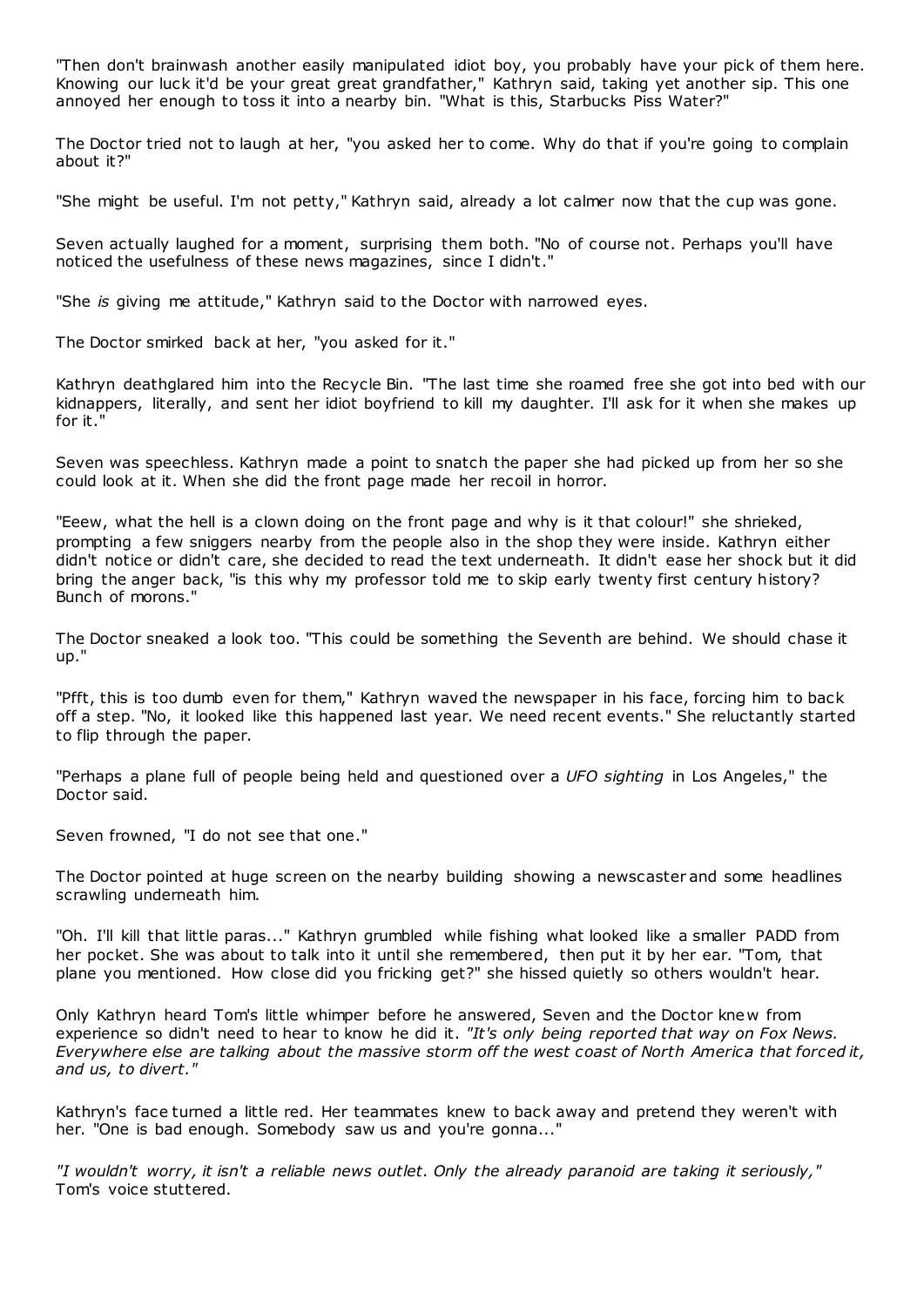"Then don't brainwash another easily manipulated idiot boy, you probably have your pick of them here. Knowing our luck it'd be your great great grandfather," Kathryn said, taking yet another sip. This one annoyed her enough to toss it into a nearby bin. "What is this, Starbucks Piss Water?"

The Doctor tried not to laugh at her, "you asked her to come. Why do that if you're going to complain about it?"

"She might be useful. I'm not petty," Kathryn said, already a lot calmer now that the cup was gone.

Seven actually laughed for a moment, surprising them both. "No of course not. Perhaps you'll have noticed the usefulness of these news magazines, since I didn't."

"She *is* giving me attitude," Kathryn said to the Doctor with narrowed eyes.

The Doctor smirked back at her, "you asked for it."

Kathryn deathglared him into the Recycle Bin. "The last time she roamed free she got into bed with our kidnappers, literally, and sent her idiot boyfriend to kill my daughter. I'll ask for it when she makes up for it."

Seven was speechless. Kathryn made a point to snatch the paper she had picked up from her so she could look at it. When she did the front page made her recoil in horror.

"Eeew, what the hell is a clown doing on the front page and why is it that colour!" she shrieked, prompting a few sniggers nearby from the people also in the shop they were inside. Kathryn either didn't notice or didn't care, she decided to read the text underneath. It didn't ease her shock but it did bring the anger back, "is this why my professor told me to skip early twenty first century history? Bunch of morons."

The Doctor sneaked a look too. "This could be something the Seventh are behind. We should chase it up."

"Pfft, this is too dumb even for them," Kathryn waved the newspaper in his face, forcing him to back off a step. "No, it looked like this happened last year. We need recent events." She reluctantly started to flip through the paper.

"Perhaps a plane full of people being held and questioned over a *UFO sighting* in Los Angeles," the Doctor said.

Seven frowned, "I do not see that one."

The Doctor pointed at huge screen on the nearby building showing a newscaster and some headlines scrawling underneath him.

"Oh. I'll kill that little paras..." Kathryn grumbled while fishing what looked like a smaller PADD from her pocket. She was about to talk into it until she remembered, then put it by her ear. "Tom, that plane you mentioned. How close did you fricking get?" she hissed quietly so others wouldn't hear.

Only Kathryn heard Tom's little whimper before he answered, Seven and the Doctor knew from experience so didn't need to hear to know he did it. *"It's only being reported that way on Fox News. Everywhere else are talking about the massive storm off the west coast of North America that forced it, and us, to divert."*

Kathryn's face turned a little red. Her teammates knew to back away and pretend they weren't with her. "One is bad enough. Somebody saw us and you're gonna..."

*"I wouldn't worry, it isn't a reliable news outlet. Only the already paranoid are taking it seriously,"* Tom's voice stuttered.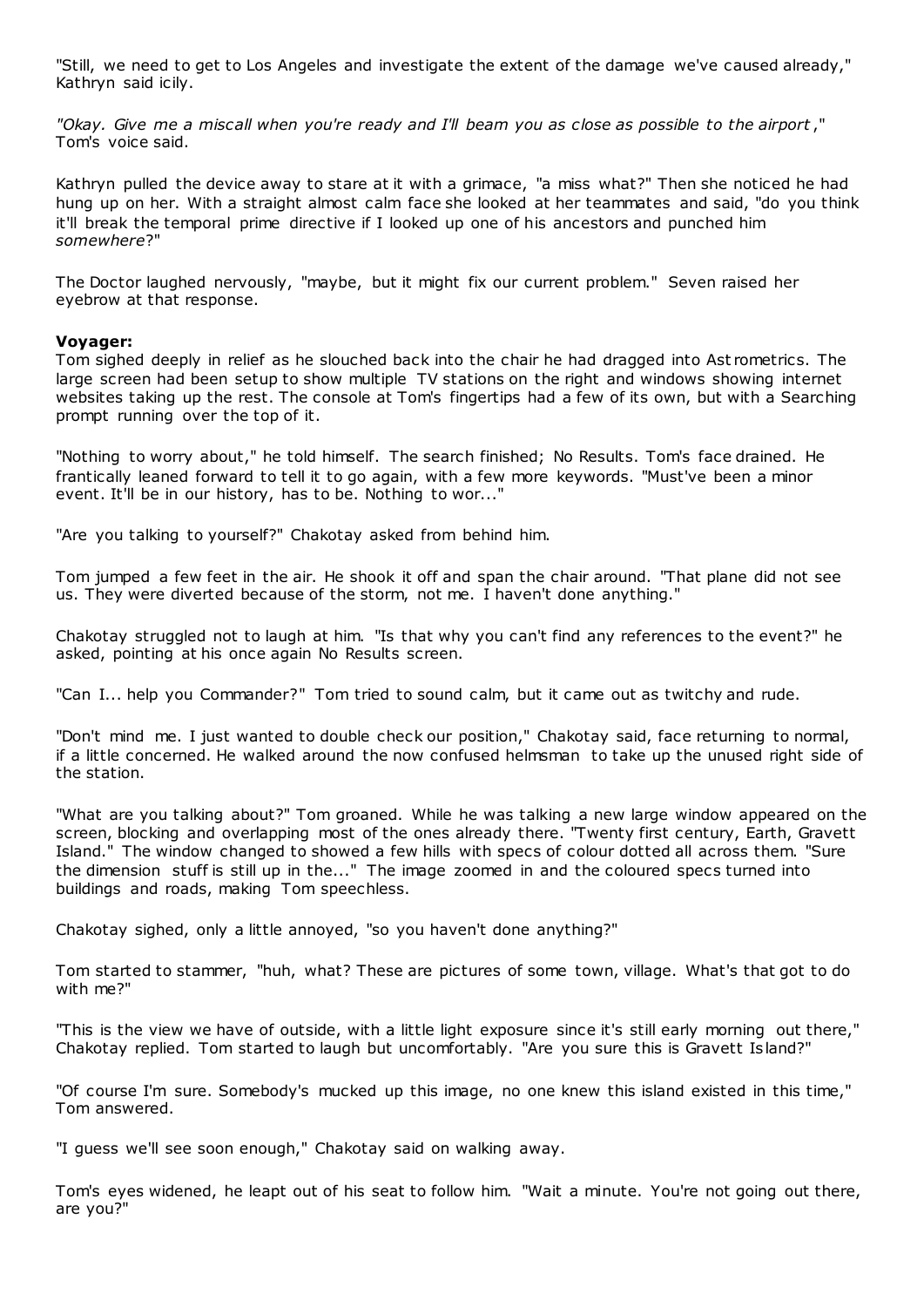"Still, we need to get to Los Angeles and investigate the extent of the damage we've caused already," Kathryn said icily.

*"Okay. Give me a miscall when you're ready and I'll beam you as close as possible to the airport,"* Tom's voice said.

Kathryn pulled the device away to stare at it with a grimace, "a miss what?" Then she noticed he had hung up on her. With a straight almost calm face she looked at her teammates and said, "do you think it'll break the temporal prime directive if I looked up one of his ancestors and punched him *somewhere*?"

The Doctor laughed nervously, "maybe, but it might fix our current problem." Seven raised her eyebrow at that response.

**Voyager:**

Tom sighed deeply in relief as he slouched back into the chair he had dragged into Astrometrics. The large screen had been setup to show multiple TV stations on the right and windows showing internet websites taking up the rest. The console at Tom's fingertips had a few of its own, but with a Searching prompt running over the top of it.

"Nothing to worry about," he told himself. The search finished; No Results. Tom's face drained. He frantically leaned forward to tell it to go again, with a few more keywords. "Must've been a minor event. It'll be in our history, has to be. Nothing to wor..."

"Are you talking to yourself?" Chakotay asked from behind him.

Tom jumped a few feet in the air. He shook it off and span the chair around. "That plane did not see us. They were diverted because of the storm, not me. I haven't done anything."

Chakotay struggled not to laugh at him. "Is that why you can't find any references to the event?" he asked, pointing at his once again No Results screen.

"Can I... help you Commander?" Tom tried to sound calm, but it came out as twitchy and rude.

"Don't mind me. I just wanted to double check our position," Chakotay said, face returning to normal, if a little concerned. He walked around the now confused helmsman to take up the unused right side of the station.

"What are you talking about?" Tom groaned. While he was talking a new large window appeared on the screen, blocking and overlapping most of the ones already there. "Twenty first century, Earth, Gravett Island." The window changed to showed a few hills with specs of colour dotted all across them. "Sure the dimension stuff is still up in the..." The image zoomed in and the coloured specs turned into buildings and roads, making Tom speechless.

Chakotay sighed, only a little annoyed, "so you haven't done anything?"

Tom started to stammer, "huh, what? These are pictures of some town, village. What's that got to do with me?"

"This is the view we have of outside, with a little light exposure since it's still early morning out there," Chakotay replied. Tom started to laugh but uncomfortably. "Are you sure this is Gravett Island?"

"Of course I'm sure. Somebody's mucked up this image, no one knew this island existed in this time," Tom answered.

"I guess we'll see soon enough," Chakotay said on walking away.

Tom's eyes widened, he leapt out of his seat to follow him. "Wait a minute. You're not going out there, are you?"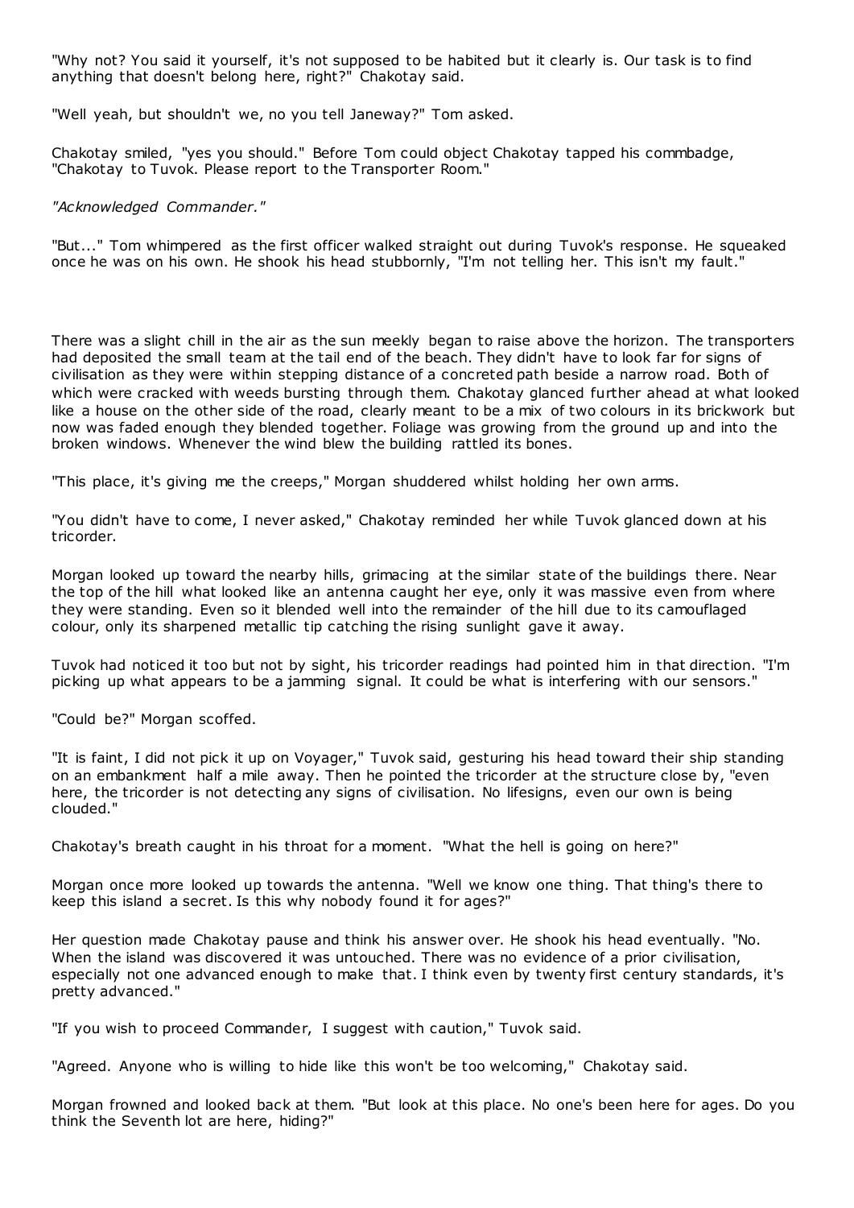"Why not? You said it yourself, it's not supposed to be habited but it clearly is. Our task is to find anything that doesn't belong here, right?" Chakotay said.

"Well yeah, but shouldn't we, no you tell Janeway?" Tom asked.

Chakotay smiled, "yes you should." Before Tom could object Chakotay tapped his commbadge, "Chakotay to Tuvok. Please report to the Transporter Room."

*"Acknowledged Commander."*

"But..." Tom whimpered as the first officer walked straight out during Tuvok's response. He squeaked once he was on his own. He shook his head stubbornly, "I'm not telling her. This isn't my fault."

There was a slight chill in the air as the sun meekly began to raise above the horizon. The transporters had deposited the small team at the tail end of the beach. They didn't have to look far for signs of civilisation as they were within stepping distance of a concreted path beside a narrow road. Both of which were cracked with weeds bursting through them. Chakotay glanced further ahead at what looked like a house on the other side of the road, clearly meant to be a mix of two colours in its brickwork but now was faded enough they blended together. Foliage was growing from the ground up and into the broken windows. Whenever the wind blew the building rattled its bones.

"This place, it's giving me the creeps," Morgan shuddered whilst holding her own arms.

"You didn't have to come, I never asked," Chakotay reminded her while Tuvok glanced down at his tricorder.

Morgan looked up toward the nearby hills, grimacing at the similar state of the buildings there. Near the top of the hill what looked like an antenna caught her eye, only it was massive even from where they were standing. Even so it blended well into the remainder of the hill due to its camouflaged colour, only its sharpened metallic tip catching the rising sunlight gave it away.

Tuvok had noticed it too but not by sight, his tricorder readings had pointed him in that direction. "I'm picking up what appears to be a jamming signal. It could be what is interfering with our sensors."

"Could be?" Morgan scoffed.

"It is faint, I did not pick it up on Voyager," Tuvok said, gesturing his head toward their ship standing on an embankment half a mile away. Then he pointed the tricorder at the structure close by, "even here, the tricorder is not detecting any signs of civilisation. No lifesigns, even our own is being clouded."

Chakotay's breath caught in his throat for a moment. "What the hell is going on here?"

Morgan once more looked up towards the antenna. "Well we know one thing. That thing's there to keep this island a secret. Is this why nobody found it for ages?"

Her question made Chakotay pause and think his answer over. He shook his head eventually. "No. When the island was discovered it was untouched. There was no evidence of a prior civilisation, especially not one advanced enough to make that. I think even by twenty first century standards, it's pretty advanced."

"If you wish to proceed Commander, I suggest with caution," Tuvok said.

"Agreed. Anyone who is willing to hide like this won't be too welcoming," Chakotay said.

Morgan frowned and looked back at them. "But look at this place. No one's been here for ages. Do you think the Seventh lot are here, hiding?"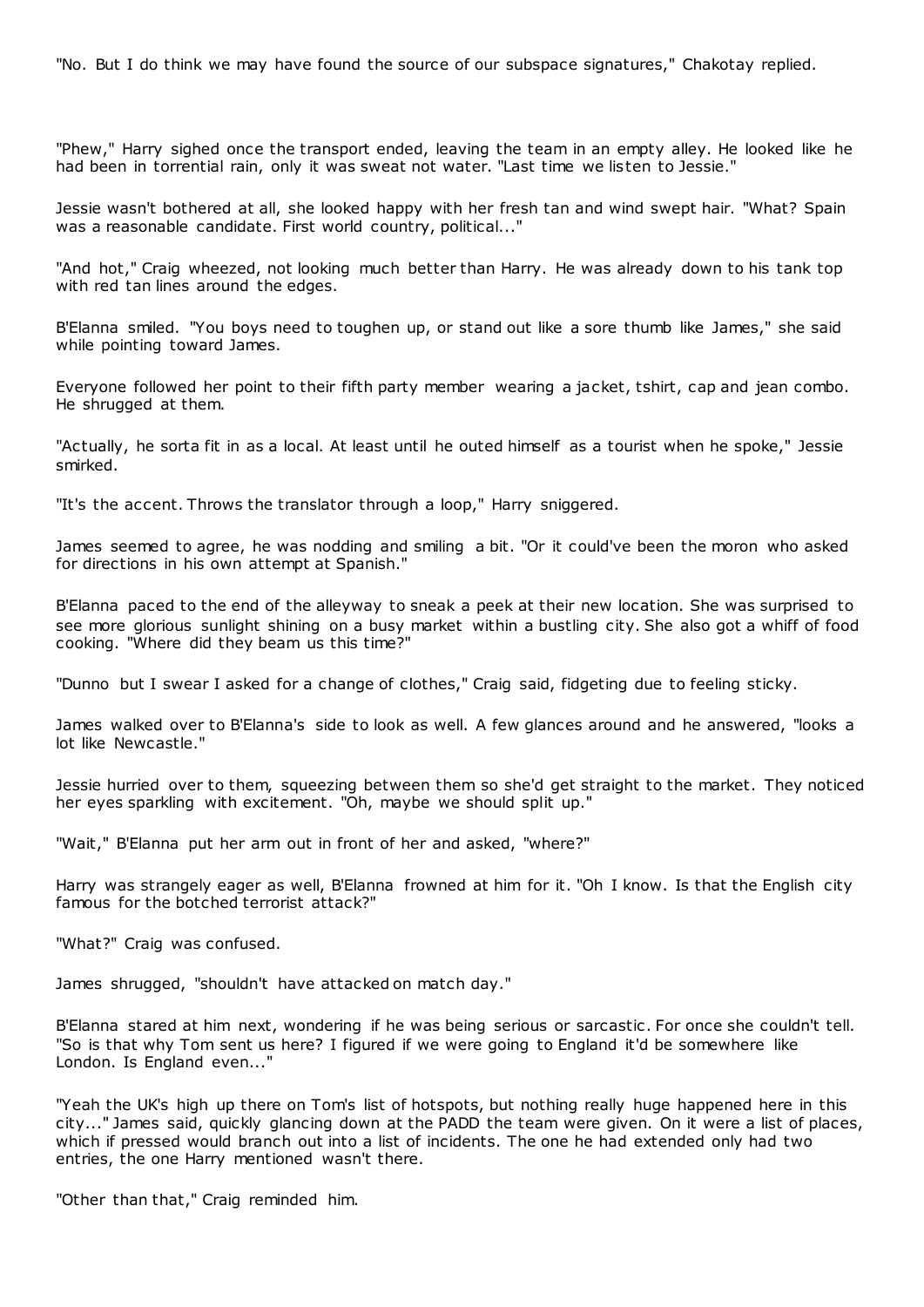"No. But I do think we may have found the source of our subspace signatures," Chakotay replied.

"Phew," Harry sighed once the transport ended, leaving the team in an empty alley. He looked like he had been in torrential rain, only it was sweat not water. "Last time we listen to Jessie."

Jessie wasn't bothered at all, she looked happy with her fresh tan and wind swept hair. "What? Spain was a reasonable candidate. First world country, political..."

"And hot," Craig wheezed, not looking much better than Harry. He was already down to his tank top with red tan lines around the edges.

B'Elanna smiled. "You boys need to toughen up, or stand out like a sore thumb like James," she said while pointing toward James.

Everyone followed her point to their fifth party member wearing a jacket, tshirt, cap and jean combo. He shrugged at them.

"Actually, he sorta fit in as a local. At least until he outed himself as a tourist when he spoke," Jessie smirked.

"It's the accent. Throws the translator through a loop," Harry sniggered.

James seemed to agree, he was nodding and smiling a bit. "Or it could've been the moron who asked for directions in his own attempt at Spanish."

B'Elanna paced to the end of the alleyway to sneak a peek at their new location. She was surprised to see more glorious sunlight shining on a busy market within a bustling city. She also got a whiff of food cooking. "Where did they beam us this time?"

"Dunno but I swear I asked for a change of clothes," Craig said, fidgeting due to feeling sticky.

James walked over to B'Elanna's side to look as well. A few glances around and he answered, "looks a lot like Newcastle."

Jessie hurried over to them, squeezing between them so she'd get straight to the market. They noticed her eyes sparkling with excitement. "Oh, maybe we should split up."

"Wait," B'Elanna put her arm out in front of her and asked, "where?"

Harry was strangely eager as well, B'Elanna frowned at him for it. "Oh I know. Is that the English city famous for the botched terrorist attack?"

"What?" Craig was confused.

James shrugged, "shouldn't have attacked on match day."

B'Elanna stared at him next, wondering if he was being serious or sarcastic. For once she couldn't tell. "So is that why Tom sent us here? I figured if we were going to England it'd be somewhere like London. Is England even..."

"Yeah the UK's high up there on Tom's list of hotspots, but nothing really huge happened here in this city..." James said, quickly glancing down at the PADD the team were given. On it were a list of places, which if pressed would branch out into a list of incidents. The one he had extended only had two entries, the one Harry mentioned wasn't there.

"Other than that," Craig reminded him.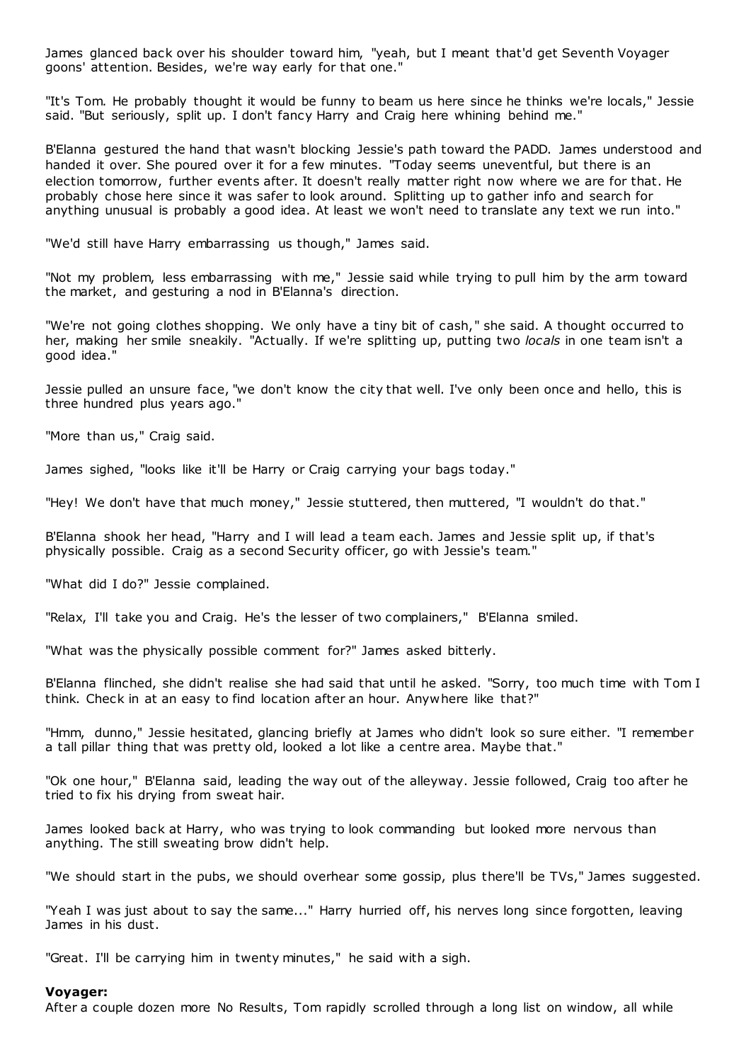James glanced back over his shoulder toward him, "yeah, but I meant that'd get Seventh Voyager goons' attention. Besides, we're way early for that one."

"It's Tom. He probably thought it would be funny to beam us here since he thinks we're locals," Jessie said. "But seriously, split up. I don't fancy Harry and Craig here whining behind me."

B'Elanna gestured the hand that wasn't blocking Jessie's path toward the PADD. James understood and handed it over. She poured over it for a few minutes. "Today seems uneventful, but there is an election tomorrow, further events after. It doesn't really matter right now where we are for that. He probably chose here since it was safer to look around. Splitting up to gather info and search for anything unusual is probably a good idea. At least we won't need to translate any text we run into."

"We'd still have Harry embarrassing us though," James said.

"Not my problem, less embarrassing with me," Jessie said while trying to pull him by the arm toward the market, and gesturing a nod in B'Elanna's direction.

"We're not going clothes shopping. We only have a tiny bit of cash," she said. A thought occurred to her, making her smile sneakily. "Actually. If we're splitting up, putting two *locals* in one team isn't a good idea."

Jessie pulled an unsure face, "we don't know the city that well. I've only been once and hello, this is three hundred plus years ago."

"More than us," Craig said.

James sighed, "looks like it'll be Harry or Craig carrying your bags today."

"Hey! We don't have that much money," Jessie stuttered, then muttered, "I wouldn't do that."

B'Elanna shook her head, "Harry and I will lead a team each. James and Jessie split up, if that's physically possible. Craig as a second Security officer, go with Jessie's team."

"What did I do?" Jessie complained.

"Relax, I'll take you and Craig. He's the lesser of two complainers," B'Elanna smiled.

"What was the physically possible comment for?" James asked bitterly.

B'Elanna flinched, she didn't realise she had said that until he asked. "Sorry, too much time with Tom I think. Check in at an easy to find location after an hour. Anywhere like that?"

"Hmm, dunno," Jessie hesitated, glancing briefly at James who didn't look so sure either. "I remember a tall pillar thing that was pretty old, looked a lot like a centre area. Maybe that."

"Ok one hour," B'Elanna said, leading the way out of the alleyway. Jessie followed, Craig too after he tried to fix his drying from sweat hair.

James looked back at Harry, who was trying to look commanding but looked more nervous than anything. The still sweating brow didn't help.

"We should start in the pubs, we should overhear some gossip, plus there'll be TVs," James suggested.

"Yeah I was just about to say the same..." Harry hurried off, his nerves long since forgotten, leaving James in his dust.

"Great. I'll be carrying him in twenty minutes," he said with a sigh.

**Voyager:**
After a couple dozen more No Results, Tom rapidly scrolled through a long list on window, all while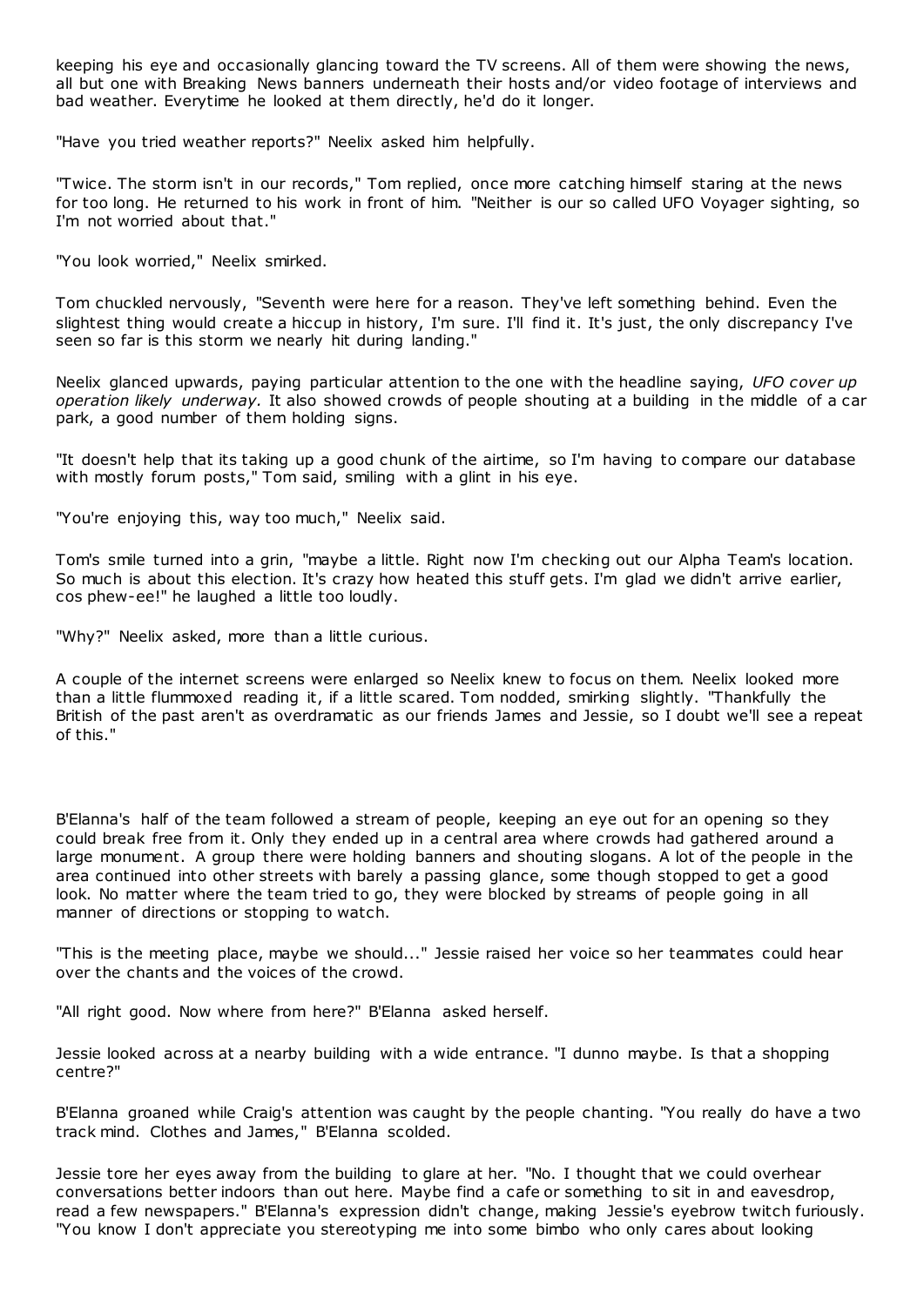keeping his eye and occasionally glancing toward the TV screens. All of them were showing the news, all but one with Breaking News banners underneath their hosts and/or video footage of interviews and bad weather. Everytime he looked at them directly, he'd do it longer.

"Have you tried weather reports?" Neelix asked him helpfully.

"Twice. The storm isn't in our records," Tom replied, once more catching himself staring at the news for too long. He returned to his work in front of him. "Neither is our so called UFO Voyager sighting, so I'm not worried about that."

"You look worried," Neelix smirked.

Tom chuckled nervously, "Seventh were here for a reason. They've left something behind. Even the slightest thing would create a hiccup in history, I'm sure. I'll find it. It's just, the only discrepancy I've seen so far is this storm we nearly hit during landing."

Neelix glanced upwards, paying particular attention to the one with the headline saying, *UFO cover up operation likely underway*. It also showed crowds of people shouting at a building in the middle of a car park, a good number of them holding signs.

"It doesn't help that its taking up a good chunk of the airtime, so I'm having to compare our database with mostly forum posts," Tom said, smiling with a glint in his eye.

"You're enjoying this, way too much," Neelix said.

Tom's smile turned into a grin, "maybe a little. Right now I'm checking out our Alpha Team's location. So much is about this election. It's crazy how heated this stuff gets. I'm glad we didn't arrive earlier, cos phew-ee!" he laughed a little too loudly.

"Why?" Neelix asked, more than a little curious.

A couple of the internet screens were enlarged so Neelix knew to focus on them. Neelix looked more than a little flummoxed reading it, if a little scared. Tom nodded, smirking slightly. "Thankfully the British of the past aren't as overdramatic as our friends James and Jessie, so I doubt we'll see a repeat of this."

B'Elanna's half of the team followed a stream of people, keeping an eye out for an opening so they could break free from it. Only they ended up in a central area where crowds had gathered around a large monument. A group there were holding banners and shouting slogans. A lot of the people in the area continued into other streets with barely a passing glance, some though stopped to get a good look. No matter where the team tried to go, they were blocked by streams of people going in all manner of directions or stopping to watch.

"This is the meeting place, maybe we should..." Jessie raised her voice so her teammates could hear over the chants and the voices of the crowd.

"All right good. Now where from here?" B'Elanna asked herself.

Jessie looked across at a nearby building with a wide entrance. "I dunno maybe. Is that a shopping centre?"

B'Elanna groaned while Craig's attention was caught by the people chanting. "You really do have a two track mind. Clothes and James," B'Elanna scolded.

Jessie tore her eyes away from the building to glare at her. "No. I thought that we could overhear conversations better indoors than out here. Maybe find a cafe or something to sit in and eavesdrop, read a few newspapers." B'Elanna's expression didn't change, making Jessie's eyebrow twitch furiously. "You know I don't appreciate you stereotyping me into some bimbo who only cares about looking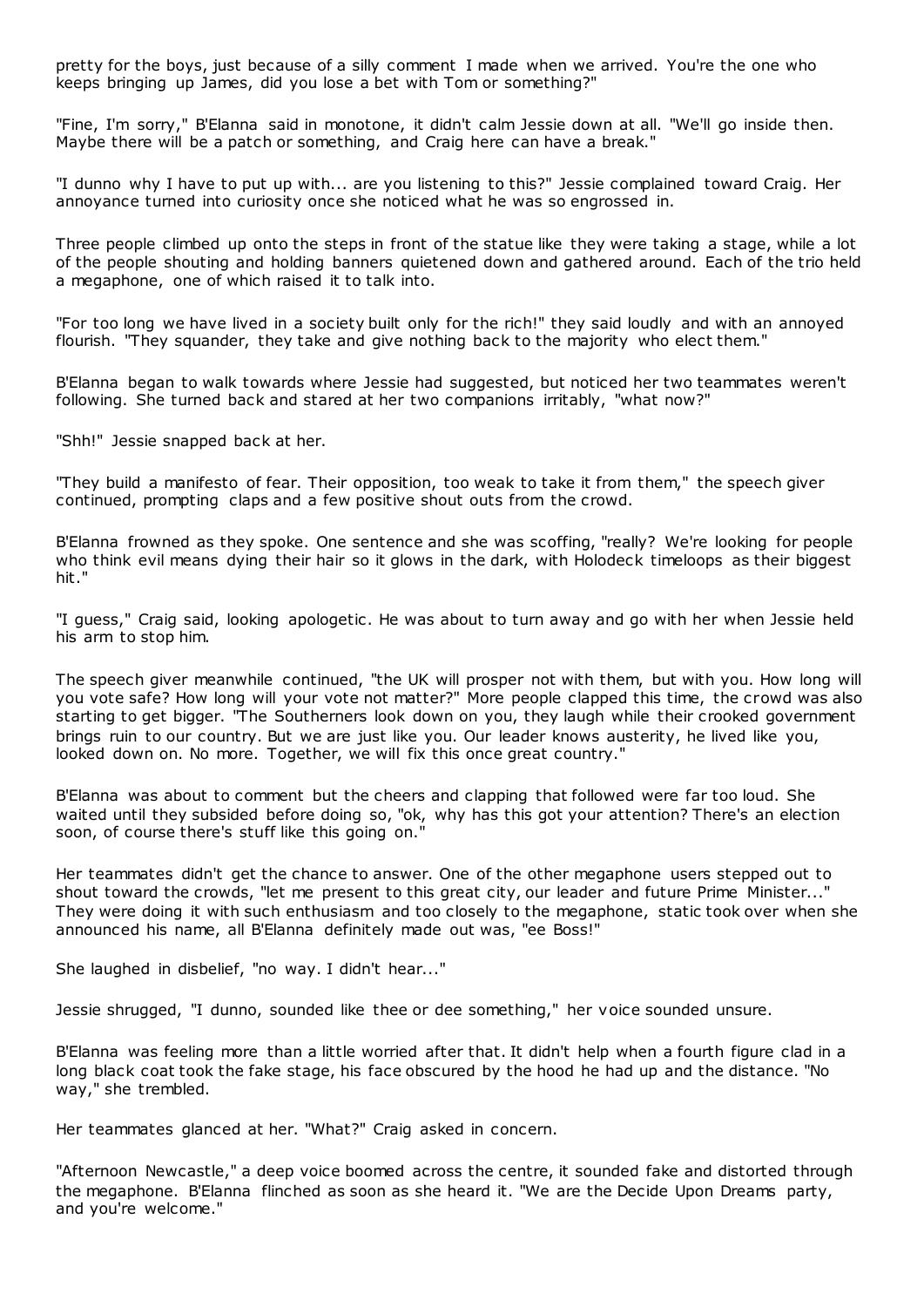pretty for the boys, just because of a silly comment I made when we arrived. You're the one who keeps bringing up James, did you lose a bet with Tom or something?"

"Fine, I'm sorry," B'Elanna said in monotone, it didn't calm Jessie down at all. "We'll go inside then. Maybe there will be a patch or something, and Craig here can have a break."

"I dunno why I have to put up with... are you listening to this?" Jessie complained toward Craig. Her annoyance turned into curiosity once she noticed what he was so engrossed in.

Three people climbed up onto the steps in front of the statue like they were taking a stage, while a lot of the people shouting and holding banners quietened down and gathered around. Each of the trio held a megaphone, one of which raised it to talk into.

"For too long we have lived in a society built only for the rich!" they said loudly and with an annoyed flourish. "They squander, they take and give nothing back to the majority who elect them."

B'Elanna began to walk towards where Jessie had suggested, but noticed her two teammates weren't following. She turned back and stared at her two companions irritably, "what now?"

"Shh!" Jessie snapped back at her.

"They build a manifesto of fear. Their opposition, too weak to take it from them," the speech giver continued, prompting claps and a few positive shout outs from the crowd.

B'Elanna frowned as they spoke. One sentence and she was scoffing, "really? We're looking for people who think evil means dying their hair so it glows in the dark, with Holodeck timeloops as their biggest hit."

"I guess," Craig said, looking apologetic. He was about to turn away and go with her when Jessie held his arm to stop him.

The speech giver meanwhile continued, "the UK will prosper not with them, but with you. How long will you vote safe? How long will your vote not matter?" More people clapped this time, the crowd was also starting to get bigger. "The Southerners look down on you, they laugh while their crooked government brings ruin to our country. But we are just like you. Our leader knows austerity, he lived like you, looked down on. No more. Together, we will fix this once great country."

B'Elanna was about to comment but the cheers and clapping that followed were far too loud. She waited until they subsided before doing so, "ok, why has this got your attention? There's an election soon, of course there's stuff like this going on."

Her teammates didn't get the chance to answer. One of the other megaphone users stepped out to shout toward the crowds, "let me present to this great city, our leader and future Prime Minister..." They were doing it with such enthusiasm and too closely to the megaphone, static took over when she announced his name, all B'Elanna definitely made out was, "ee Boss!"

She laughed in disbelief, "no way. I didn't hear..."

Jessie shrugged, "I dunno, sounded like thee or dee something," her voice sounded unsure.

B'Elanna was feeling more than a little worried after that. It didn't help when a fourth figure clad in a long black coat took the fake stage, his face obscured by the hood he had up and the distance. "No way," she trembled.

Her teammates glanced at her. "What?" Craig asked in concern.

"Afternoon Newcastle," a deep voice boomed across the centre, it sounded fake and distorted through the megaphone. B'Elanna flinched as soon as she heard it. "We are the Decide Upon Dreams party, and you're welcome."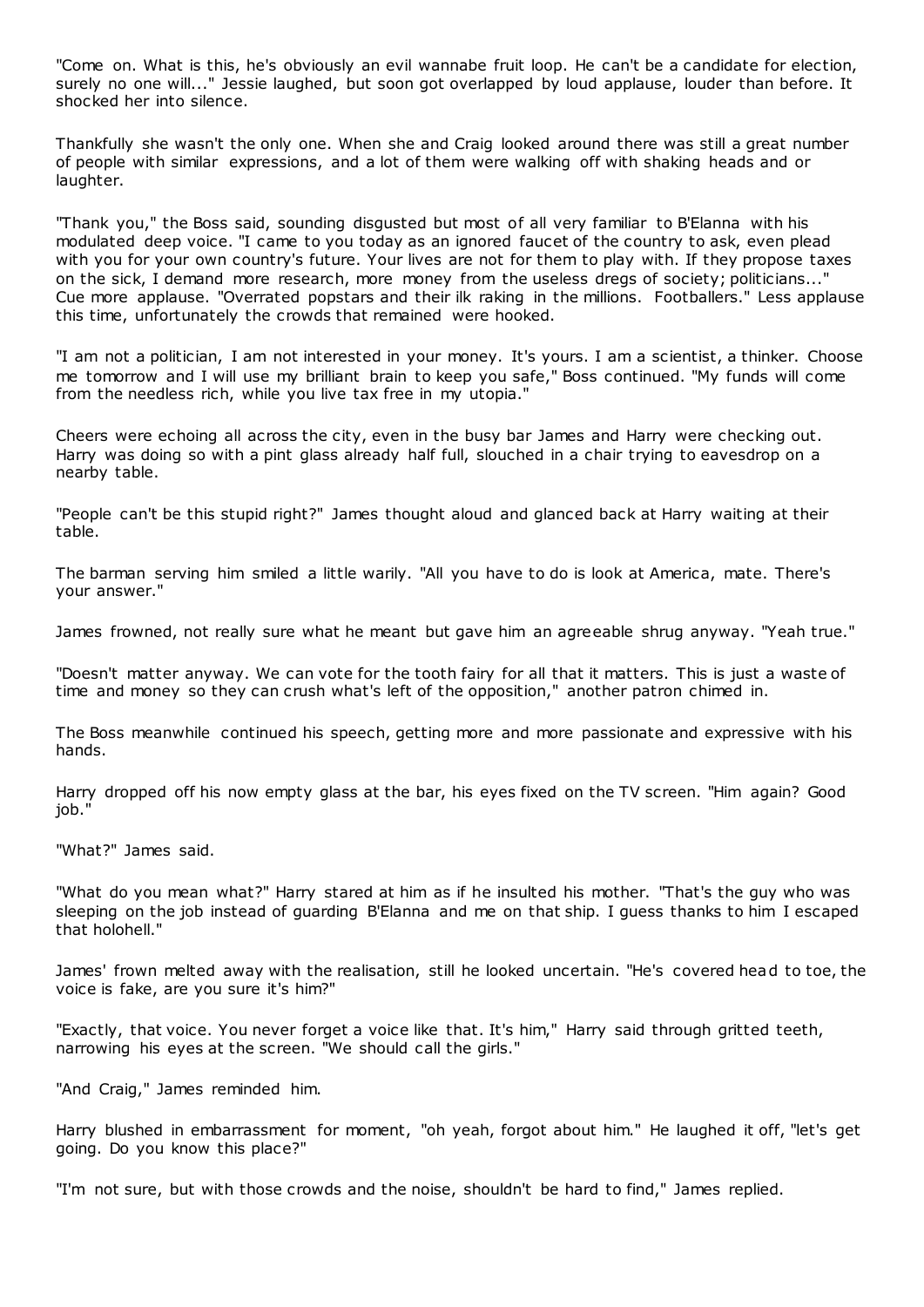"Come on. What is this, he's obviously an evil wannabe fruit loop. He can't be a candidate for election, surely no one will..." Jessie laughed, but soon got overlapped by loud applause, louder than before. It shocked her into silence.

Thankfully she wasn't the only one. When she and Craig looked around there was still a great number of people with similar expressions, and a lot of them were walking off with shaking heads and or laughter.

"Thank you," the Boss said, sounding disgusted but most of all very familiar to B'Elanna with his modulated deep voice. "I came to you today as an ignored faucet of the country to ask, even plead with you for your own country's future. Your lives are not for them to play with. If they propose taxes on the sick, I demand more research, more money from the useless dregs of society; politicians..." Cue more applause. "Overrated popstars and their ilk raking in the millions. Footballers." Less applause this time, unfortunately the crowds that remained were hooked.

"I am not a politician, I am not interested in your money. It's yours. I am a scientist, a thinker. Choose me tomorrow and I will use my brilliant brain to keep you safe," Boss continued. "My funds will come from the needless rich, while you live tax free in my utopia."

Cheers were echoing all across the city, even in the busy bar James and Harry were checking out. Harry was doing so with a pint glass already half full, slouched in a chair trying to eavesdrop on a nearby table.

"People can't be this stupid right?" James thought aloud and glanced back at Harry waiting at their table.

The barman serving him smiled a little warily. "All you have to do is look at America, mate. There's your answer."

James frowned, not really sure what he meant but gave him an agreeable shrug anyway. "Yeah true."

"Doesn't matter anyway. We can vote for the tooth fairy for all that it matters. This is just a waste of time and money so they can crush what's left of the opposition," another patron chimed in.

The Boss meanwhile continued his speech, getting more and more passionate and expressive with his hands.

Harry dropped off his now empty glass at the bar, his eyes fixed on the TV screen. "Him again? Good job."

"What?" James said.

"What do you mean what?" Harry stared at him as if he insulted his mother. "That's the guy who was sleeping on the job instead of guarding B'Elanna and me on that ship. I guess thanks to him I escaped that holohell."

James' frown melted away with the realisation, still he looked uncertain. "He's covered head to toe, the voice is fake, are you sure it's him?"

"Exactly, that voice. You never forget a voice like that. It's him," Harry said through gritted teeth, narrowing his eyes at the screen. "We should call the girls."

"And Craig," James reminded him.

Harry blushed in embarrassment for moment, "oh yeah, forgot about him." He laughed it off, "let's get going. Do you know this place?"

"I'm not sure, but with those crowds and the noise, shouldn't be hard to find," James replied.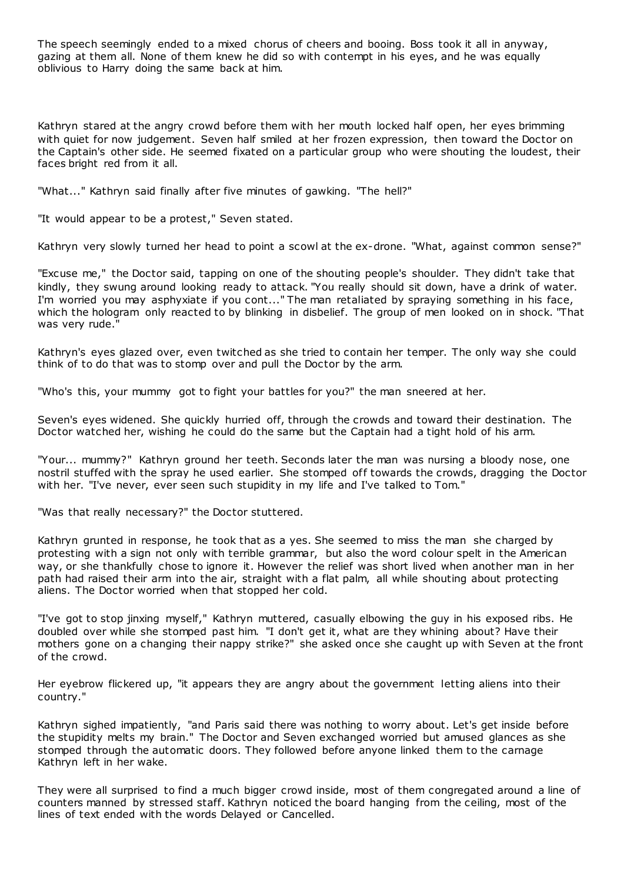The speech seemingly ended to a mixed chorus of cheers and booing. Boss took it all in anyway, gazing at them all. None of them knew he did so with contempt in his eyes, and he was equally oblivious to Harry doing the same back at him.

Kathryn stared at the angry crowd before them with her mouth locked half open, her eyes brimming with quiet for now judgement. Seven half smiled at her frozen expression, then toward the Doctor on the Captain's other side. He seemed fixated on a particular group who were shouting the loudest, their faces bright red from it all.

"What..." Kathryn said finally after five minutes of gawking. "The hell?"

"It would appear to be a protest," Seven stated.

Kathryn very slowly turned her head to point a scowl at the ex-drone. "What, against common sense?"

"Excuse me," the Doctor said, tapping on one of the shouting people's shoulder. They didn't take that kindly, they swung around looking ready to attack. "You really should sit down, have a drink of water. I'm worried you may asphyxiate if you cont..." The man retaliated by spraying something in his face, which the hologram only reacted to by blinking in disbelief. The group of men looked on in shock. "That was very rude."

Kathryn's eyes glazed over, even twitched as she tried to contain her temper. The only way she could think of to do that was to stomp over and pull the Doctor by the arm.

"Who's this, your mummy got to fight your battles for you?" the man sneered at her.

Seven's eyes widened. She quickly hurried off, through the crowds and toward their destination. The Doctor watched her, wishing he could do the same but the Captain had a tight hold of his arm.

"Your... mummy?" Kathryn ground her teeth. Seconds later the man was nursing a bloody nose, one nostril stuffed with the spray he used earlier. She stomped off towards the crowds, dragging the Doctor with her. "I've never, ever seen such stupidity in my life and I've talked to Tom."

"Was that really necessary?" the Doctor stuttered.

Kathryn grunted in response, he took that as a yes. She seemed to miss the man she charged by protesting with a sign not only with terrible grammar, but also the word colour spelt in the American way, or she thankfully chose to ignore it. However the relief was short lived when another man in her path had raised their arm into the air, straight with a flat palm, all while shouting about protecting aliens. The Doctor worried when that stopped her cold.

"I've got to stop jinxing myself," Kathryn muttered, casually elbowing the guy in his exposed ribs. He doubled over while she stomped past him. "I don't get it, what are they whining about? Have their mothers gone on a changing their nappy strike?" she asked once she caught up with Seven at the front of the crowd.

Her eyebrow flickered up, "it appears they are angry about the government letting aliens into their country."

Kathryn sighed impatiently, "and Paris said there was nothing to worry about. Let's get inside before the stupidity melts my brain." The Doctor and Seven exchanged worried but amused glances as she stomped through the automatic doors. They followed before anyone linked them to the carnage Kathryn left in her wake.

They were all surprised to find a much bigger crowd inside, most of them congregated around a line of counters manned by stressed staff. Kathryn noticed the board hanging from the ceiling, most of the lines of text ended with the words Delayed or Cancelled.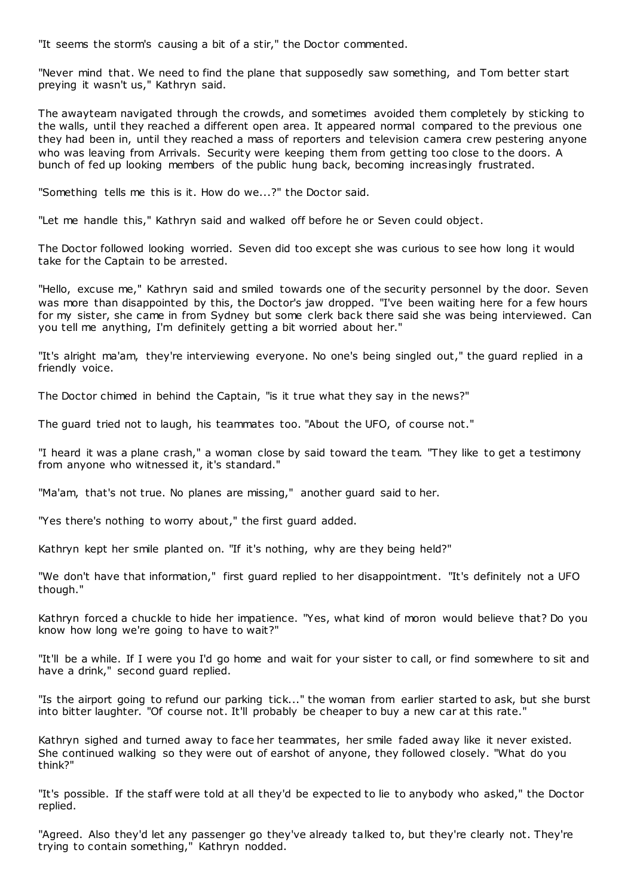"It seems the storm's causing a bit of a stir," the Doctor commented.

"Never mind that. We need to find the plane that supposedly saw something, and Tom better start preying it wasn't us," Kathryn said.

The awayteam navigated through the crowds, and sometimes avoided them completely by sticking to the walls, until they reached a different open area. It appeared normal compared to the previous one they had been in, until they reached a mass of reporters and television camera crew pestering anyone who was leaving from Arrivals. Security were keeping them from getting too close to the doors. A bunch of fed up looking members of the public hung back, becoming increasingly frustrated.

"Something tells me this is it. How do we...?" the Doctor said.

"Let me handle this," Kathryn said and walked off before he or Seven could object.

The Doctor followed looking worried. Seven did too except she was curious to see how long it would take for the Captain to be arrested.

"Hello, excuse me," Kathryn said and smiled towards one of the security personnel by the door. Seven was more than disappointed by this, the Doctor's jaw dropped. "I've been waiting here for a few hours for my sister, she came in from Sydney but some clerk back there said she was being interviewed. Can you tell me anything, I'm definitely getting a bit worried about her."

"It's alright ma'am, they're interviewing everyone. No one's being singled out," the guard replied in a friendly voice.

The Doctor chimed in behind the Captain, "is it true what they say in the news?"

The guard tried not to laugh, his teammates too. "About the UFO, of course not."

"I heard it was a plane crash," a woman close by said toward the team. "They like to get a testimony from anyone who witnessed it, it's standard."

"Ma'am, that's not true. No planes are missing," another guard said to her.

"Yes there's nothing to worry about," the first guard added.

Kathryn kept her smile planted on. "If it's nothing, why are they being held?"

"We don't have that information," first guard replied to her disappointment. "It's definitely not a UFO though."

Kathryn forced a chuckle to hide her impatience. "Yes, what kind of moron would believe that? Do you know how long we're going to have to wait?"

"It'll be a while. If I were you I'd go home and wait for your sister to call, or find somewhere to sit and have a drink," second guard replied.

"Is the airport going to refund our parking tick..." the woman from earlier started to ask, but she burst into bitter laughter. "Of course not. It'll probably be cheaper to buy a new car at this rate."

Kathryn sighed and turned away to face her teammates, her smile faded away like it never existed. She continued walking so they were out of earshot of anyone, they followed closely. "What do you think?"

"It's possible. If the staff were told at all they'd be expected to lie to anybody who asked," the Doctor replied.

"Agreed. Also they'd let any passenger go they've already talked to, but they're clearly not. They're trying to contain something," Kathryn nodded.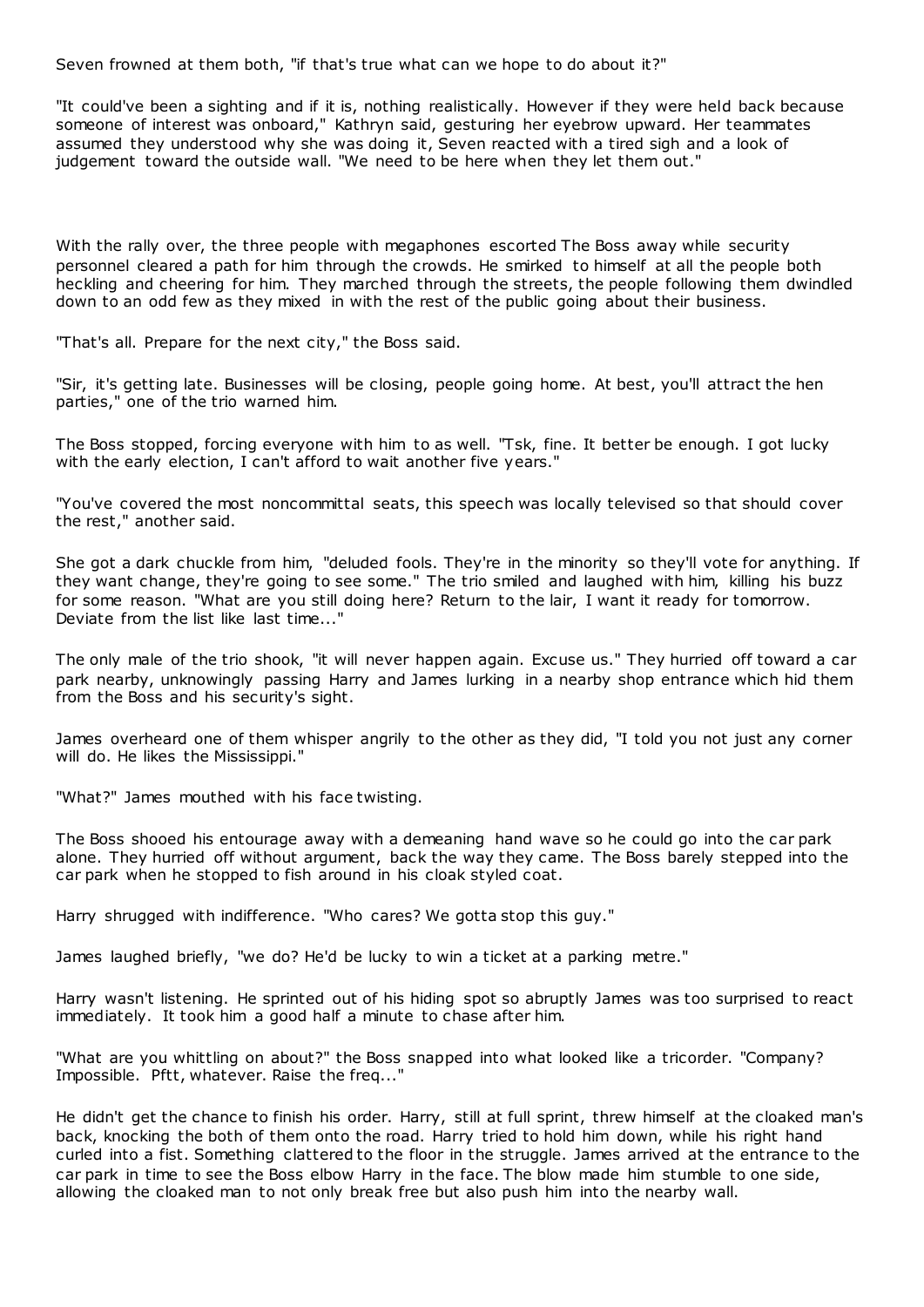Seven frowned at them both, "if that's true what can we hope to do about it?"

"It could've been a sighting and if it is, nothing realistically. However if they were held back because someone of interest was onboard," Kathryn said, gesturing her eyebrow upward. Her teammates assumed they understood why she was doing it, Seven reacted with a tired sigh and a look of judgement toward the outside wall. "We need to be here when they let them out."

With the rally over, the three people with megaphones escorted The Boss away while security personnel cleared a path for him through the crowds. He smirked to himself at all the people both heckling and cheering for him. They marched through the streets, the people following them dwindled down to an odd few as they mixed in with the rest of the public going about their business.

"That's all. Prepare for the next city," the Boss said.

"Sir, it's getting late. Businesses will be closing, people going home. At best, you'll attract the hen parties," one of the trio warned him.

The Boss stopped, forcing everyone with him to as well. "Tsk, fine. It better be enough. I got lucky with the early election, I can't afford to wait another five years."

"You've covered the most noncommittal seats, this speech was locally televised so that should cover the rest," another said.

She got a dark chuckle from him, "deluded fools. They're in the minority so they'll vote for anything. If they want change, they're going to see some." The trio smiled and laughed with him, killing his buzz for some reason. "What are you still doing here? Return to the lair, I want it ready for tomorrow. Deviate from the list like last time..."

The only male of the trio shook, "it will never happen again. Excuse us." They hurried off toward a car park nearby, unknowingly passing Harry and James lurking in a nearby shop entrance which hid them from the Boss and his security's sight.

James overheard one of them whisper angrily to the other as they did, "I told you not just any corner will do. He likes the Mississippi."

"What?" James mouthed with his face twisting.

The Boss shooed his entourage away with a demeaning hand wave so he could go into the car park alone. They hurried off without argument, back the way they came. The Boss barely stepped into the car park when he stopped to fish around in his cloak styled coat.

Harry shrugged with indifference. "Who cares? We gotta stop this guy."

James laughed briefly, "we do? He'd be lucky to win a ticket at a parking metre."

Harry wasn't listening. He sprinted out of his hiding spot so abruptly James was too surprised to react immediately. It took him a good half a minute to chase after him.

"What are you whittling on about?" the Boss snapped into what looked like a tricorder. "Company? Impossible. Pftt, whatever. Raise the freq..."

He didn't get the chance to finish his order. Harry, still at full sprint, threw himself at the cloaked man's back, knocking the both of them onto the road. Harry tried to hold him down, while his right hand curled into a fist. Something clattered to the floor in the struggle. James arrived at the entrance to the car park in time to see the Boss elbow Harry in the face. The blow made him stumble to one side, allowing the cloaked man to not only break free but also push him into the nearby wall.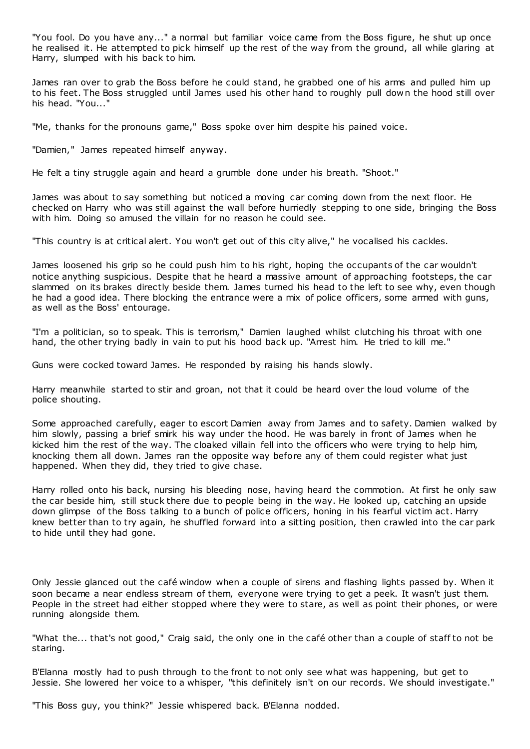"You fool. Do you have any..." a normal but familiar voice came from the Boss figure, he shut up once he realised it. He attempted to pick himself up the rest of the way from the ground, all while glaring at Harry, slumped with his back to him.

James ran over to grab the Boss before he could stand, he grabbed one of his arms and pulled him up to his feet. The Boss struggled until James used his other hand to roughly pull down the hood still over his head. "You..."

"Me, thanks for the pronouns game," Boss spoke over him despite his pained voice.

"Damien," James repeated himself anyway.

He felt a tiny struggle again and heard a grumble done under his breath. "Shoot."

James was about to say something but noticed a moving car coming down from the next floor. He checked on Harry who was still against the wall before hurriedly stepping to one side, bringing the Boss with him. Doing so amused the villain for no reason he could see.

"This country is at critical alert. You won't get out of this city alive," he vocalised his cackles.

James loosened his grip so he could push him to his right, hoping the occupants of the car wouldn't notice anything suspicious. Despite that he heard a massive amount of approaching footsteps, the car slammed on its brakes directly beside them. James turned his head to the left to see why, even though he had a good idea. There blocking the entrance were a mix of police officers, some armed with guns, as well as the Boss' entourage.

"I'm a politician, so to speak. This is terrorism," Damien laughed whilst clutching his throat with one hand, the other trying badly in vain to put his hood back up. "Arrest him. He tried to kill me."

Guns were cocked toward James. He responded by raising his hands slowly.

Harry meanwhile started to stir and groan, not that it could be heard over the loud volume of the police shouting.

Some approached carefully, eager to escort Damien away from James and to safety. Damien walked by him slowly, passing a brief smirk his way under the hood. He was barely in front of James when he kicked him the rest of the way. The cloaked villain fell into the officers who were trying to help him, knocking them all down. James ran the opposite way before any of them could register what just happened. When they did, they tried to give chase.

Harry rolled onto his back, nursing his bleeding nose, having heard the commotion. At first he only saw the car beside him, still stuck there due to people being in the way. He looked up, catching an upside down glimpse of the Boss talking to a bunch of police officers, honing in his fearful victim act. Harry knew better than to try again, he shuffled forward into a sitting position, then crawled into the car park to hide until they had gone.

Only Jessie glanced out the café window when a couple of sirens and flashing lights passed by. When it soon became a near endless stream of them, everyone were trying to get a peek. It wasn't just them. People in the street had either stopped where they were to stare, as well as point their phones, or were running alongside them.

"What the... that's not good," Craig said, the only one in the café other than a couple of staff to not be staring.

B'Elanna mostly had to push through to the front to not only see what was happening, but get to Jessie. She lowered her voice to a whisper, "this definitely isn't on our records. We should investigate."

"This Boss guy, you think?" Jessie whispered back. B'Elanna nodded.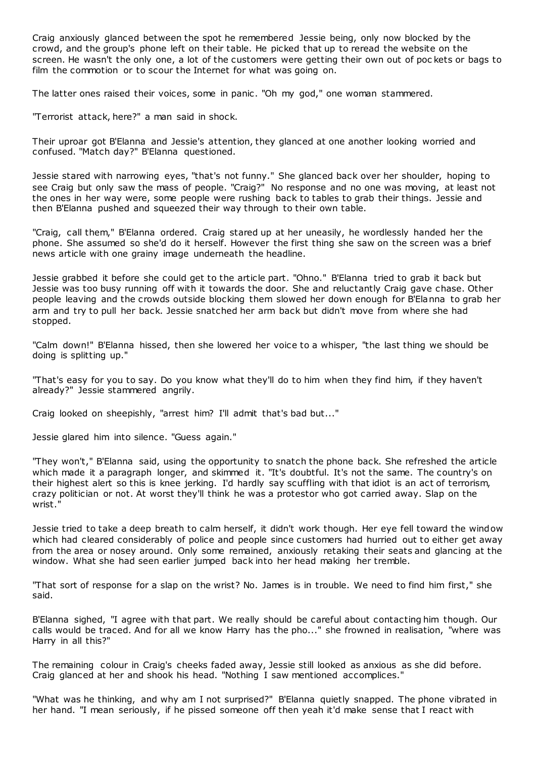Craig anxiously glanced between the spot he remembered Jessie being, only now blocked by the crowd, and the group's phone left on their table. He picked that up to reread the website on the screen. He wasn't the only one, a lot of the customers were getting their own out of pockets or bags to film the commotion or to scour the Internet for what was going on.

The latter ones raised their voices, some in panic. "Oh my god," one woman stammered.

"Terrorist attack, here?" a man said in shock.

Their uproar got B'Elanna and Jessie's attention, they glanced at one another looking worried and confused. "Match day?" B'Elanna questioned.

Jessie stared with narrowing eyes, "that's not funny." She glanced back over her shoulder, hoping to see Craig but only saw the mass of people. "Craig?" No response and no one was moving, at least not the ones in her way were, some people were rushing back to tables to grab their things. Jessie and then B'Elanna pushed and squeezed their way through to their own table.

"Craig, call them," B'Elanna ordered. Craig stared up at her uneasily, he wordlessly handed her the phone. She assumed so she'd do it herself. However the first thing she saw on the screen was a brief news article with one grainy image underneath the headline.

Jessie grabbed it before she could get to the article part. "Ohno." B'Elanna tried to grab it back but Jessie was too busy running off with it towards the door. She and reluctantly Craig gave chase. Other people leaving and the crowds outside blocking them slowed her down enough for B'Elanna to grab her arm and try to pull her back. Jessie snatched her arm back but didn't move from where she had stopped.

"Calm down!" B'Elanna hissed, then she lowered her voice to a whisper, "the last thing we should be doing is splitting up."

"That's easy for you to say. Do you know what they'll do to him when they find him, if they haven't already?" Jessie stammered angrily.

Craig looked on sheepishly, "arrest him? I'll admit that's bad but..."

Jessie glared him into silence. "Guess again."

"They won't," B'Elanna said, using the opportunity to snatch the phone back. She refreshed the article which made it a paragraph longer, and skimmed it. "It's doubtful. It's not the same. The country's on their highest alert so this is knee jerking. I'd hardly say scuffling with that idiot is an act of terrorism, crazy politician or not. At worst they'll think he was a protestor who got carried away. Slap on the wrist."

Jessie tried to take a deep breath to calm herself, it didn't work though. Her eye fell toward the window which had cleared considerably of police and people since customers had hurried out to either get away from the area or nosey around. Only some remained, anxiously retaking their seats and glancing at the window. What she had seen earlier jumped back into her head making her tremble.

"That sort of response for a slap on the wrist? No. James is in trouble. We need to find him first," she said.

B'Elanna sighed, "I agree with that part. We really should be careful about contacting him though. Our calls would be traced. And for all we know Harry has the pho..." she frowned in realisation, "where was Harry in all this?"

The remaining colour in Craig's cheeks faded away, Jessie still looked as anxious as she did before. Craig glanced at her and shook his head. "Nothing I saw mentioned accomplices."

"What was he thinking, and why am I not surprised?" B'Elanna quietly snapped. The phone vibrated in her hand. "I mean seriously, if he pissed someone off then yeah it'd make sense that I react with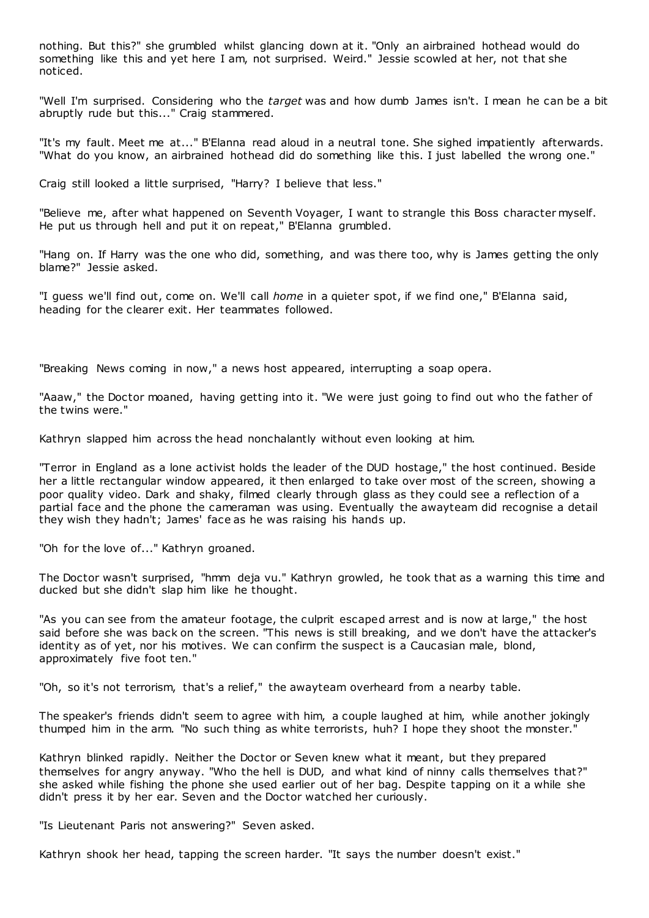nothing. But this?" she grumbled whilst glancing down at it. "Only an airbrained hothead would do something like this and yet here I am, not surprised. Weird." Jessie scowled at her, not that she noticed.

"Well I'm surprised. Considering who the *target* was and how dumb James isn't. I mean he can be a bit abruptly rude but this..." Craig stammered.

"It's my fault. Meet me at..." B'Elanna read aloud in a neutral tone. She sighed impatiently afterwards. "What do you know, an airbrained hothead did do something like this. I just labelled the wrong one."

Craig still looked a little surprised, "Harry? I believe that less."

"Believe me, after what happened on Seventh Voyager, I want to strangle this Boss character myself. He put us through hell and put it on repeat," B'Elanna grumbled.

"Hang on. If Harry was the one who did, something, and was there too, why is James getting the only blame?" Jessie asked.

"I guess we'll find out, come on. We'll call *home* in a quieter spot, if we find one," B'Elanna said, heading for the clearer exit. Her teammates followed.

"Breaking News coming in now," a news host appeared, interrupting a soap opera.

"Aaaw," the Doctor moaned, having getting into it. "We were just going to find out who the father of the twins were."

Kathryn slapped him across the head nonchalantly without even looking at him.

"Terror in England as a lone activist holds the leader of the DUD hostage," the host continued. Beside her a little rectangular window appeared, it then enlarged to take over most of the screen, showing a poor quality video. Dark and shaky, filmed clearly through glass as they could see a reflection of a partial face and the phone the cameraman was using. Eventually the awayteam did recognise a detail they wish they hadn't; James' face as he was raising his hands up.

"Oh for the love of..." Kathryn groaned.

The Doctor wasn't surprised, "hmm deja vu." Kathryn growled, he took that as a warning this time and ducked but she didn't slap him like he thought.

"As you can see from the amateur footage, the culprit escaped arrest and is now at large," the host said before she was back on the screen. "This news is still breaking, and we don't have the attacker's identity as of yet, nor his motives. We can confirm the suspect is a Caucasian male, blond, approximately five foot ten."

"Oh, so it's not terrorism, that's a relief," the awayteam overheard from a nearby table.

The speaker's friends didn't seem to agree with him, a couple laughed at him, while another jokingly thumped him in the arm. "No such thing as white terrorists, huh? I hope they shoot the monster."

Kathryn blinked rapidly. Neither the Doctor or Seven knew what it meant, but they prepared themselves for angry anyway. "Who the hell is DUD, and what kind of ninny calls themselves that?" she asked while fishing the phone she used earlier out of her bag. Despite tapping on it a while she didn't press it by her ear. Seven and the Doctor watched her curiously.

"Is Lieutenant Paris not answering?" Seven asked.

Kathryn shook her head, tapping the screen harder. "It says the number doesn't exist."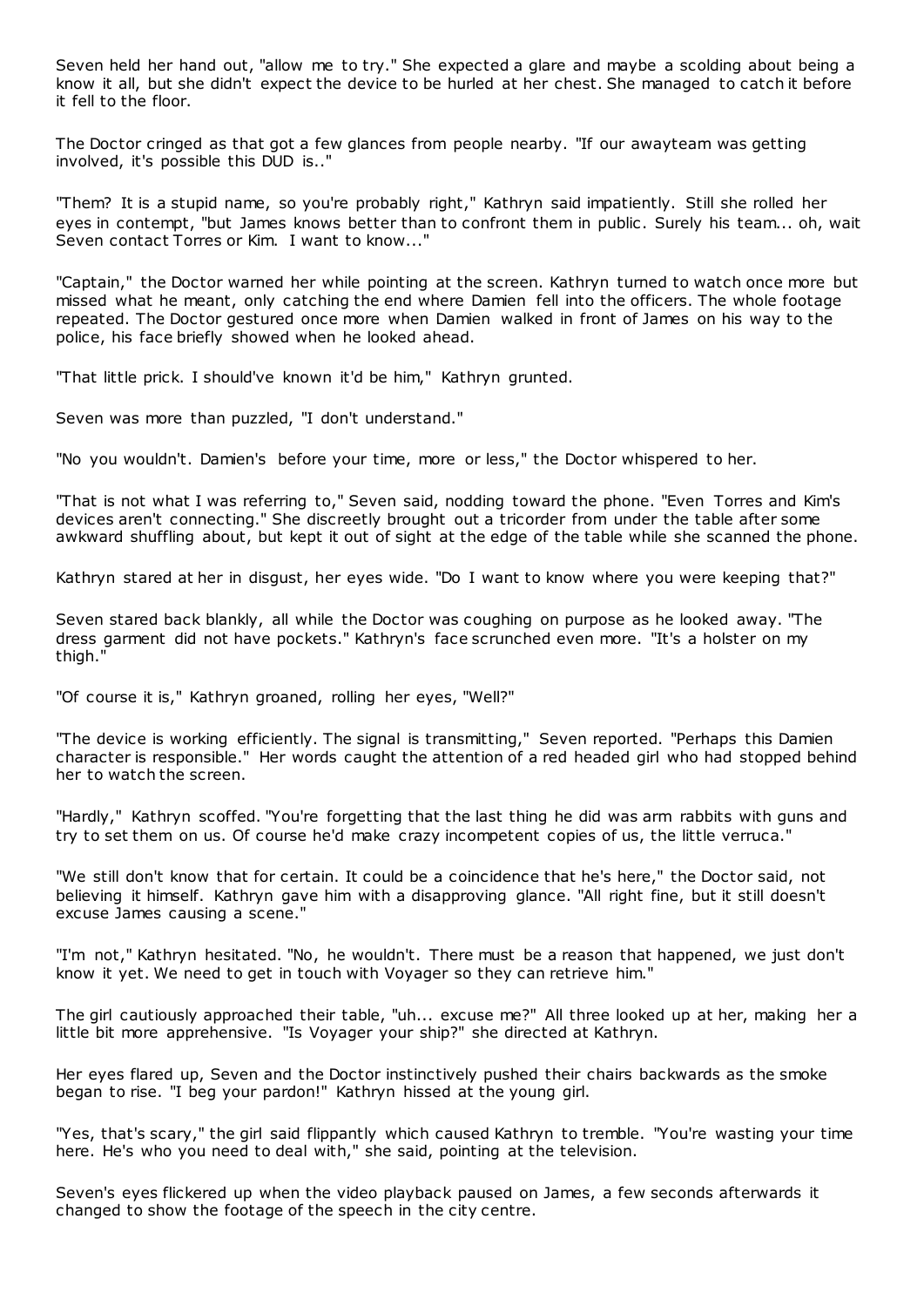Seven held her hand out, "allow me to try." She expected a glare and maybe a scolding about being a know it all, but she didn't expect the device to be hurled at her chest. She managed to catch it before it fell to the floor.

The Doctor cringed as that got a few glances from people nearby. "If our awayteam was getting involved, it's possible this DUD is.."

"Them? It is a stupid name, so you're probably right," Kathryn said impatiently. Still she rolled her eyes in contempt, "but James knows better than to confront them in public. Surely his team... oh, wait Seven contact Torres or Kim. I want to know..."

"Captain," the Doctor warned her while pointing at the screen. Kathryn turned to watch once more but missed what he meant, only catching the end where Damien fell into the officers. The whole footage repeated. The Doctor gestured once more when Damien walked in front of James on his way to the police, his face briefly showed when he looked ahead.

"That little prick. I should've known it'd be him," Kathryn grunted.

Seven was more than puzzled, "I don't understand."

"No you wouldn't. Damien's before your time, more or less," the Doctor whispered to her.

"That is not what I was referring to," Seven said, nodding toward the phone. "Even Torres and Kim's devices aren't connecting." She discreetly brought out a tricorder from under the table after some awkward shuffling about, but kept it out of sight at the edge of the table while she scanned the phone.

Kathryn stared at her in disgust, her eyes wide. "Do I want to know where you were keeping that?"

Seven stared back blankly, all while the Doctor was coughing on purpose as he looked away. "The dress garment did not have pockets." Kathryn's face scrunched even more. "It's a holster on my thigh."

"Of course it is," Kathryn groaned, rolling her eyes, "Well?"

"The device is working efficiently. The signal is transmitting," Seven reported. "Perhaps this Damien character is responsible." Her words caught the attention of a red headed girl who had stopped behind her to watch the screen.

"Hardly," Kathryn scoffed. "You're forgetting that the last thing he did was arm rabbits with guns and try to set them on us. Of course he'd make crazy incompetent copies of us, the little verruca."

"We still don't know that for certain. It could be a coincidence that he's here," the Doctor said, not believing it himself. Kathryn gave him with a disapproving glance. "All right fine, but it still doesn't excuse James causing a scene."

"I'm not," Kathryn hesitated. "No, he wouldn't. There must be a reason that happened, we just don't know it yet. We need to get in touch with Voyager so they can retrieve him."

The girl cautiously approached their table, "uh... excuse me?" All three looked up at her, making her a little bit more apprehensive. "Is Voyager your ship?" she directed at Kathryn.

Her eyes flared up, Seven and the Doctor instinctively pushed their chairs backwards as the smoke began to rise. "I beg your pardon!" Kathryn hissed at the young girl.

"Yes, that's scary," the girl said flippantly which caused Kathryn to tremble. "You're wasting your time here. He's who you need to deal with," she said, pointing at the television.

Seven's eyes flickered up when the video playback paused on James, a few seconds afterwards it changed to show the footage of the speech in the city centre.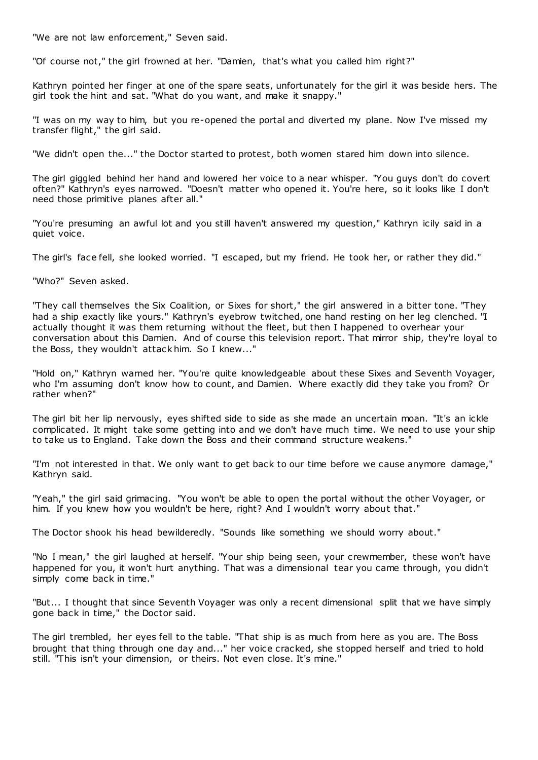"We are not law enforcement," Seven said.

"Of course not," the girl frowned at her. "Damien, that's what you called him right?"

Kathryn pointed her finger at one of the spare seats, unfortunately for the girl it was beside hers. The girl took the hint and sat. "What do you want, and make it snappy."

"I was on my way to him, but you re-opened the portal and diverted my plane. Now I've missed my transfer flight," the girl said.

"We didn't open the..." the Doctor started to protest, both women stared him down into silence.

The girl giggled behind her hand and lowered her voice to a near whisper. "You guys don't do covert often?" Kathryn's eyes narrowed. "Doesn't matter who opened it. You're here, so it looks like I don't need those primitive planes after all."

"You're presuming an awful lot and you still haven't answered my question," Kathryn icily said in a quiet voice.

The girl's face fell, she looked worried. "I escaped, but my friend. He took her, or rather they did."

"Who?" Seven asked.

"They call themselves the Six Coalition, or Sixes for short," the girl answered in a bitter tone. "They had a ship exactly like yours." Kathryn's eyebrow twitched, one hand resting on her leg clenched. "I actually thought it was them returning without the fleet, but then I happened to overhear your conversation about this Damien. And of course this television report. That mirror ship, they're loyal to the Boss, they wouldn't attack him. So I knew..."

"Hold on," Kathryn warned her. "You're quite knowledgeable about these Sixes and Seventh Voyager, who I'm assuming don't know how to count, and Damien. Where exactly did they take you from? Or rather when?"

The girl bit her lip nervously, eyes shifted side to side as she made an uncertain moan. "It's an ickle complicated. It might take some getting into and we don't have much time. We need to use your ship to take us to England. Take down the Boss and their command structure weakens."

"I'm not interested in that. We only want to get back to our time before we cause anymore damage," Kathryn said.

"Yeah," the girl said grimacing. "You won't be able to open the portal without the other Voyager, or him. If you knew how you wouldn't be here, right? And I wouldn't worry about that."

The Doctor shook his head bewilderedly. "Sounds like something we should worry about."

"No I mean," the girl laughed at herself. "Your ship being seen, your crewmember, these won't have happened for you, it won't hurt anything. That was a dimensional tear you came through, you didn't simply come back in time."

"But... I thought that since Seventh Voyager was only a recent dimensional split that we have simply gone back in time," the Doctor said.

The girl trembled, her eyes fell to the table. "That ship is as much from here as you are. The Boss brought that thing through one day and..." her voice cracked, she stopped herself and tried to hold still. "This isn't your dimension, or theirs. Not even close. It's mine."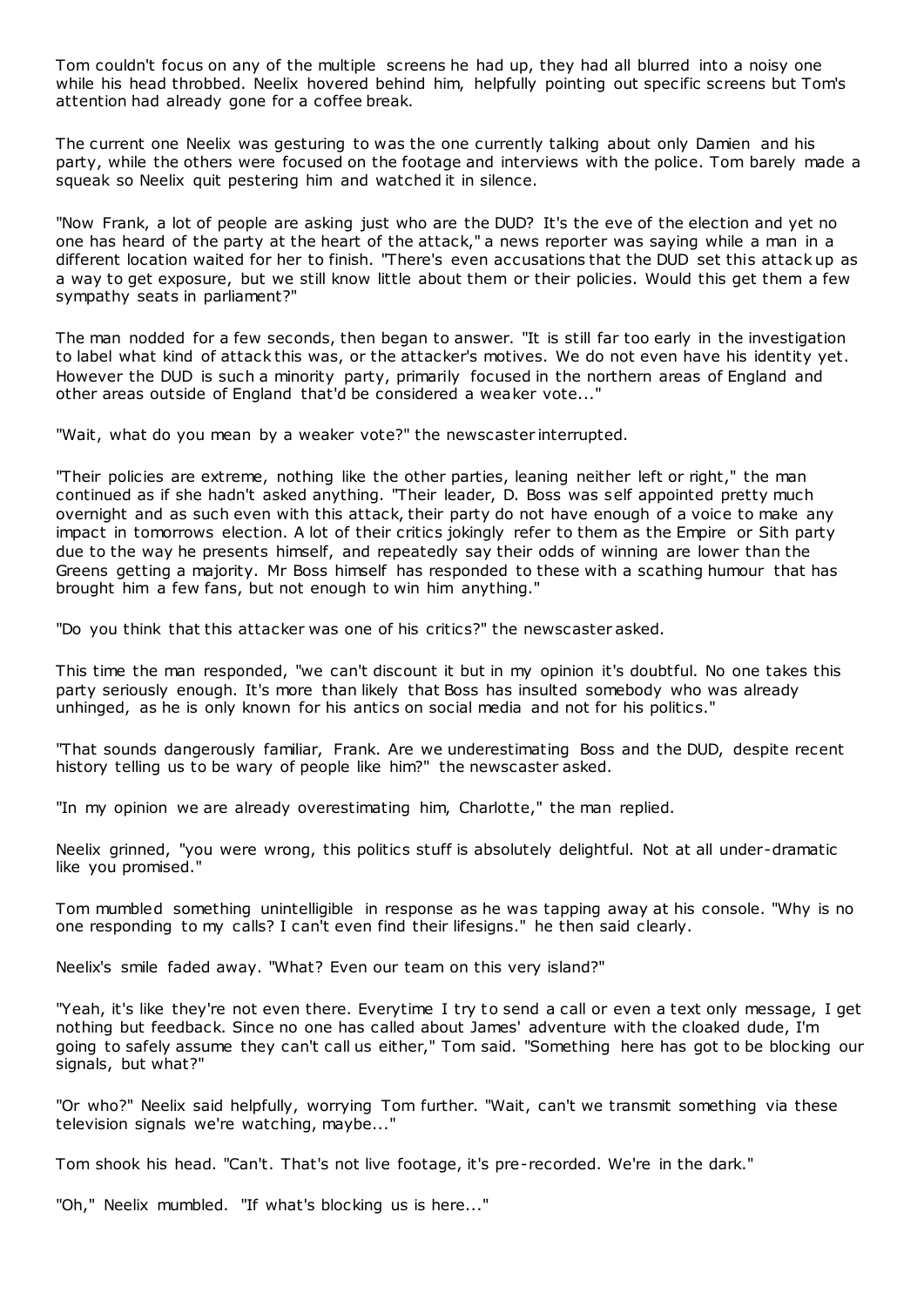Tom couldn't focus on any of the multiple screens he had up, they had all blurred into a noisy one while his head throbbed. Neelix hovered behind him, helpfully pointing out specific screens but Tom's attention had already gone for a coffee break.

The current one Neelix was gesturing to was the one currently talking about only Damien and his party, while the others were focused on the footage and interviews with the police. Tom barely made a squeak so Neelix quit pestering him and watched it in silence.

"Now Frank, a lot of people are asking just who are the DUD? It's the eve of the election and yet no one has heard of the party at the heart of the attack," a news reporter was saying while a man in a different location waited for her to finish. "There's even accusations that the DUD set this attack up as a way to get exposure, but we still know little about them or their policies. Would this get them a few sympathy seats in parliament?"

The man nodded for a few seconds, then began to answer. "It is still far too early in the investigation to label what kind of attack this was, or the attacker's motives. We do not even have his identity yet. However the DUD is such a minority party, primarily focused in the northern areas of England and other areas outside of England that'd be considered a weaker vote..."

"Wait, what do you mean by a weaker vote?" the newscaster interrupted.

"Their policies are extreme, nothing like the other parties, leaning neither left or right," the man continued as if she hadn't asked anything. "Their leader, D. Boss was self appointed pretty much overnight and as such even with this attack, their party do not have enough of a voice to make any impact in tomorrows election. A lot of their critics jokingly refer to them as the Empire or Sith party due to the way he presents himself, and repeatedly say their odds of winning are lower than the Greens getting a majority. Mr Boss himself has responded to these with a scathing humour that has brought him a few fans, but not enough to win him anything."

"Do you think that this attacker was one of his critics?" the newscaster asked.

This time the man responded, "we can't discount it but in my opinion it's doubtful. No one takes this party seriously enough. It's more than likely that Boss has insulted somebody who was already unhinged, as he is only known for his antics on social media and not for his politics."

"That sounds dangerously familiar, Frank. Are we underestimating Boss and the DUD, despite recent history telling us to be wary of people like him?" the newscaster asked.

"In my opinion we are already overestimating him, Charlotte," the man replied.

Neelix grinned, "you were wrong, this politics stuff is absolutely delightful. Not at all under-dramatic like you promised."

Tom mumbled something unintelligible in response as he was tapping away at his console. "Why is no one responding to my calls? I can't even find their lifesigns." he then said clearly.

Neelix's smile faded away. "What? Even our team on this very island?"

"Yeah, it's like they're not even there. Everytime I try to send a call or even a text only message, I get nothing but feedback. Since no one has called about James' adventure with the cloaked dude, I'm going to safely assume they can't call us either," Tom said. "Something here has got to be blocking our signals, but what?"

"Or who?" Neelix said helpfully, worrying Tom further. "Wait, can't we transmit something via these television signals we're watching, maybe..."

Tom shook his head. "Can't. That's not live footage, it's pre-recorded. We're in the dark."

"Oh," Neelix mumbled. "If what's blocking us is here..."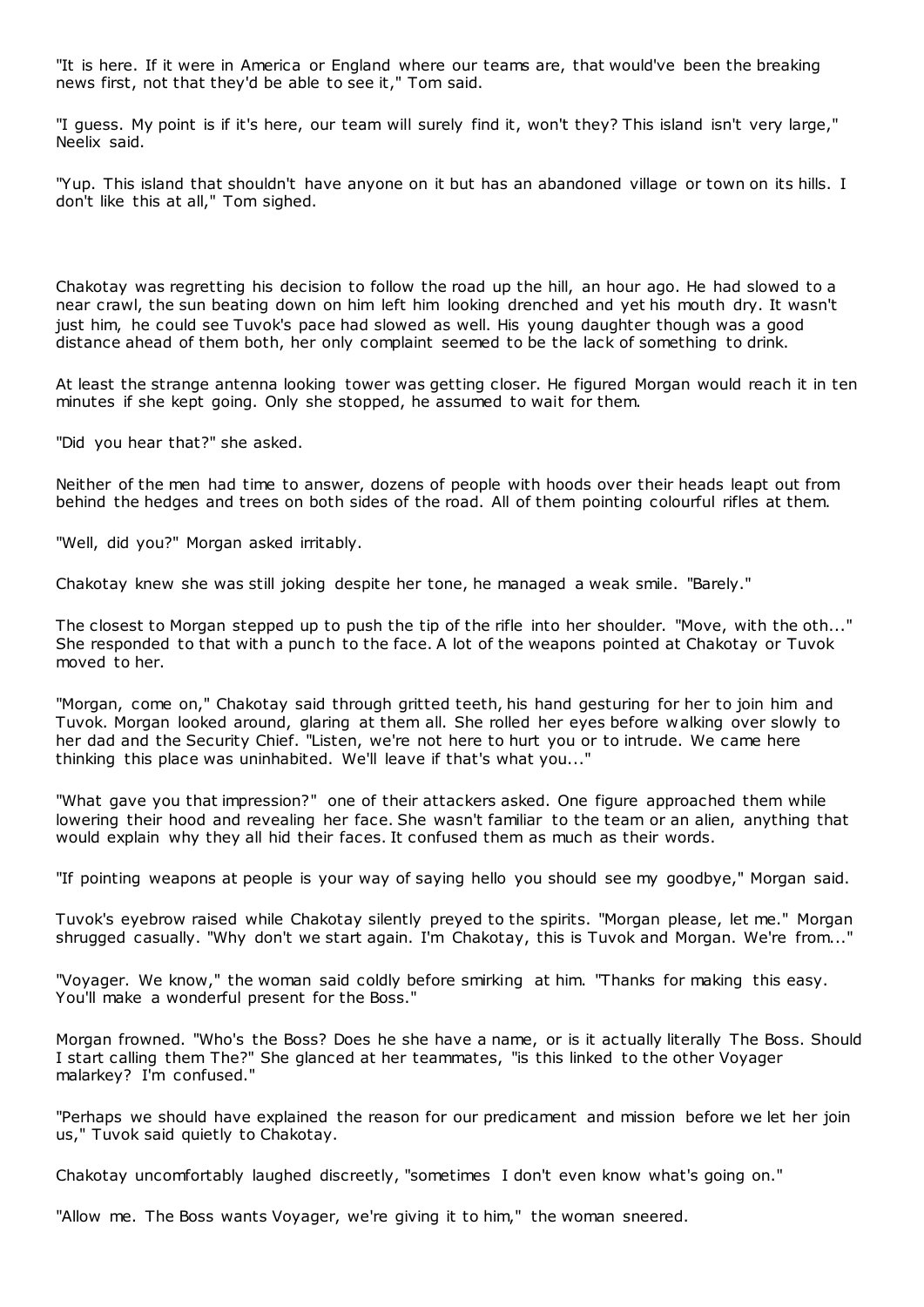"It is here. If it were in America or England where our teams are, that would've been the breaking news first, not that they'd be able to see it," Tom said.

"I guess. My point is if it's here, our team will surely find it, won't they? This island isn't very large," Neelix said.

"Yup. This island that shouldn't have anyone on it but has an abandoned village or town on its hills. I don't like this at all," Tom sighed.

Chakotay was regretting his decision to follow the road up the hill, an hour ago. He had slowed to a near crawl, the sun beating down on him left him looking drenched and yet his mouth dry. It wasn't just him, he could see Tuvok's pace had slowed as well. His young daughter though was a good distance ahead of them both, her only complaint seemed to be the lack of something to drink.

At least the strange antenna looking tower was getting closer. He figured Morgan would reach it in ten minutes if she kept going. Only she stopped, he assumed to wait for them.

"Did you hear that?" she asked.

Neither of the men had time to answer, dozens of people with hoods over their heads leapt out from behind the hedges and trees on both sides of the road. All of them pointing colourful rifles at them.

"Well, did you?" Morgan asked irritably.

Chakotay knew she was still joking despite her tone, he managed a weak smile. "Barely."

The closest to Morgan stepped up to push the tip of the rifle into her shoulder. "Move, with the oth..." She responded to that with a punch to the face. A lot of the weapons pointed at Chakotay or Tuvok moved to her.

"Morgan, come on," Chakotay said through gritted teeth, his hand gesturing for her to join him and Tuvok. Morgan looked around, glaring at them all. She rolled her eyes before walking over slowly to her dad and the Security Chief. "Listen, we're not here to hurt you or to intrude. We came here thinking this place was uninhabited. We'll leave if that's what you..."

"What gave you that impression?" one of their attackers asked. One figure approached them while lowering their hood and revealing her face. She wasn't familiar to the team or an alien, anything that would explain why they all hid their faces. It confused them as much as their words.

"If pointing weapons at people is your way of saying hello you should see my goodbye," Morgan said.

Tuvok's eyebrow raised while Chakotay silently preyed to the spirits. "Morgan please, let me." Morgan shrugged casually. "Why don't we start again. I'm Chakotay, this is Tuvok and Morgan. We're from..."

"Voyager. We know," the woman said coldly before smirking at him. "Thanks for making this easy. You'll make a wonderful present for the Boss."

Morgan frowned. "Who's the Boss? Does he she have a name, or is it actually literally The Boss. Should I start calling them The?" She glanced at her teammates, "is this linked to the other Voyager malarkey? I'm confused."

"Perhaps we should have explained the reason for our predicament and mission before we let her join us," Tuvok said quietly to Chakotay.

Chakotay uncomfortably laughed discreetly, "sometimes I don't even know what's going on."

"Allow me. The Boss wants Voyager, we're giving it to him," the woman sneered.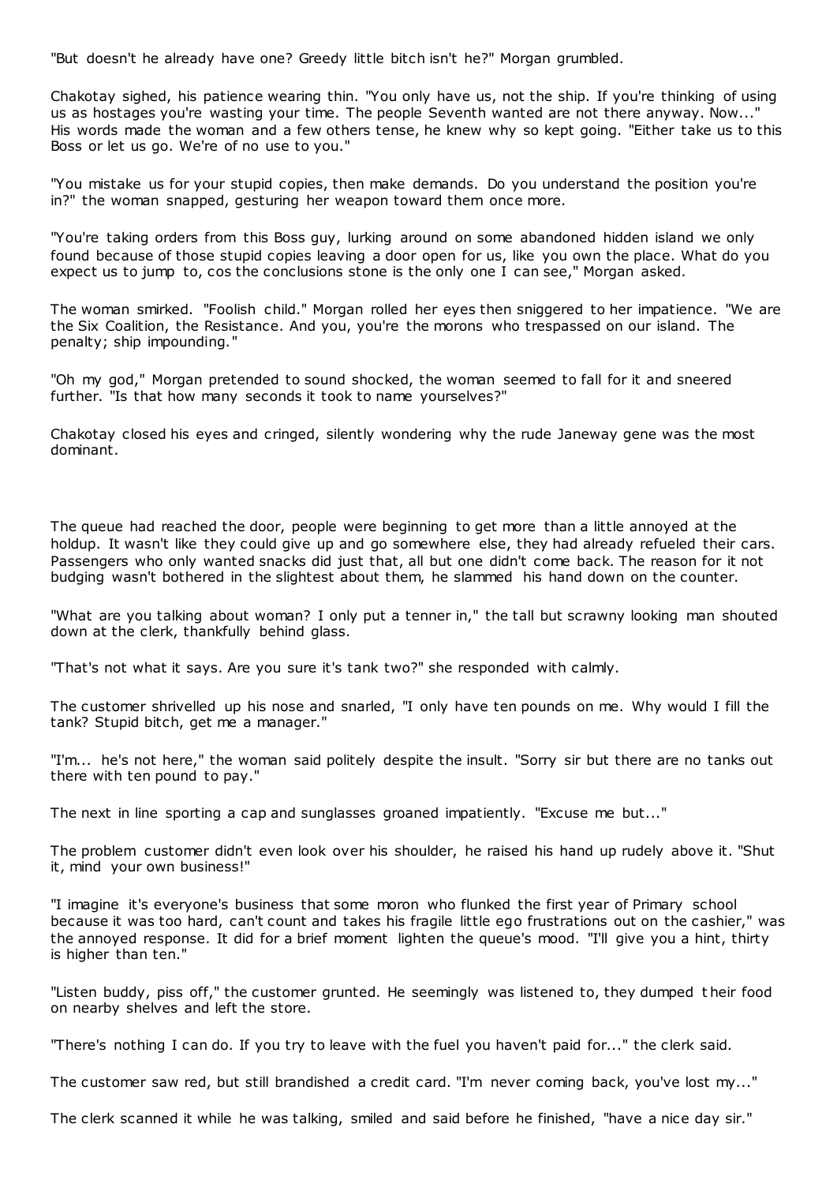"But doesn't he already have one? Greedy little bitch isn't he?" Morgan grumbled.

Chakotay sighed, his patience wearing thin. "You only have us, not the ship. If you're thinking of using us as hostages you're wasting your time. The people Seventh wanted are not there anyway. Now..." His words made the woman and a few others tense, he knew why so kept going. "Either take us to this Boss or let us go. We're of no use to you."

"You mistake us for your stupid copies, then make demands. Do you understand the position you're in?" the woman snapped, gesturing her weapon toward them once more.

"You're taking orders from this Boss guy, lurking around on some abandoned hidden island we only found because of those stupid copies leaving a door open for us, like you own the place. What do you expect us to jump to, cos the conclusions stone is the only one I can see," Morgan asked.

The woman smirked. "Foolish child." Morgan rolled her eyes then sniggered to her impatience. "We are the Six Coalition, the Resistance. And you, you're the morons who trespassed on our island. The penalty; ship impounding."

"Oh my god," Morgan pretended to sound shocked, the woman seemed to fall for it and sneered further. "Is that how many seconds it took to name yourselves?"

Chakotay closed his eyes and cringed, silently wondering why the rude Janeway gene was the most dominant.

The queue had reached the door, people were beginning to get more than a little annoyed at the holdup. It wasn't like they could give up and go somewhere else, they had already refueled their cars. Passengers who only wanted snacks did just that, all but one didn't come back. The reason for it not budging wasn't bothered in the slightest about them, he slammed his hand down on the counter.

"What are you talking about woman? I only put a tenner in," the tall but scrawny looking man shouted down at the clerk, thankfully behind glass.

"That's not what it says. Are you sure it's tank two?" she responded with calmly.

The customer shrivelled up his nose and snarled, "I only have ten pounds on me. Why would I fill the tank? Stupid bitch, get me a manager."

"I'm... he's not here," the woman said politely despite the insult. "Sorry sir but there are no tanks out there with ten pound to pay."

The next in line sporting a cap and sunglasses groaned impatiently. "Excuse me but..."

The problem customer didn't even look over his shoulder, he raised his hand up rudely above it. "Shut it, mind your own business!"

"I imagine it's everyone's business that some moron who flunked the first year of Primary school because it was too hard, can't count and takes his fragile little ego frustrations out on the cashier," was the annoyed response. It did for a brief moment lighten the queue's mood. "I'll give you a hint, thirty is higher than ten."

"Listen buddy, piss off," the customer grunted. He seemingly was listened to, they dumped their food on nearby shelves and left the store.

"There's nothing I can do. If you try to leave with the fuel you haven't paid for..." the clerk said.

The customer saw red, but still brandished a credit card. "I'm never coming back, you've lost my..."

The clerk scanned it while he was talking, smiled and said before he finished, "have a nice day sir."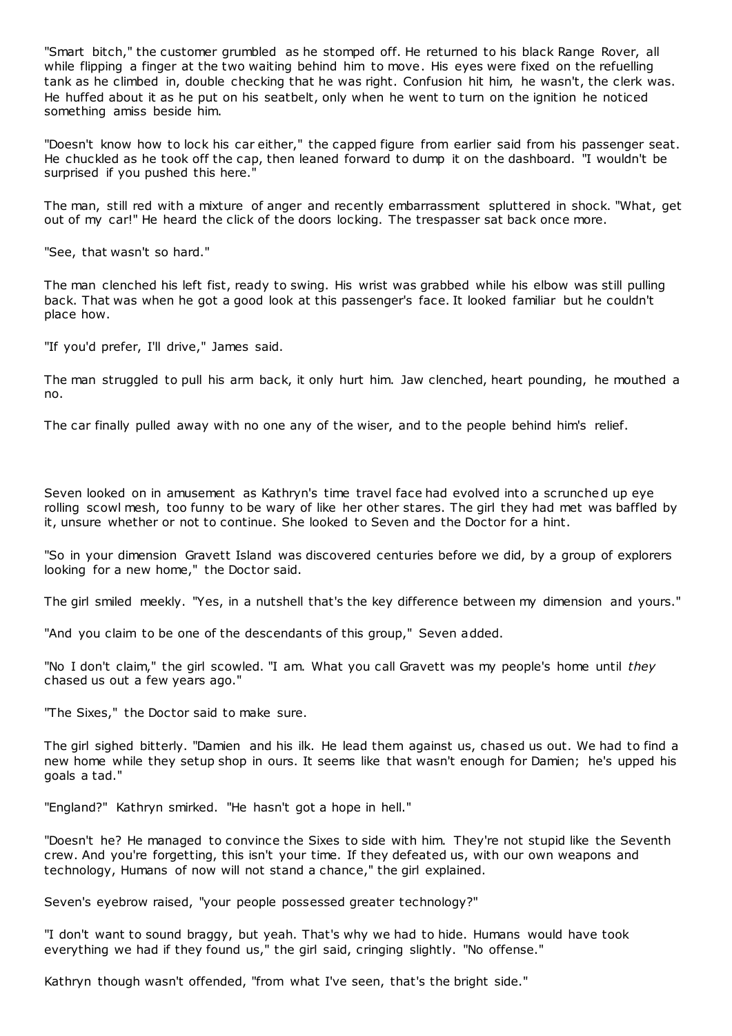"Smart bitch," the customer grumbled as he stomped off. He returned to his black Range Rover, all while flipping a finger at the two waiting behind him to move. His eyes were fixed on the refuelling tank as he climbed in, double checking that he was right. Confusion hit him, he wasn't, the clerk was. He huffed about it as he put on his seatbelt, only when he went to turn on the ignition he noticed something amiss beside him.

"Doesn't know how to lock his car either," the capped figure from earlier said from his passenger seat. He chuckled as he took off the cap, then leaned forward to dump it on the dashboard. "I wouldn't be surprised if you pushed this here."

The man, still red with a mixture of anger and recently embarrassment spluttered in shock. "What, get out of my car!" He heard the click of the doors locking. The trespasser sat back once more.

"See, that wasn't so hard."

The man clenched his left fist, ready to swing. His wrist was grabbed while his elbow was still pulling back. That was when he got a good look at this passenger's face. It looked familiar but he couldn't place how.

"If you'd prefer, I'll drive," James said.

The man struggled to pull his arm back, it only hurt him. Jaw clenched, heart pounding, he mouthed a no.

The car finally pulled away with no one any of the wiser, and to the people behind him's relief.

Seven looked on in amusement as Kathryn's time travel face had evolved into a scrunched up eye rolling scowl mesh, too funny to be wary of like her other stares. The girl they had met was baffled by it, unsure whether or not to continue. She looked to Seven and the Doctor for a hint.

"So in your dimension Gravett Island was discovered centuries before we did, by a group of explorers looking for a new home," the Doctor said.

The girl smiled meekly. "Yes, in a nutshell that's the key difference between my dimension and yours."

"And you claim to be one of the descendants of this group," Seven added.

"No I don't claim," the girl scowled. "I am. What you call Gravett was my people's home until *they* chased us out a few years ago."

"The Sixes," the Doctor said to make sure.

The girl sighed bitterly. "Damien and his ilk. He lead them against us, chased us out. We had to find a new home while they setup shop in ours. It seems like that wasn't enough for Damien; he's upped his goals a tad."

"England?" Kathryn smirked. "He hasn't got a hope in hell."

"Doesn't he? He managed to convince the Sixes to side with him. They're not stupid like the Seventh crew. And you're forgetting, this isn't your time. If they defeated us, with our own weapons and technology, Humans of now will not stand a chance," the girl explained.

Seven's eyebrow raised, "your people possessed greater technology?"

"I don't want to sound braggy, but yeah. That's why we had to hide. Humans would have took everything we had if they found us," the girl said, cringing slightly. "No offense."

Kathryn though wasn't offended, "from what I've seen, that's the bright side."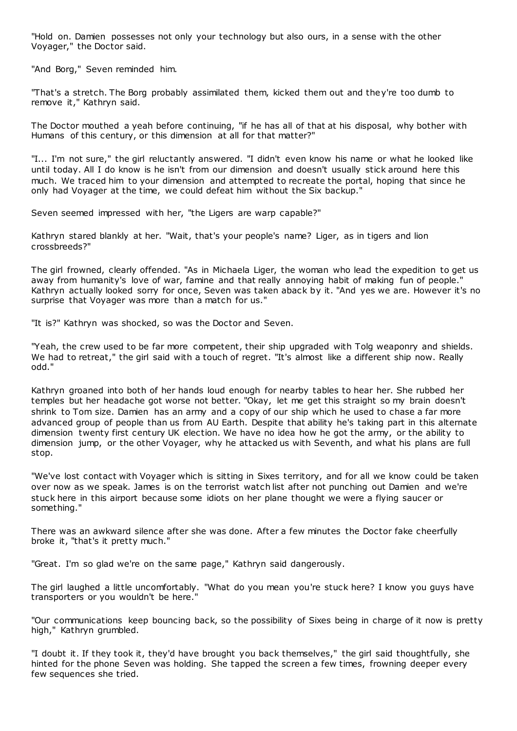"Hold on. Damien possesses not only your technology but also ours, in a sense with the other Voyager," the Doctor said.

"And Borg," Seven reminded him.

"That's a stretch. The Borg probably assimilated them, kicked them out and they're too dumb to remove it," Kathryn said.

The Doctor mouthed a yeah before continuing, "if he has all of that at his disposal, why bother with Humans of this century, or this dimension at all for that matter?"

"I... I'm not sure," the girl reluctantly answered. "I didn't even know his name or what he looked like until today. All I do know is he isn't from our dimension and doesn't usually stick around here this much. We traced him to your dimension and attempted to recreate the portal, hoping that since he only had Voyager at the time, we could defeat him without the Six backup."

Seven seemed impressed with her, "the Ligers are warp capable?"

Kathryn stared blankly at her. "Wait, that's your people's name? Liger, as in tigers and lion crossbreeds?"

The girl frowned, clearly offended. "As in Michaela Liger, the woman who lead the expedition to get us away from humanity's love of war, famine and that really annoying habit of making fun of people." Kathryn actually looked sorry for once, Seven was taken aback by it. "And yes we are. However it's no surprise that Voyager was more than a match for us."

"It is?" Kathryn was shocked, so was the Doctor and Seven.

"Yeah, the crew used to be far more competent, their ship upgraded with Tolg weaponry and shields. We had to retreat," the girl said with a touch of regret. "It's almost like a different ship now. Really odd."

Kathryn groaned into both of her hands loud enough for nearby tables to hear her. She rubbed her temples but her headache got worse not better. "Okay, let me get this straight so my brain doesn't shrink to Tom size. Damien has an army and a copy of our ship which he used to chase a far more advanced group of people than us from AU Earth. Despite that ability he's taking part in this alternate dimension twenty first century UK election. We have no idea how he got the army, or the ability to dimension jump, or the other Voyager, why he attacked us with Seventh, and what his plans are full stop.

"We've lost contact with Voyager which is sitting in Sixes territory, and for all we know could be taken over now as we speak. James is on the terrorist watch list after not punching out Damien and we're stuck here in this airport because some idiots on her plane thought we were a flying saucer or something."

There was an awkward silence after she was done. After a few minutes the Doctor fake cheerfully broke it, "that's it pretty much."

"Great. I'm so glad we're on the same page," Kathryn said dangerously.

The girl laughed a little uncomfortably. "What do you mean you're stuck here? I know you guys have transporters or you wouldn't be here."

"Our communications keep bouncing back, so the possibility of Sixes being in charge of it now is pretty high," Kathryn grumbled.

"I doubt it. If they took it, they'd have brought you back themselves," the girl said thoughtfully, she hinted for the phone Seven was holding. She tapped the screen a few times, frowning deeper every few sequences she tried.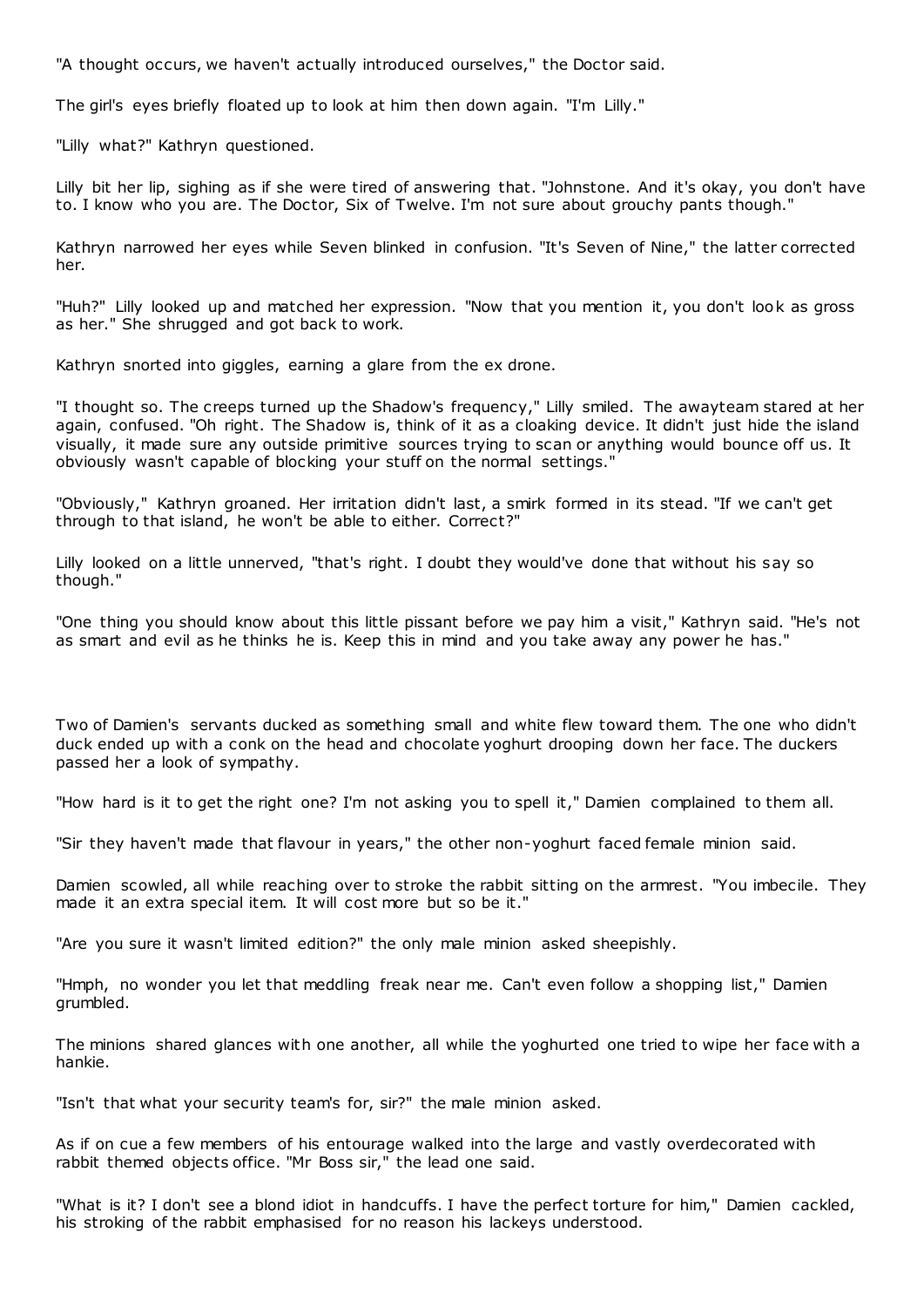"A thought occurs, we haven't actually introduced ourselves," the Doctor said.

The girl's eyes briefly floated up to look at him then down again. "I'm Lilly."

"Lilly what?" Kathryn questioned.

Lilly bit her lip, sighing as if she were tired of answering that. "Johnstone. And it's okay, you don't have to. I know who you are. The Doctor, Six of Twelve. I'm not sure about grouchy pants though."

Kathryn narrowed her eyes while Seven blinked in confusion. "It's Seven of Nine," the latter corrected her.

"Huh?" Lilly looked up and matched her expression. "Now that you mention it, you don't look as gross as her." She shrugged and got back to work.

Kathryn snorted into giggles, earning a glare from the ex drone.

"I thought so. The creeps turned up the Shadow's frequency," Lilly smiled. The awayteam stared at her again, confused. "Oh right. The Shadow is, think of it as a cloaking device. It didn't just hide the island visually, it made sure any outside primitive sources trying to scan or anything would bounce off us. It obviously wasn't capable of blocking your stuff on the normal settings."

"Obviously," Kathryn groaned. Her irritation didn't last, a smirk formed in its stead. "If we can't get through to that island, he won't be able to either. Correct?"

Lilly looked on a little unnerved, "that's right. I doubt they would've done that without his say so though."

"One thing you should know about this little pissant before we pay him a visit," Kathryn said. "He's not as smart and evil as he thinks he is. Keep this in mind and you take away any power he has."

Two of Damien's servants ducked as something small and white flew toward them. The one who didn't duck ended up with a conk on the head and chocolate yoghurt drooping down her face. The duckers passed her a look of sympathy.

"How hard is it to get the right one? I'm not asking you to spell it," Damien complained to them all.

"Sir they haven't made that flavour in years," the other non-yoghurt faced female minion said.

Damien scowled, all while reaching over to stroke the rabbit sitting on the armrest. "You imbecile. They made it an extra special item. It will cost more but so be it."

"Are you sure it wasn't limited edition?" the only male minion asked sheepishly.

"Hmph, no wonder you let that meddling freak near me. Can't even follow a shopping list," Damien grumbled.

The minions shared glances with one another, all while the yoghurted one tried to wipe her face with a hankie.

"Isn't that what your security team's for, sir?" the male minion asked.

As if on cue a few members of his entourage walked into the large and vastly overdecorated with rabbit themed objects office. "Mr Boss sir," the lead one said.

"What is it? I don't see a blond idiot in handcuffs. I have the perfect torture for him," Damien cackled, his stroking of the rabbit emphasised for no reason his lackeys understood.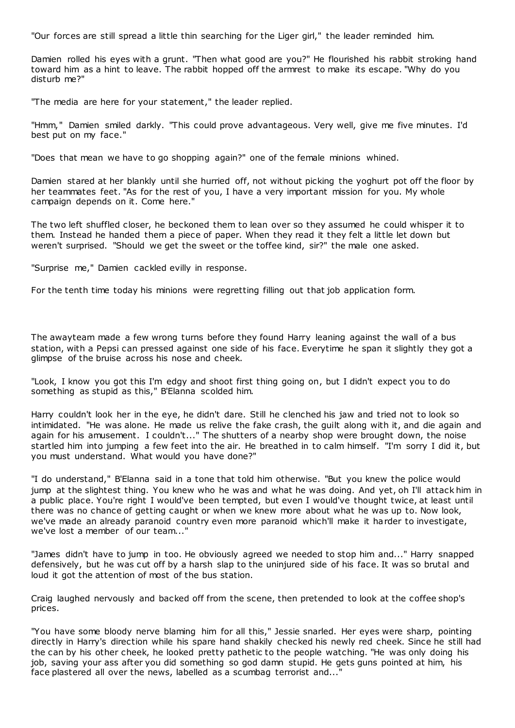"Our forces are still spread a little thin searching for the Liger girl," the leader reminded him.

Damien rolled his eyes with a grunt. "Then what good are you?" He flourished his rabbit stroking hand toward him as a hint to leave. The rabbit hopped off the armrest to make its escape. "Why do you disturb me?"

"The media are here for your statement," the leader replied.

"Hmm," Damien smiled darkly. "This could prove advantageous. Very well, give me five minutes. I'd best put on my face."

"Does that mean we have to go shopping again?" one of the female minions whined.

Damien stared at her blankly until she hurried off, not without picking the yoghurt pot off the floor by her teammates feet. "As for the rest of you, I have a very important mission for you. My whole campaign depends on it. Come here."

The two left shuffled closer, he beckoned them to lean over so they assumed he could whisper it to them. Instead he handed them a piece of paper. When they read it they felt a little let down but weren't surprised. "Should we get the sweet or the toffee kind, sir?" the male one asked.

"Surprise me," Damien cackled evilly in response.

For the tenth time today his minions were regretting filling out that job application form.

The awayteam made a few wrong turns before they found Harry leaning against the wall of a bus station, with a Pepsi can pressed against one side of his face. Everytime he span it slightly they got a glimpse of the bruise across his nose and cheek.

"Look, I know you got this I'm edgy and shoot first thing going on, but I didn't expect you to do something as stupid as this," B'Elanna scolded him.

Harry couldn't look her in the eye, he didn't dare. Still he clenched his jaw and tried not to look so intimidated. "He was alone. He made us relive the fake crash, the guilt along with it, and die again and again for his amusement. I couldn't..." The shutters of a nearby shop were brought down, the noise startled him into jumping a few feet into the air. He breathed in to calm himself. "I'm sorry I did it, but you must understand. What would you have done?"

"I do understand," B'Elanna said in a tone that told him otherwise. "But you knew the police would jump at the slightest thing. You knew who he was and what he was doing. And yet, oh I'll attack him in a public place. You're right I would've been tempted, but even I would've thought twice, at least until there was no chance of getting caught or when we knew more about what he was up to. Now look, we've made an already paranoid country even more paranoid which'll make it harder to investigate, we've lost a member of our team..."

"James didn't have to jump in too. He obviously agreed we needed to stop him and..." Harry snapped defensively, but he was cut off by a harsh slap to the uninjured side of his face. It was so brutal and loud it got the attention of most of the bus station.

Craig laughed nervously and backed off from the scene, then pretended to look at the coffee shop's prices.

"You have some bloody nerve blaming him for all this," Jessie snarled. Her eyes were sharp, pointing directly in Harry's direction while his spare hand shakily checked his newly red cheek. Since he still had the can by his other cheek, he looked pretty pathetic to the people watching. "He was only doing his job, saving your ass after you did something so god damn stupid. He gets guns pointed at him, his face plastered all over the news, labelled as a scumbag terrorist and..."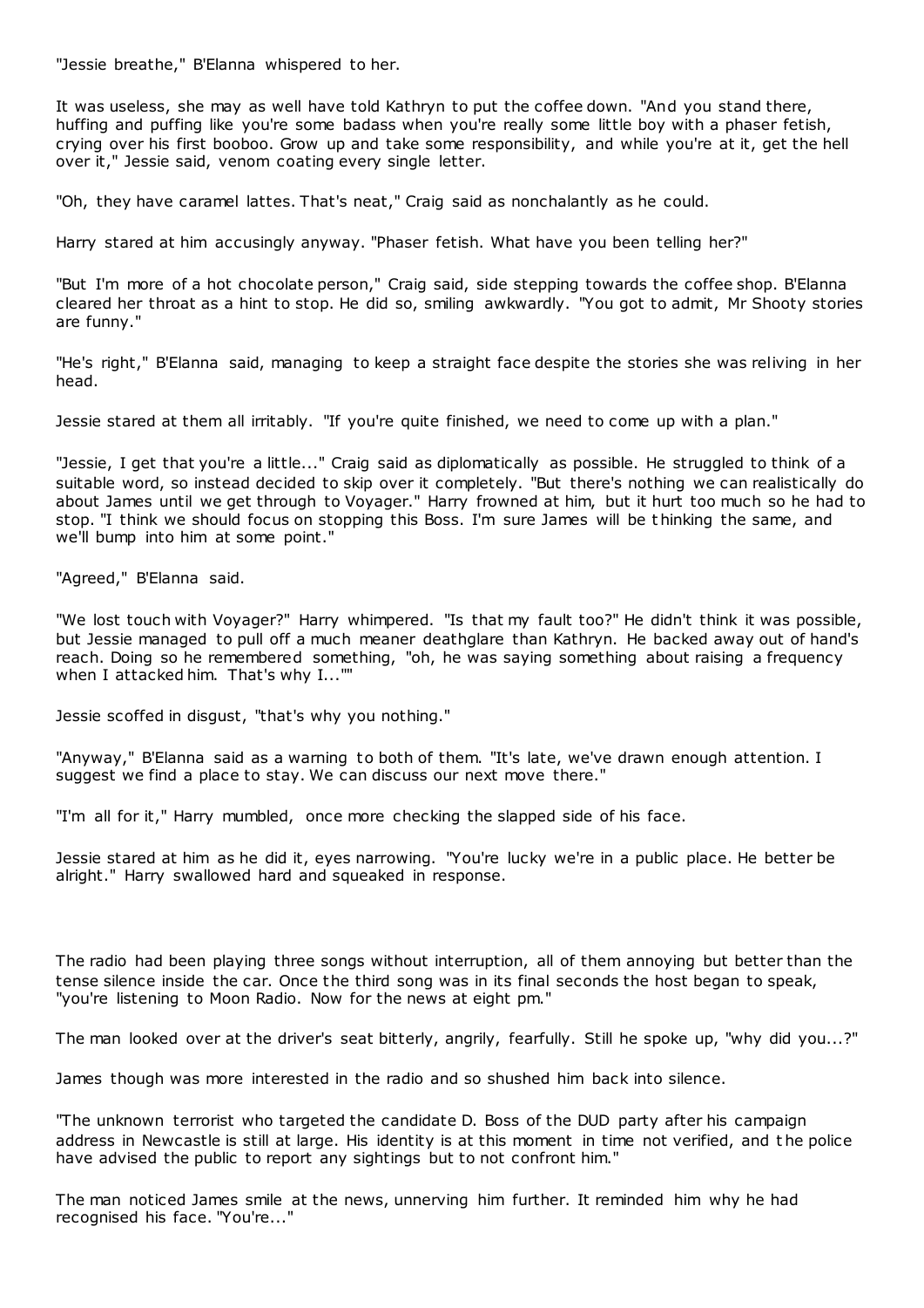"Jessie breathe," B'Elanna whispered to her.

It was useless, she may as well have told Kathryn to put the coffee down. "And you stand there, huffing and puffing like you're some badass when you're really some little boy with a phaser fetish, crying over his first booboo. Grow up and take some responsibility, and while you're at it, get the hell over it," Jessie said, venom coating every single letter.

"Oh, they have caramel lattes. That's neat," Craig said as nonchalantly as he could.

Harry stared at him accusingly anyway. "Phaser fetish. What have you been telling her?"

"But I'm more of a hot chocolate person," Craig said, side stepping towards the coffee shop. B'Elanna cleared her throat as a hint to stop. He did so, smiling awkwardly. "You got to admit, Mr Shooty stories are funny."

"He's right," B'Elanna said, managing to keep a straight face despite the stories she was reliving in her head.

Jessie stared at them all irritably. "If you're quite finished, we need to come up with a plan."

"Jessie, I get that you're a little..." Craig said as diplomatically as possible. He struggled to think of a suitable word, so instead decided to skip over it completely. "But there's nothing we can realistically do about James until we get through to Voyager." Harry frowned at him, but it hurt too much so he had to stop. "I think we should focus on stopping this Boss. I'm sure James will be thinking the same, and we'll bump into him at some point."

"Agreed," B'Elanna said.

"We lost touch with Voyager?" Harry whimpered. "Is that my fault too?" He didn't think it was possible, but Jessie managed to pull off a much meaner deathglare than Kathryn. He backed away out of hand's reach. Doing so he remembered something, "oh, he was saying something about raising a frequency when I attacked him. That's why I...""

Jessie scoffed in disgust, "that's why you nothing."

"Anyway," B'Elanna said as a warning to both of them. "It's late, we've drawn enough attention. I suggest we find a place to stay. We can discuss our next move there."

"I'm all for it," Harry mumbled, once more checking the slapped side of his face.

Jessie stared at him as he did it, eyes narrowing. "You're lucky we're in a public place. He better be alright." Harry swallowed hard and squeaked in response.

The radio had been playing three songs without interruption, all of them annoying but better than the tense silence inside the car. Once the third song was in its final seconds the host began to speak, "you're listening to Moon Radio. Now for the news at eight pm."

The man looked over at the driver's seat bitterly, angrily, fearfully. Still he spoke up, "why did you...?"

James though was more interested in the radio and so shushed him back into silence.

"The unknown terrorist who targeted the candidate D. Boss of the DUD party after his campaign address in Newcastle is still at large. His identity is at this moment in time not verified, and the police have advised the public to report any sightings but to not confront him."

The man noticed James smile at the news, unnerving him further. It reminded him why he had recognised his face. "You're..."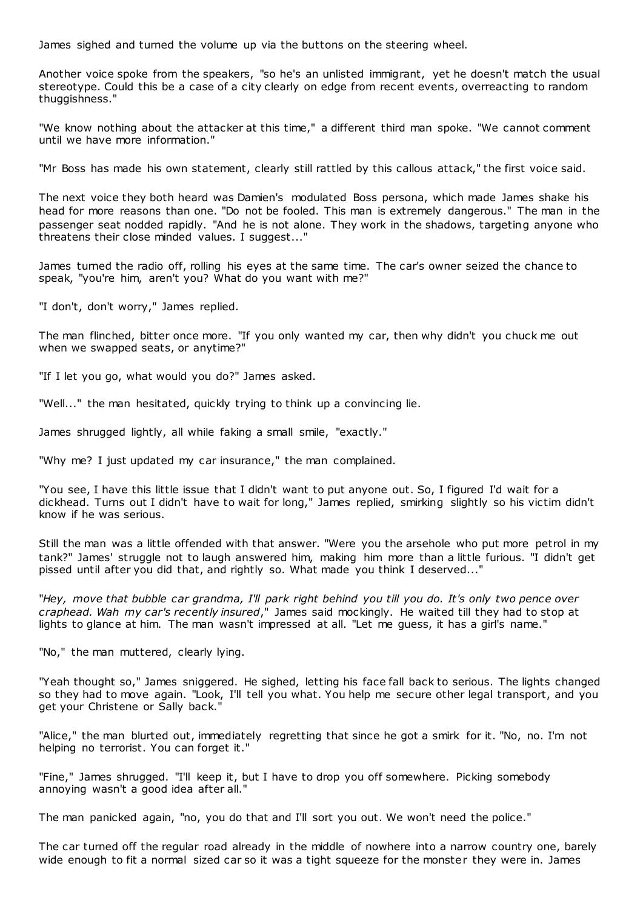James sighed and turned the volume up via the buttons on the steering wheel.

Another voice spoke from the speakers, "so he's an unlisted immigrant, yet he doesn't match the usual stereotype. Could this be a case of a city clearly on edge from recent events, overreacting to random thuggishness."

"We know nothing about the attacker at this time," a different third man spoke. "We cannot comment until we have more information."

"Mr Boss has made his own statement, clearly still rattled by this callous attack," the first voice said.

The next voice they both heard was Damien's modulated Boss persona, which made James shake his head for more reasons than one. "Do not be fooled. This man is extremely dangerous." The man in the passenger seat nodded rapidly. "And he is not alone. They work in the shadows, targeting anyone who threatens their close minded values. I suggest..."

James turned the radio off, rolling his eyes at the same time. The car's owner seized the chance to speak, "you're him, aren't you? What do you want with me?"

"I don't, don't worry," James replied.

The man flinched, bitter once more. "If you only wanted my car, then why didn't you chuck me out when we swapped seats, or anytime?"

"If I let you go, what would you do?" James asked.

"Well..." the man hesitated, quickly trying to think up a convincing lie.

James shrugged lightly, all while faking a small smile, "exactly."

"Why me? I just updated my car insurance," the man complained.

"You see, I have this little issue that I didn't want to put anyone out. So, I figured I'd wait for a dickhead. Turns out I didn't have to wait for long," James replied, smirking slightly so his victim didn't know if he was serious.

Still the man was a little offended with that answer. "Were you the arsehole who put more petrol in my tank?" James' struggle not to laugh answered him, making him more than a little furious. "I didn't get pissed until after you did that, and rightly so. What made you think I deserved..."

"*Hey, move that bubble car grandma, I'll park right behind you till you do. It's only two pence over craphead. Wah my car's recently insured*," James said mockingly. He waited till they had to stop at lights to glance at him. The man wasn't impressed at all. "Let me guess, it has a girl's name."

"No," the man muttered, clearly lying.

"Yeah thought so," James sniggered. He sighed, letting his face fall back to serious. The lights changed so they had to move again. "Look, I'll tell you what. You help me secure other legal transport, and you get your Christene or Sally back."

"Alice," the man blurted out, immediately regretting that since he got a smirk for it. "No, no. I'm not helping no terrorist. You can forget it."

"Fine," James shrugged. "I'll keep it, but I have to drop you off somewhere. Picking somebody annoying wasn't a good idea after all."

The man panicked again, "no, you do that and I'll sort you out. We won't need the police."

The car turned off the regular road already in the middle of nowhere into a narrow country one, barely wide enough to fit a normal sized car so it was a tight squeeze for the monster they were in. James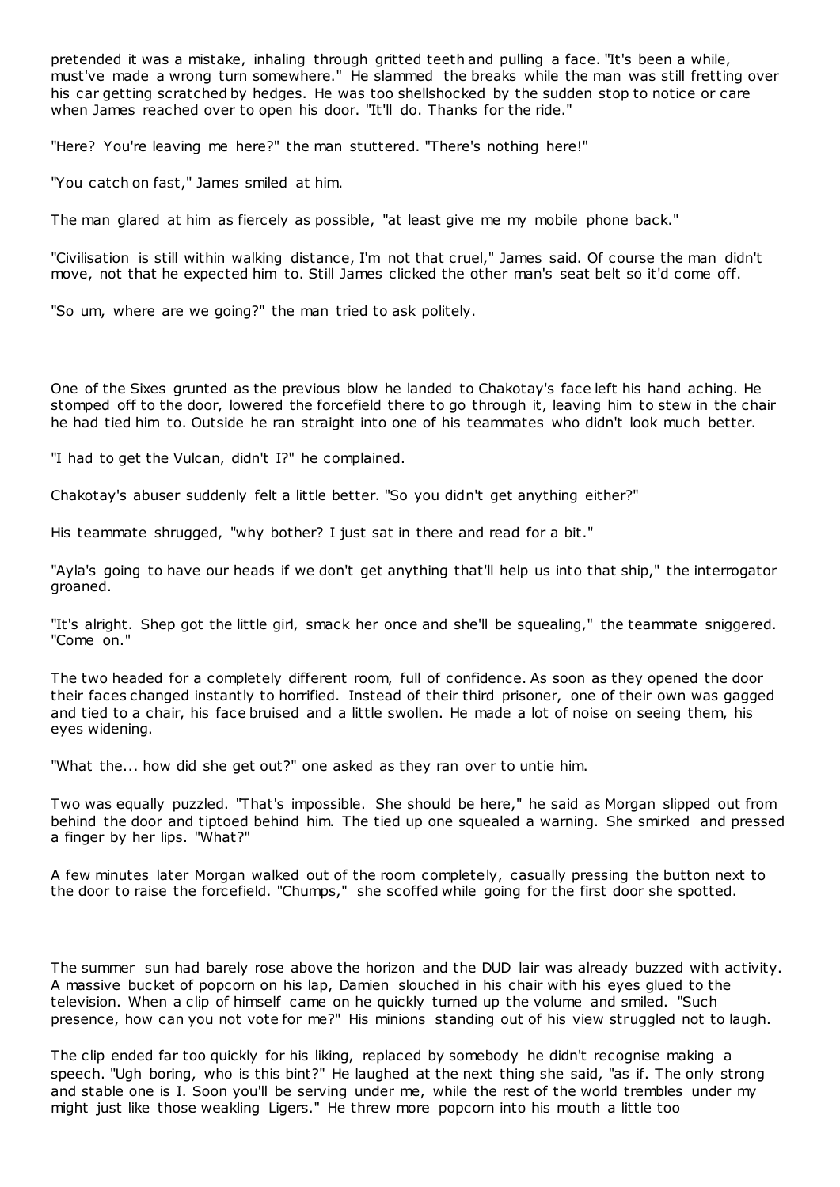pretended it was a mistake, inhaling through gritted teeth and pulling a face. "It's been a while, must've made a wrong turn somewhere." He slammed the breaks while the man was still fretting over his car getting scratched by hedges. He was too shellshocked by the sudden stop to notice or care when James reached over to open his door. "It'll do. Thanks for the ride."

"Here? You're leaving me here?" the man stuttered. "There's nothing here!"

"You catch on fast," James smiled at him.

The man glared at him as fiercely as possible, "at least give me my mobile phone back."

"Civilisation is still within walking distance, I'm not that cruel," James said. Of course the man didn't move, not that he expected him to. Still James clicked the other man's seat belt so it'd come off.

"So um, where are we going?" the man tried to ask politely.

One of the Sixes grunted as the previous blow he landed to Chakotay's face left his hand aching. He stomped off to the door, lowered the forcefield there to go through it, leaving him to stew in the chair he had tied him to. Outside he ran straight into one of his teammates who didn't look much better.

"I had to get the Vulcan, didn't I?" he complained.

Chakotay's abuser suddenly felt a little better. "So you didn't get anything either?"

His teammate shrugged, "why bother? I just sat in there and read for a bit."

"Ayla's going to have our heads if we don't get anything that'll help us into that ship," the interrogator groaned.

"It's alright. Shep got the little girl, smack her once and she'll be squealing," the teammate sniggered. "Come on."

The two headed for a completely different room, full of confidence. As soon as they opened the door their faces changed instantly to horrified. Instead of their third prisoner, one of their own was gagged and tied to a chair, his face bruised and a little swollen. He made a lot of noise on seeing them, his eyes widening.

"What the... how did she get out?" one asked as they ran over to untie him.

Two was equally puzzled. "That's impossible. She should be here," he said as Morgan slipped out from behind the door and tiptoed behind him. The tied up one squealed a warning. She smirked and pressed a finger by her lips. "What?"

A few minutes later Morgan walked out of the room completely, casually pressing the button next to the door to raise the forcefield. "Chumps," she scoffed while going for the first door she spotted.

The summer sun had barely rose above the horizon and the DUD lair was already buzzed with activity. A massive bucket of popcorn on his lap, Damien slouched in his chair with his eyes glued to the television. When a clip of himself came on he quickly turned up the volume and smiled. "Such presence, how can you not vote for me?" His minions standing out of his view struggled not to laugh.

The clip ended far too quickly for his liking, replaced by somebody he didn't recognise making a speech. "Ugh boring, who is this bint?" He laughed at the next thing she said, "as if. The only strong and stable one is I. Soon you'll be serving under me, while the rest of the world trembles under my might just like those weakling Ligers." He threw more popcorn into his mouth a little too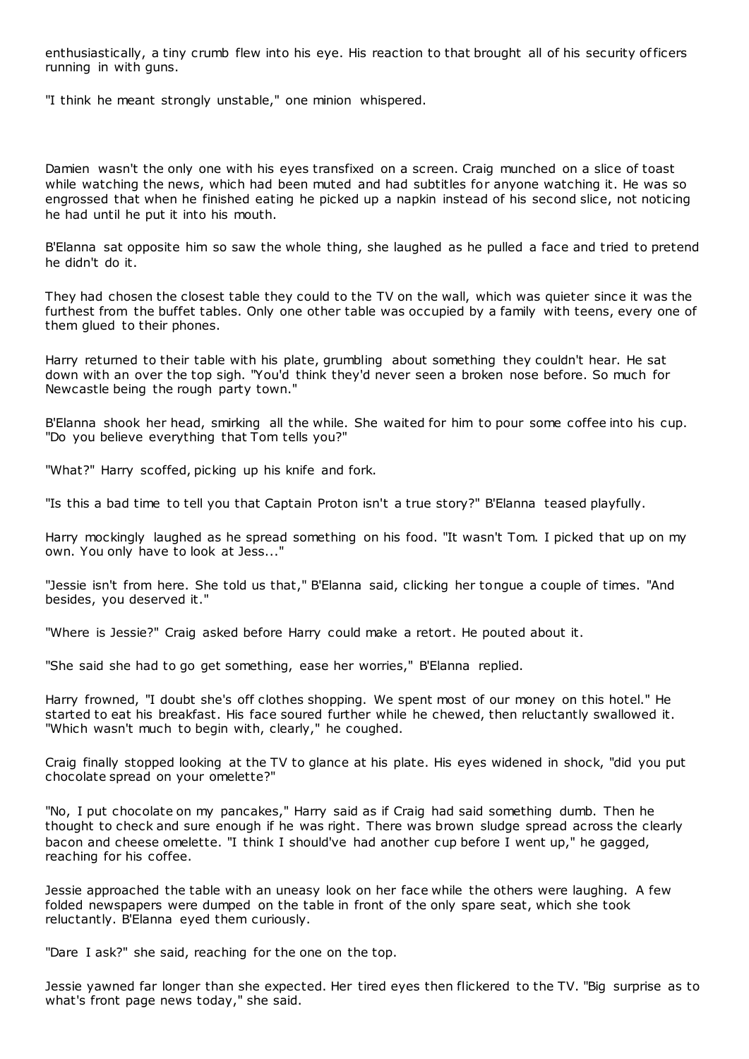enthusiastically, a tiny crumb flew into his eye. His reaction to that brought all of his security officers running in with guns.

"I think he meant strongly unstable," one minion whispered.

Damien wasn't the only one with his eyes transfixed on a screen. Craig munched on a slice of toast while watching the news, which had been muted and had subtitles for anyone watching it. He was so engrossed that when he finished eating he picked up a napkin instead of his second slice, not noticing he had until he put it into his mouth.

B'Elanna sat opposite him so saw the whole thing, she laughed as he pulled a face and tried to pretend he didn't do it.

They had chosen the closest table they could to the TV on the wall, which was quieter since it was the furthest from the buffet tables. Only one other table was occupied by a family with teens, every one of them glued to their phones.

Harry returned to their table with his plate, grumbling about something they couldn't hear. He sat down with an over the top sigh. "You'd think they'd never seen a broken nose before. So much for Newcastle being the rough party town."

B'Elanna shook her head, smirking all the while. She waited for him to pour some coffee into his cup. "Do you believe everything that Tom tells you?"

"What?" Harry scoffed, picking up his knife and fork.

"Is this a bad time to tell you that Captain Proton isn't a true story?" B'Elanna teased playfully.

Harry mockingly laughed as he spread something on his food. "It wasn't Tom. I picked that up on my own. You only have to look at Jess..."

"Jessie isn't from here. She told us that," B'Elanna said, clicking her tongue a couple of times. "And besides, you deserved it."

"Where is Jessie?" Craig asked before Harry could make a retort. He pouted about it.

"She said she had to go get something, ease her worries," B'Elanna replied.

Harry frowned, "I doubt she's off clothes shopping. We spent most of our money on this hotel." He started to eat his breakfast. His face soured further while he chewed, then reluctantly swallowed it. "Which wasn't much to begin with, clearly," he coughed.

Craig finally stopped looking at the TV to glance at his plate. His eyes widened in shock, "did you put chocolate spread on your omelette?"

"No, I put chocolate on my pancakes," Harry said as if Craig had said something dumb. Then he thought to check and sure enough if he was right. There was brown sludge spread across the clearly bacon and cheese omelette. "I think I should've had another cup before I went up," he gagged, reaching for his coffee.

Jessie approached the table with an uneasy look on her face while the others were laughing. A few folded newspapers were dumped on the table in front of the only spare seat, which she took reluctantly. B'Elanna eyed them curiously.

"Dare I ask?" she said, reaching for the one on the top.

Jessie yawned far longer than she expected. Her tired eyes then flickered to the TV. "Big surprise as to what's front page news today," she said.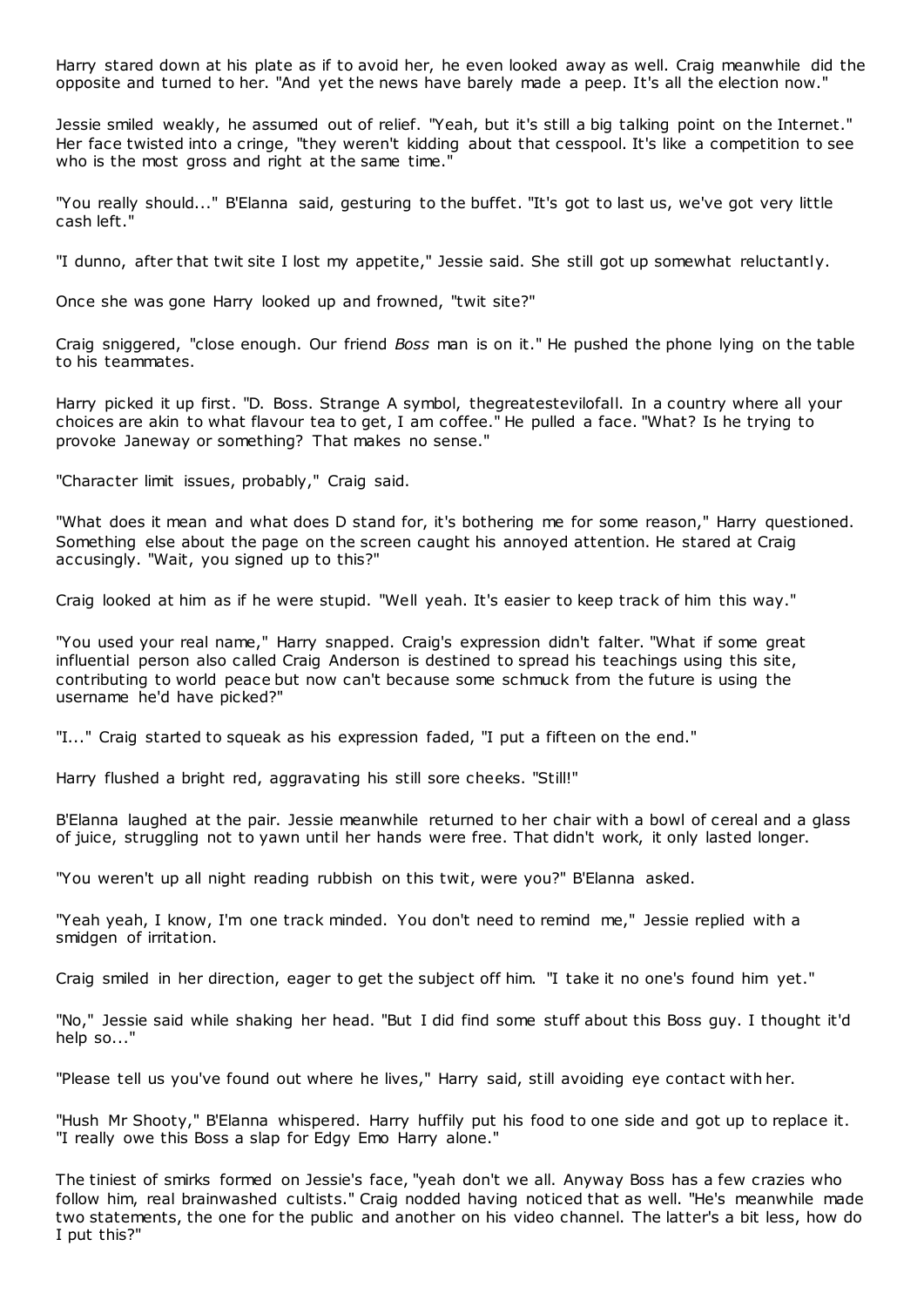Harry stared down at his plate as if to avoid her, he even looked away as well. Craig meanwhile did the opposite and turned to her. "And yet the news have barely made a peep. It's all the election now."

Jessie smiled weakly, he assumed out of relief. "Yeah, but it's still a big talking point on the Internet." Her face twisted into a cringe, "they weren't kidding about that cesspool. It's like a competition to see who is the most gross and right at the same time."

"You really should..." B'Elanna said, gesturing to the buffet. "It's got to last us, we've got very little cash left."

"I dunno, after that twit site I lost my appetite," Jessie said. She still got up somewhat reluctantly.

Once she was gone Harry looked up and frowned, "twit site?"

Craig sniggered, "close enough. Our friend *Boss* man is on it." He pushed the phone lying on the table to his teammates.

Harry picked it up first. "D. Boss. Strange A symbol, thegreatestevilofall. In a country where all your choices are akin to what flavour tea to get, I am coffee." He pulled a face. "What? Is he trying to provoke Janeway or something? That makes no sense."

"Character limit issues, probably," Craig said.

"What does it mean and what does D stand for, it's bothering me for some reason," Harry questioned. Something else about the page on the screen caught his annoyed attention. He stared at Craig accusingly. "Wait, you signed up to this?"

Craig looked at him as if he were stupid. "Well yeah. It's easier to keep track of him this way."

"You used your real name," Harry snapped. Craig's expression didn't falter. "What if some great influential person also called Craig Anderson is destined to spread his teachings using this site, contributing to world peace but now can't because some schmuck from the future is using the username he'd have picked?"

"I..." Craig started to squeak as his expression faded, "I put a fifteen on the end."

Harry flushed a bright red, aggravating his still sore cheeks. "Still!"

B'Elanna laughed at the pair. Jessie meanwhile returned to her chair with a bowl of cereal and a glass of juice, struggling not to yawn until her hands were free. That didn't work, it only lasted longer.

"You weren't up all night reading rubbish on this twit, were you?" B'Elanna asked.

"Yeah yeah, I know, I'm one track minded. You don't need to remind me," Jessie replied with a smidgen of irritation.

Craig smiled in her direction, eager to get the subject off him. "I take it no one's found him yet."

"No," Jessie said while shaking her head. "But I did find some stuff about this Boss guy. I thought it'd help so..."

"Please tell us you've found out where he lives," Harry said, still avoiding eye contact with her.

"Hush Mr Shooty," B'Elanna whispered. Harry huffily put his food to one side and got up to replace it. "I really owe this Boss a slap for Edgy Emo Harry alone."

The tiniest of smirks formed on Jessie's face, "yeah don't we all. Anyway Boss has a few crazies who follow him, real brainwashed cultists." Craig nodded having noticed that as well. "He's meanwhile made two statements, the one for the public and another on his video channel. The latter's a bit less, how do I put this?"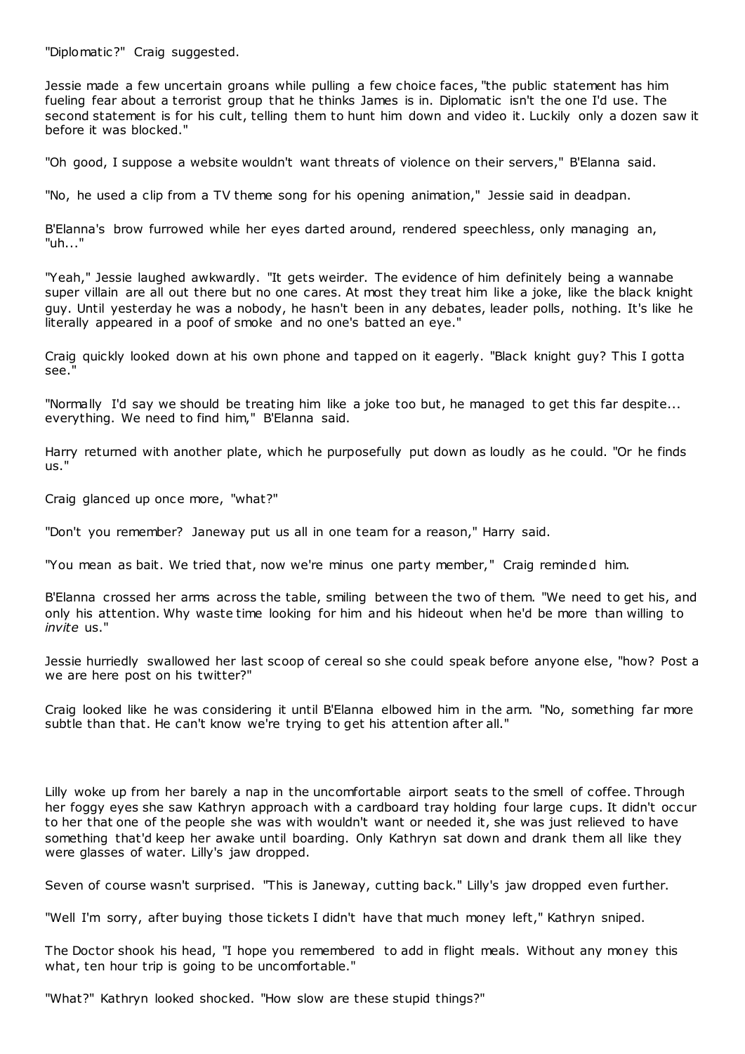"Diplomatic?" Craig suggested.

Jessie made a few uncertain groans while pulling a few choice faces, "the public statement has him fueling fear about a terrorist group that he thinks James is in. Diplomatic isn't the one I'd use. The second statement is for his cult, telling them to hunt him down and video it. Luckily only a dozen saw it before it was blocked."

"Oh good, I suppose a website wouldn't want threats of violence on their servers," B'Elanna said.

"No, he used a clip from a TV theme song for his opening animation," Jessie said in deadpan.

B'Elanna's brow furrowed while her eyes darted around, rendered speechless, only managing an, "uh..."

"Yeah," Jessie laughed awkwardly. "It gets weirder. The evidence of him definitely being a wannabe super villain are all out there but no one cares. At most they treat him like a joke, like the black knight guy. Until yesterday he was a nobody, he hasn't been in any debates, leader polls, nothing. It's like he literally appeared in a poof of smoke and no one's batted an eye."

Craig quickly looked down at his own phone and tapped on it eagerly. "Black knight guy? This I gotta see."

"Normally I'd say we should be treating him like a joke too but, he managed to get this far despite... everything. We need to find him," B'Elanna said.

Harry returned with another plate, which he purposefully put down as loudly as he could. "Or he finds us."

Craig glanced up once more, "what?"

"Don't you remember? Janeway put us all in one team for a reason," Harry said.

"You mean as bait. We tried that, now we're minus one party member," Craig reminded him.

B'Elanna crossed her arms across the table, smiling between the two of them. "We need to get his, and only his attention. Why waste time looking for him and his hideout when he'd be more than willing to *invite* us."

Jessie hurriedly swallowed her last scoop of cereal so she could speak before anyone else, "how? Post a we are here post on his twitter?"

Craig looked like he was considering it until B'Elanna elbowed him in the arm. "No, something far more subtle than that. He can't know we're trying to get his attention after all."

Lilly woke up from her barely a nap in the uncomfortable airport seats to the smell of coffee. Through her foggy eyes she saw Kathryn approach with a cardboard tray holding four large cups. It didn't occur to her that one of the people she was with wouldn't want or needed it, she was just relieved to have something that'd keep her awake until boarding. Only Kathryn sat down and drank them all like they were glasses of water. Lilly's jaw dropped.

Seven of course wasn't surprised. "This is Janeway, cutting back." Lilly's jaw dropped even further.

"Well I'm sorry, after buying those tickets I didn't have that much money left," Kathryn sniped.

The Doctor shook his head, "I hope you remembered to add in flight meals. Without any money this what, ten hour trip is going to be uncomfortable."

"What?" Kathryn looked shocked. "How slow are these stupid things?"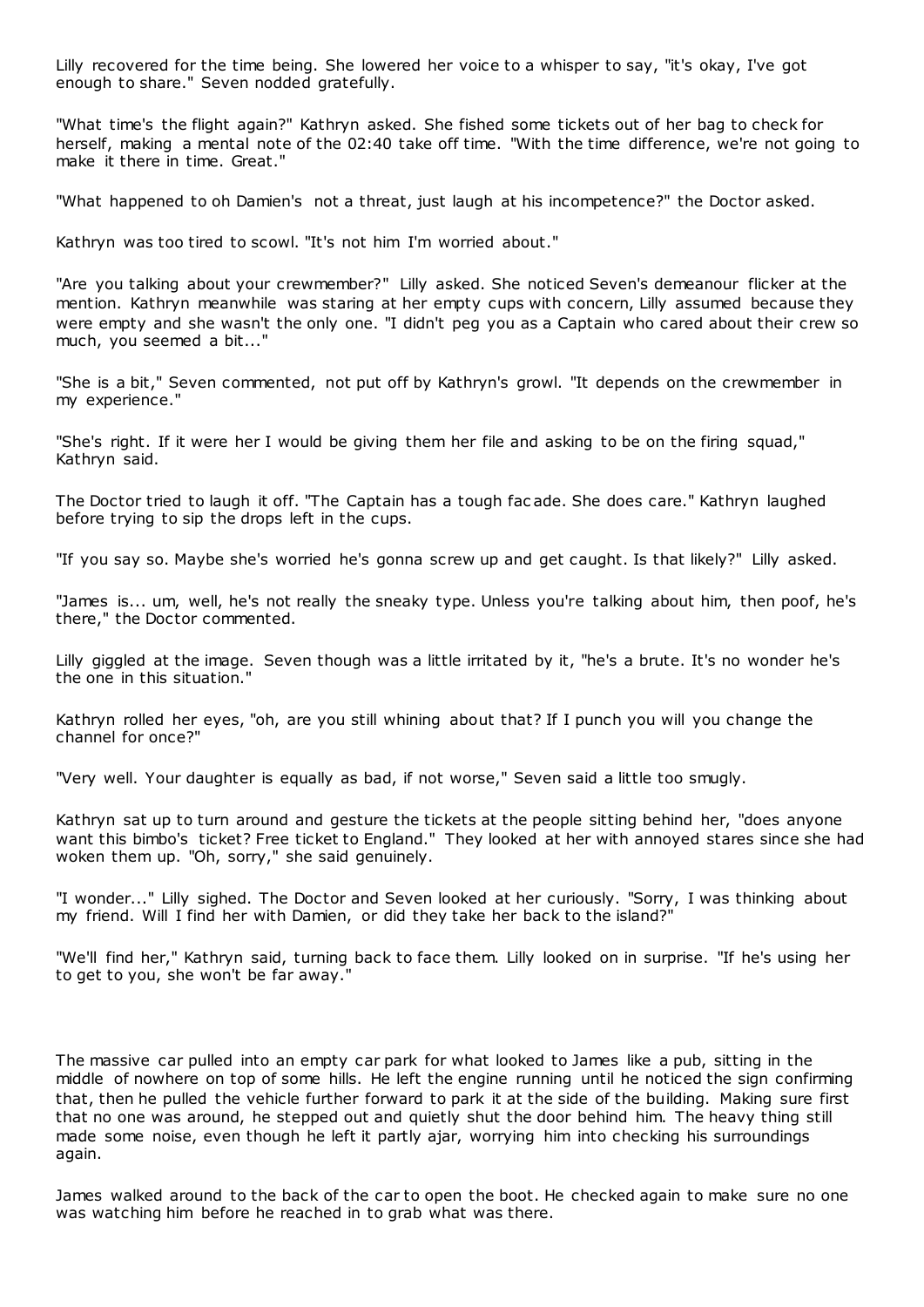Lilly recovered for the time being. She lowered her voice to a whisper to say, "it's okay, I've got enough to share." Seven nodded gratefully.

"What time's the flight again?" Kathryn asked. She fished some tickets out of her bag to check for herself, making a mental note of the 02:40 take off time. "With the time difference, we're not going to make it there in time. Great."

"What happened to oh Damien's not a threat, just laugh at his incompetence?" the Doctor asked.

Kathryn was too tired to scowl. "It's not him I'm worried about."

"Are you talking about your crewmember?" Lilly asked. She noticed Seven's demeanour flicker at the mention. Kathryn meanwhile was staring at her empty cups with concern, Lilly assumed because they were empty and she wasn't the only one. "I didn't peg you as a Captain who cared about their crew so much, you seemed a bit..."

"She is a bit," Seven commented, not put off by Kathryn's growl. "It depends on the crewmember in my experience."

"She's right. If it were her I would be giving them her file and asking to be on the firing squad," Kathryn said.

The Doctor tried to laugh it off. "The Captain has a tough facade. She does care." Kathryn laughed before trying to sip the drops left in the cups.

"If you say so. Maybe she's worried he's gonna screw up and get caught. Is that likely?" Lilly asked.

"James is... um, well, he's not really the sneaky type. Unless you're talking about him, then poof, he's there," the Doctor commented.

Lilly giggled at the image. Seven though was a little irritated by it, "he's a brute. It's no wonder he's the one in this situation."

Kathryn rolled her eyes, "oh, are you still whining about that? If I punch you will you change the channel for once?"

"Very well. Your daughter is equally as bad, if not worse," Seven said a little too smugly.

Kathryn sat up to turn around and gesture the tickets at the people sitting behind her, "does anyone want this bimbo's ticket? Free ticket to England." They looked at her with annoyed stares since she had woken them up. "Oh, sorry," she said genuinely.

"I wonder..." Lilly sighed. The Doctor and Seven looked at her curiously. "Sorry, I was thinking about my friend. Will I find her with Damien, or did they take her back to the island?"

"We'll find her," Kathryn said, turning back to face them. Lilly looked on in surprise. "If he's using her to get to you, she won't be far away."

The massive car pulled into an empty car park for what looked to James like a pub, sitting in the middle of nowhere on top of some hills. He left the engine running until he noticed the sign confirming that, then he pulled the vehicle further forward to park it at the side of the building. Making sure first that no one was around, he stepped out and quietly shut the door behind him. The heavy thing still made some noise, even though he left it partly ajar, worrying him into checking his surroundings again.

James walked around to the back of the car to open the boot. He checked again to make sure no one was watching him before he reached in to grab what was there.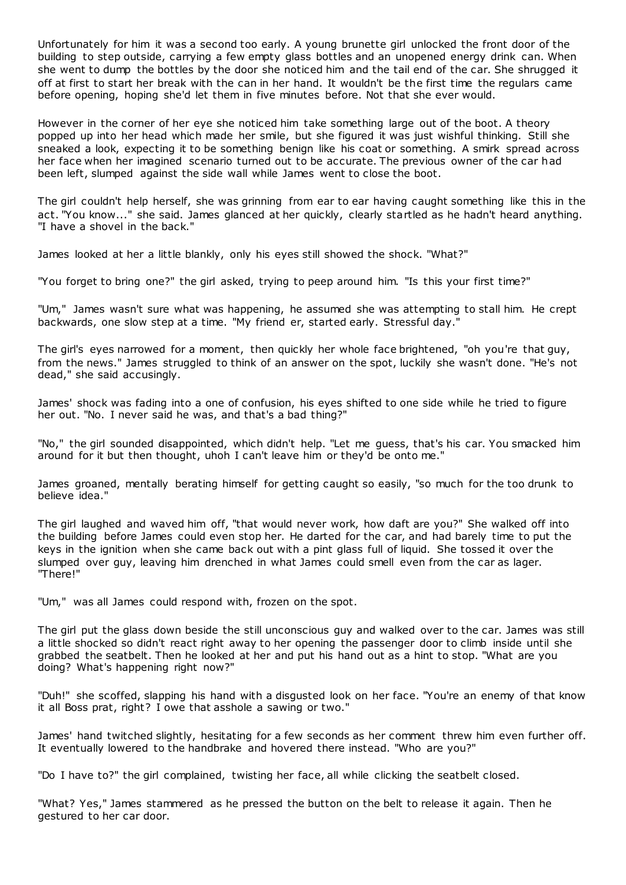Unfortunately for him it was a second too early. A young brunette girl unlocked the front door of the building to step outside, carrying a few empty glass bottles and an unopened energy drink can. When she went to dump the bottles by the door she noticed him and the tail end of the car. She shrugged it off at first to start her break with the can in her hand. It wouldn't be the first time the regulars came before opening, hoping she'd let them in five minutes before. Not that she ever would.

However in the corner of her eye she noticed him take something large out of the boot. A theory popped up into her head which made her smile, but she figured it was just wishful thinking. Still she sneaked a look, expecting it to be something benign like his coat or something. A smirk spread across her face when her imagined scenario turned out to be accurate. The previous owner of the car had been left, slumped against the side wall while James went to close the boot.

The girl couldn't help herself, she was grinning from ear to ear having caught something like this in the act. "You know..." she said. James glanced at her quickly, clearly startled as he hadn't heard anything. "I have a shovel in the back."

James looked at her a little blankly, only his eyes still showed the shock. "What?"

"You forget to bring one?" the girl asked, trying to peep around him. "Is this your first time?"

"Um," James wasn't sure what was happening, he assumed she was attempting to stall him. He crept backwards, one slow step at a time. "My friend er, started early. Stressful day."

The girl's eyes narrowed for a moment, then quickly her whole face brightened, "oh you're that guy, from the news." James struggled to think of an answer on the spot, luckily she wasn't done. "He's not dead," she said accusingly.

James' shock was fading into a one of confusion, his eyes shifted to one side while he tried to figure her out. "No. I never said he was, and that's a bad thing?"

"No," the girl sounded disappointed, which didn't help. "Let me guess, that's his car. You smacked him around for it but then thought, uhoh I can't leave him or they'd be onto me."

James groaned, mentally berating himself for getting caught so easily, "so much for the too drunk to believe idea."

The girl laughed and waved him off, "that would never work, how daft are you?" She walked off into the building before James could even stop her. He darted for the car, and had barely time to put the keys in the ignition when she came back out with a pint glass full of liquid. She tossed it over the slumped over guy, leaving him drenched in what James could smell even from the car as lager. "There!"

"Um," was all James could respond with, frozen on the spot.

The girl put the glass down beside the still unconscious guy and walked over to the car. James was still a little shocked so didn't react right away to her opening the passenger door to climb inside until she grabbed the seatbelt. Then he looked at her and put his hand out as a hint to stop. "What are you doing? What's happening right now?"

"Duh!" she scoffed, slapping his hand with a disgusted look on her face. "You're an enemy of that know it all Boss prat, right? I owe that asshole a sawing or two."

James' hand twitched slightly, hesitating for a few seconds as her comment threw him even further off. It eventually lowered to the handbrake and hovered there instead. "Who are you?"

"Do I have to?" the girl complained, twisting her face, all while clicking the seatbelt closed.

"What? Yes," James stammered as he pressed the button on the belt to release it again. Then he gestured to her car door.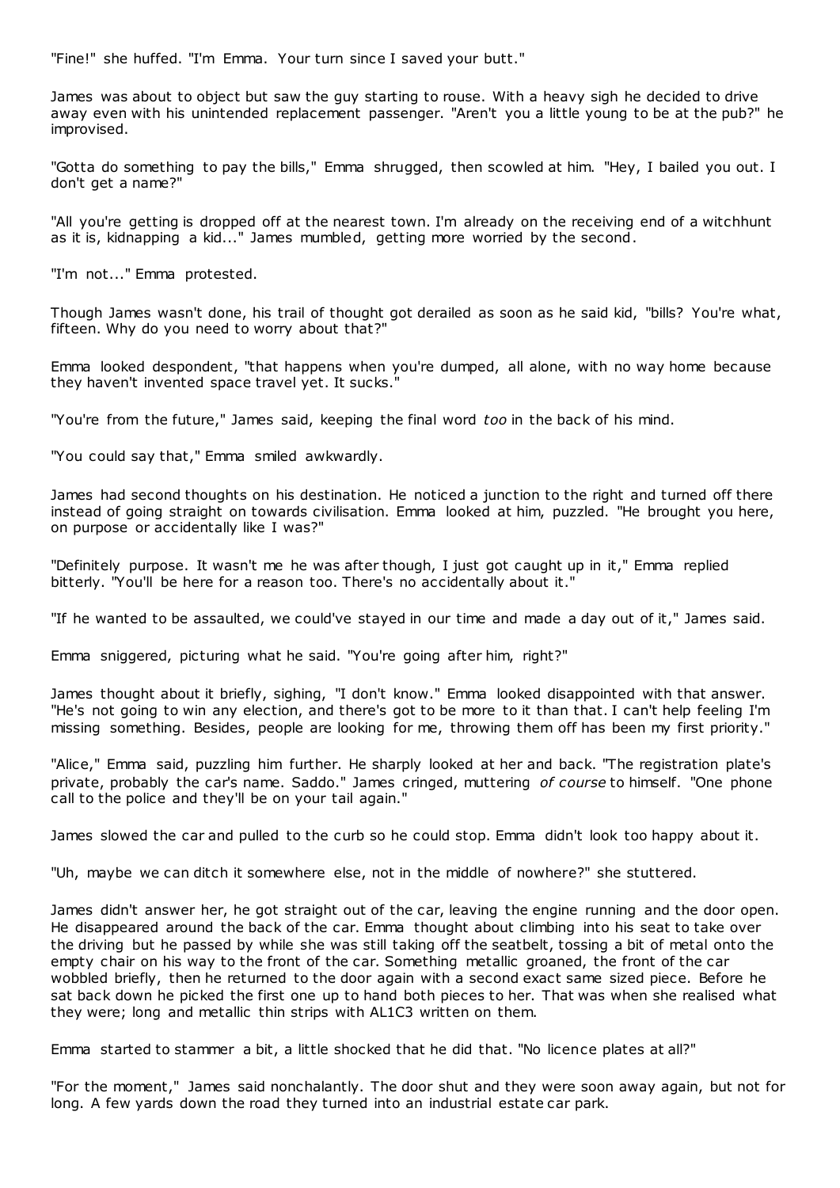"Fine!" she huffed. "I'm Emma. Your turn since I saved your butt."

James was about to object but saw the guy starting to rouse. With a heavy sigh he decided to drive away even with his unintended replacement passenger. "Aren't you a little young to be at the pub?" he improvised.

"Gotta do something to pay the bills," Emma shrugged, then scowled at him. "Hey, I bailed you out. I don't get a name?"

"All you're getting is dropped off at the nearest town. I'm already on the receiving end of a witchhunt as it is, kidnapping a kid..." James mumbled, getting more worried by the second.

"I'm not..." Emma protested.

Though James wasn't done, his trail of thought got derailed as soon as he said kid, "bills? You're what, fifteen. Why do you need to worry about that?"

Emma looked despondent, "that happens when you're dumped, all alone, with no way home because they haven't invented space travel yet. It sucks."

"You're from the future," James said, keeping the final word *too* in the back of his mind.

"You could say that," Emma smiled awkwardly.

James had second thoughts on his destination. He noticed a junction to the right and turned off there instead of going straight on towards civilisation. Emma looked at him, puzzled. "He brought you here, on purpose or accidentally like I was?"

"Definitely purpose. It wasn't me he was after though, I just got caught up in it," Emma replied bitterly. "You'll be here for a reason too. There's no accidentally about it."

"If he wanted to be assaulted, we could've stayed in our time and made a day out of it," James said.

Emma sniggered, picturing what he said. "You're going after him, right?"

James thought about it briefly, sighing, "I don't know." Emma looked disappointed with that answer. "He's not going to win any election, and there's got to be more to it than that. I can't help feeling I'm missing something. Besides, people are looking for me, throwing them off has been my first priority."

"Alice," Emma said, puzzling him further. He sharply looked at her and back. "The registration plate's private, probably the car's name. Saddo." James cringed, muttering *of course* to himself. "One phone call to the police and they'll be on your tail again."

James slowed the car and pulled to the curb so he could stop. Emma didn't look too happy about it.

"Uh, maybe we can ditch it somewhere else, not in the middle of nowhere?" she stuttered.

James didn't answer her, he got straight out of the car, leaving the engine running and the door open. He disappeared around the back of the car. Emma thought about climbing into his seat to take over the driving but he passed by while she was still taking off the seatbelt, tossing a bit of metal onto the empty chair on his way to the front of the car. Something metallic groaned, the front of the car wobbled briefly, then he returned to the door again with a second exact same sized piece. Before he sat back down he picked the first one up to hand both pieces to her. That was when she realised what they were; long and metallic thin strips with AL1C3 written on them.

Emma started to stammer a bit, a little shocked that he did that. "No licence plates at all?"

"For the moment," James said nonchalantly. The door shut and they were soon away again, but not for long. A few yards down the road they turned into an industrial estate car park.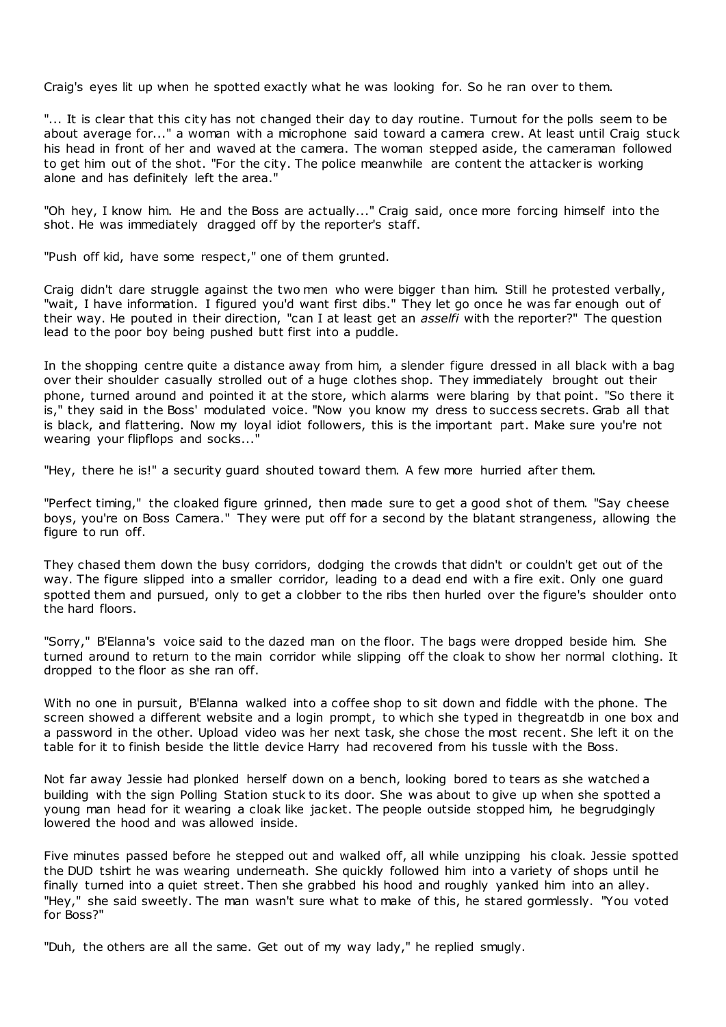Craig's eyes lit up when he spotted exactly what he was looking for. So he ran over to them.

"... It is clear that this city has not changed their day to day routine. Turnout for the polls seem to be about average for..." a woman with a microphone said toward a camera crew. At least until Craig stuck his head in front of her and waved at the camera. The woman stepped aside, the cameraman followed to get him out of the shot. "For the city. The police meanwhile are content the attacker is working alone and has definitely left the area."

"Oh hey, I know him. He and the Boss are actually..." Craig said, once more forcing himself into the shot. He was immediately dragged off by the reporter's staff.

"Push off kid, have some respect," one of them grunted.

Craig didn't dare struggle against the two men who were bigger than him. Still he protested verbally, "wait, I have information. I figured you'd want first dibs." They let go once he was far enough out of their way. He pouted in their direction, "can I at least get an *asselfi* with the reporter?" The question lead to the poor boy being pushed butt first into a puddle.

In the shopping centre quite a distance away from him, a slender figure dressed in all black with a bag over their shoulder casually strolled out of a huge clothes shop. They immediately brought out their phone, turned around and pointed it at the store, which alarms were blaring by that point. "So there it is," they said in the Boss' modulated voice. "Now you know my dress to success secrets. Grab all that is black, and flattering. Now my loyal idiot followers, this is the important part. Make sure you're not wearing your flipflops and socks..."

"Hey, there he is!" a security guard shouted toward them. A few more hurried after them.

"Perfect timing," the cloaked figure grinned, then made sure to get a good shot of them. "Say cheese boys, you're on Boss Camera." They were put off for a second by the blatant strangeness, allowing the figure to run off.

They chased them down the busy corridors, dodging the crowds that didn't or couldn't get out of the way. The figure slipped into a smaller corridor, leading to a dead end with a fire exit. Only one guard spotted them and pursued, only to get a clobber to the ribs then hurled over the figure's shoulder onto the hard floors.

"Sorry," B'Elanna's voice said to the dazed man on the floor. The bags were dropped beside him. She turned around to return to the main corridor while slipping off the cloak to show her normal clothing. It dropped to the floor as she ran off.

With no one in pursuit, B'Elanna walked into a coffee shop to sit down and fiddle with the phone. The screen showed a different website and a login prompt, to which she typed in thegreatdb in one box and a password in the other. Upload video was her next task, she chose the most recent. She left it on the table for it to finish beside the little device Harry had recovered from his tussle with the Boss.

Not far away Jessie had plonked herself down on a bench, looking bored to tears as she watched a building with the sign Polling Station stuck to its door. She was about to give up when she spotted a young man head for it wearing a cloak like jacket. The people outside stopped him, he begrudgingly lowered the hood and was allowed inside.

Five minutes passed before he stepped out and walked off, all while unzipping his cloak. Jessie spotted the DUD tshirt he was wearing underneath. She quickly followed him into a variety of shops until he finally turned into a quiet street. Then she grabbed his hood and roughly yanked him into an alley. "Hey," she said sweetly. The man wasn't sure what to make of this, he stared gormlessly. "You voted for Boss?"

"Duh, the others are all the same. Get out of my way lady," he replied smugly.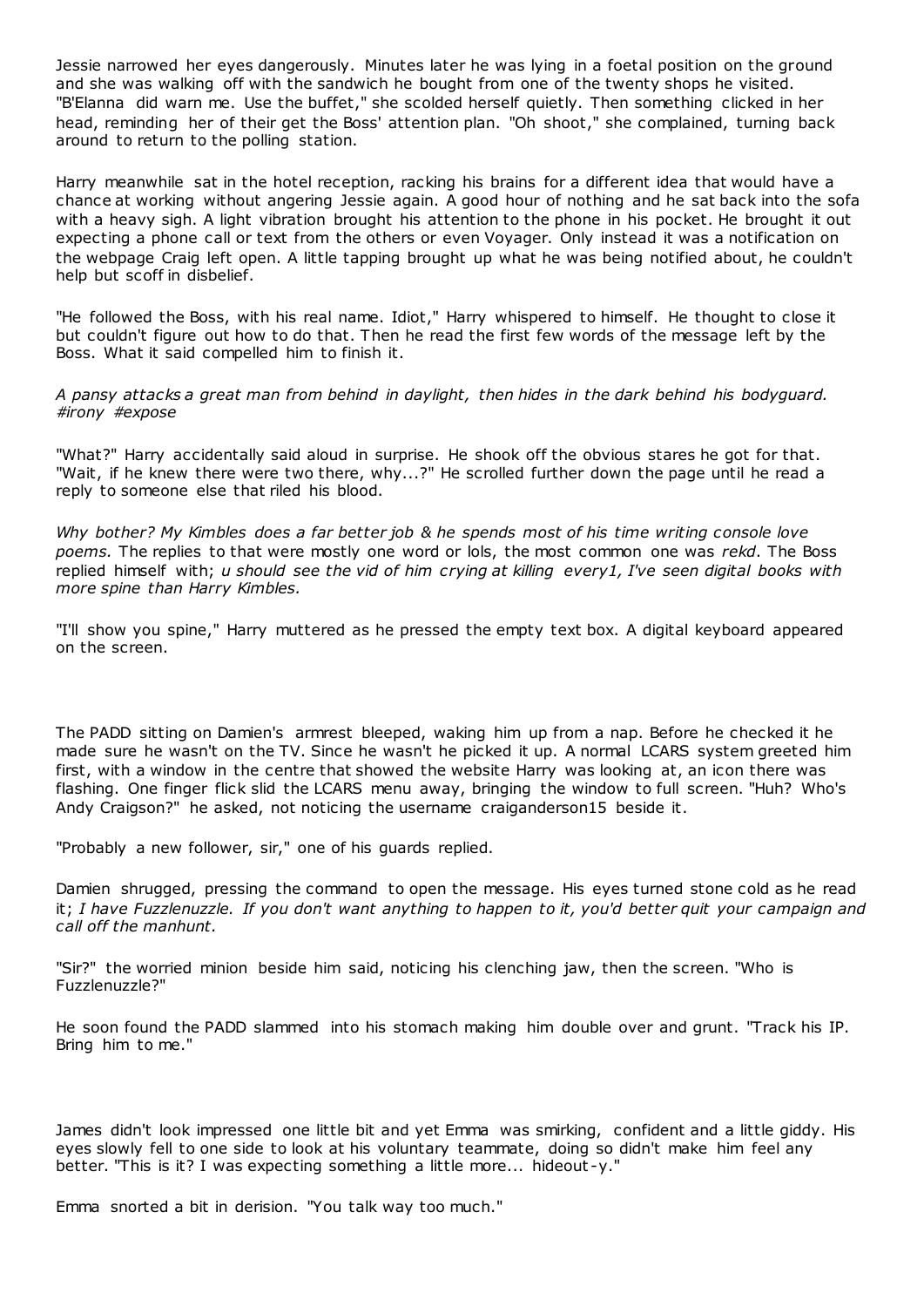Jessie narrowed her eyes dangerously. Minutes later he was lying in a foetal position on the ground and she was walking off with the sandwich he bought from one of the twenty shops he visited. "B'Elanna did warn me. Use the buffet," she scolded herself quietly. Then something clicked in her head, reminding her of their get the Boss' attention plan. "Oh shoot," she complained, turning back around to return to the polling station.

Harry meanwhile sat in the hotel reception, racking his brains for a different idea that would have a chance at working without angering Jessie again. A good hour of nothing and he sat back into the sofa with a heavy sigh. A light vibration brought his attention to the phone in his pocket. He brought it out expecting a phone call or text from the others or even Voyager. Only instead it was a notification on the webpage Craig left open. A little tapping brought up what he was being notified about, he couldn't help but scoff in disbelief.

"He followed the Boss, with his real name. Idiot," Harry whispered to himself. He thought to close it but couldn't figure out how to do that. Then he read the first few words of the message left by the Boss. What it said compelled him to finish it.

*A pansy attacks a great man from behind in daylight, then hides in the dark behind his bodyguard. #irony #expose*

"What?" Harry accidentally said aloud in surprise. He shook off the obvious stares he got for that. "Wait, if he knew there were two there, why...?" He scrolled further down the page until he read a reply to someone else that riled his blood.

*Why bother? My Kimbles does a far better job & he spends most of his time writing console love poems.* The replies to that were mostly one word or lols, the most common one was *rekd*. The Boss replied himself with; *u should see the vid of him crying at killing every1, I've seen digital books with more spine than Harry Kimbles.*

"I'll show you spine," Harry muttered as he pressed the empty text box. A digital keyboard appeared on the screen.

The PADD sitting on Damien's armrest bleeped, waking him up from a nap. Before he checked it he made sure he wasn't on the TV. Since he wasn't he picked it up. A normal LCARS system greeted him first, with a window in the centre that showed the website Harry was looking at, an icon there was flashing. One finger flick slid the LCARS menu away, bringing the window to full screen. "Huh? Who's Andy Craigson?" he asked, not noticing the username craiganderson15 beside it.

"Probably a new follower, sir," one of his guards replied.

Damien shrugged, pressing the command to open the message. His eyes turned stone cold as he read it; *I have Fuzzlenuzzle. If you don't want anything to happen to it, you'd better quit your campaign and call off the manhunt.*

"Sir?" the worried minion beside him said, noticing his clenching jaw, then the screen. "Who is Fuzzlenuzzle?"

He soon found the PADD slammed into his stomach making him double over and grunt. "Track his IP. Bring him to me."

James didn't look impressed one little bit and yet Emma was smirking, confident and a little giddy. His eyes slowly fell to one side to look at his voluntary teammate, doing so didn't make him feel any better. "This is it? I was expecting something a little more... hideout-y."

Emma snorted a bit in derision. "You talk way too much."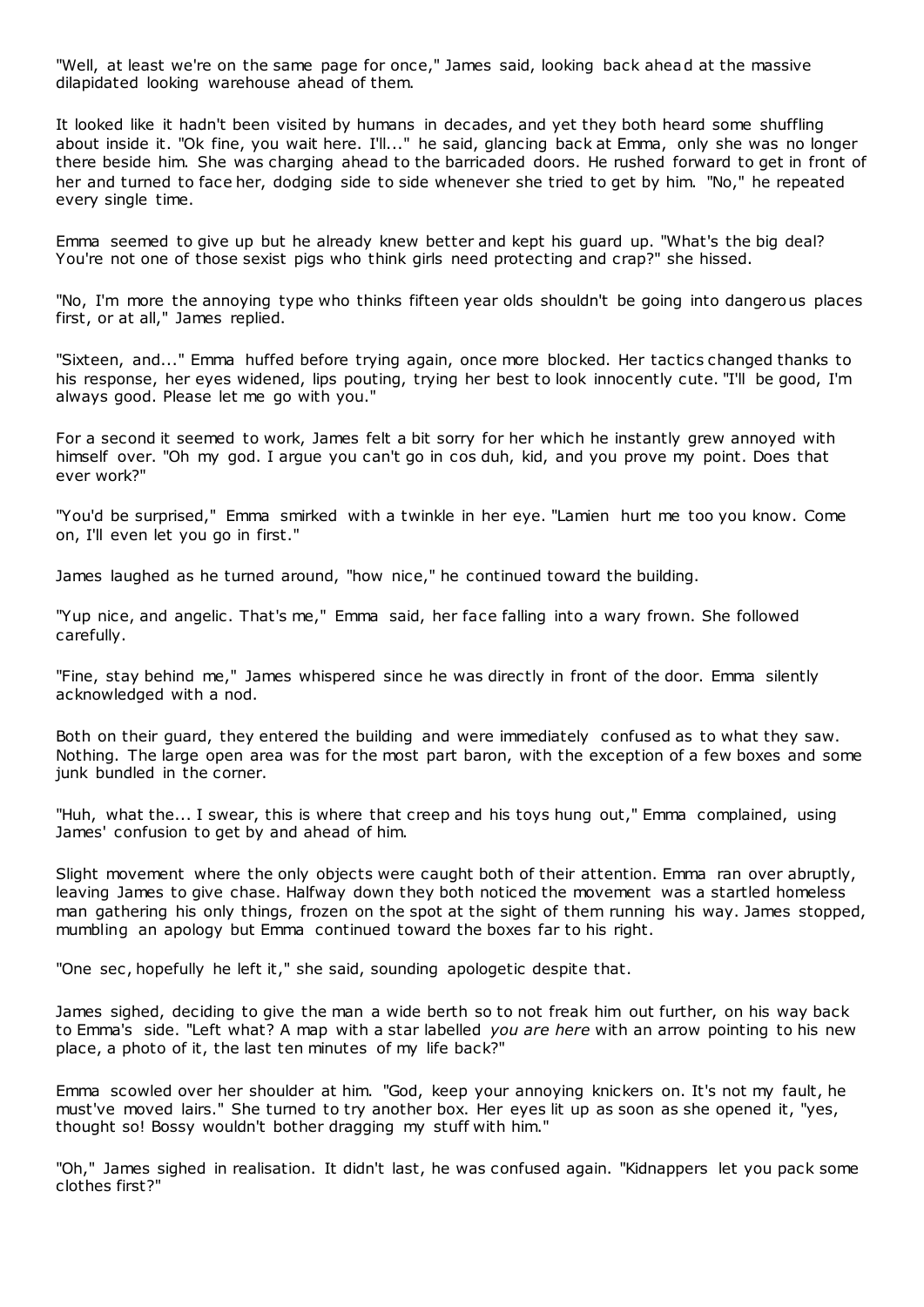"Well, at least we're on the same page for once," James said, looking back ahead at the massive dilapidated looking warehouse ahead of them.

It looked like it hadn't been visited by humans in decades, and yet they both heard some shuffling about inside it. "Ok fine, you wait here. I'll..." he said, glancing back at Emma, only she was no longer there beside him. She was charging ahead to the barricaded doors. He rushed forward to get in front of her and turned to face her, dodging side to side whenever she tried to get by him. "No," he repeated every single time.

Emma seemed to give up but he already knew better and kept his guard up. "What's the big deal? You're not one of those sexist pigs who think girls need protecting and crap?" she hissed.

"No, I'm more the annoying type who thinks fifteen year olds shouldn't be going into dangerous places first, or at all," James replied.

"Sixteen, and..." Emma huffed before trying again, once more blocked. Her tactics changed thanks to his response, her eyes widened, lips pouting, trying her best to look innocently cute. "I'll be good, I'm always good. Please let me go with you."

For a second it seemed to work, James felt a bit sorry for her which he instantly grew annoyed with himself over. "Oh my god. I argue you can't go in cos duh, kid, and you prove my point. Does that ever work?"

"You'd be surprised," Emma smirked with a twinkle in her eye. "Lamien hurt me too you know. Come on, I'll even let you go in first."

James laughed as he turned around, "how nice," he continued toward the building.

"Yup nice, and angelic. That's me," Emma said, her face falling into a wary frown. She followed carefully.

"Fine, stay behind me," James whispered since he was directly in front of the door. Emma silently acknowledged with a nod.

Both on their guard, they entered the building and were immediately confused as to what they saw. Nothing. The large open area was for the most part baron, with the exception of a few boxes and some junk bundled in the corner.

"Huh, what the... I swear, this is where that creep and his toys hung out," Emma complained, using James' confusion to get by and ahead of him.

Slight movement where the only objects were caught both of their attention. Emma ran over abruptly, leaving James to give chase. Halfway down they both noticed the movement was a startled homeless man gathering his only things, frozen on the spot at the sight of them running his way. James stopped, mumbling an apology but Emma continued toward the boxes far to his right.

"One sec, hopefully he left it," she said, sounding apologetic despite that.

James sighed, deciding to give the man a wide berth so to not freak him out further, on his way back to Emma's side. "Left what? A map with a star labelled *you are here* with an arrow pointing to his new place, a photo of it, the last ten minutes of my life back?"

Emma scowled over her shoulder at him. "God, keep your annoying knickers on. It's not my fault, he must've moved lairs." She turned to try another box. Her eyes lit up as soon as she opened it, "yes, thought so! Bossy wouldn't bother dragging my stuff with him."

"Oh," James sighed in realisation. It didn't last, he was confused again. "Kidnappers let you pack some clothes first?"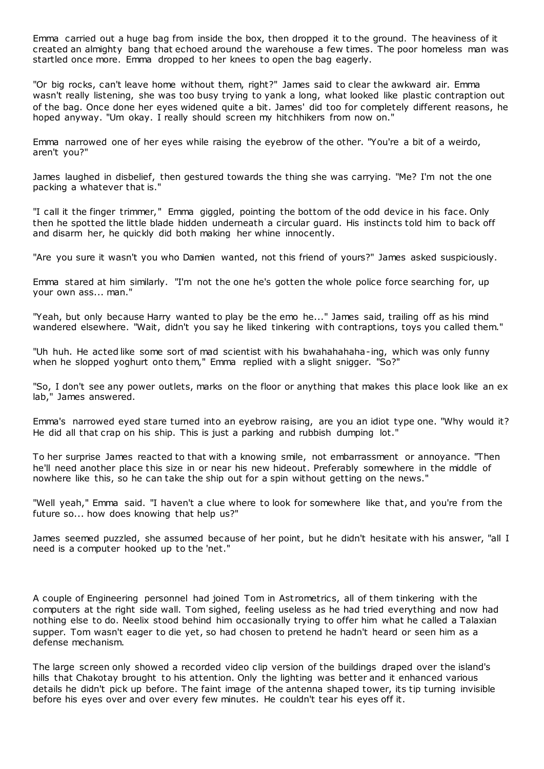Emma carried out a huge bag from inside the box, then dropped it to the ground. The heaviness of it created an almighty bang that echoed around the warehouse a few times. The poor homeless man was startled once more. Emma dropped to her knees to open the bag eagerly.

"Or big rocks, can't leave home without them, right?" James said to clear the awkward air. Emma wasn't really listening, she was too busy trying to yank a long, what looked like plastic contraption out of the bag. Once done her eyes widened quite a bit. James' did too for completely different reasons, he hoped anyway. "Um okay. I really should screen my hitchhikers from now on."

Emma narrowed one of her eyes while raising the eyebrow of the other. "You're a bit of a weirdo, aren't you?"

James laughed in disbelief, then gestured towards the thing she was carrying. "Me? I'm not the one packing a whatever that is."

"I call it the finger trimmer," Emma giggled, pointing the bottom of the odd device in his face. Only then he spotted the little blade hidden underneath a circular guard. His instincts told him to back off and disarm her, he quickly did both making her whine innocently.

"Are you sure it wasn't you who Damien wanted, not this friend of yours?" James asked suspiciously.

Emma stared at him similarly. "I'm not the one he's gotten the whole police force searching for, up your own ass... man."

"Yeah, but only because Harry wanted to play be the emo he..." James said, trailing off as his mind wandered elsewhere. "Wait, didn't you say he liked tinkering with contraptions, toys you called them."

"Uh huh. He acted like some sort of mad scientist with his bwahahahaha-ing, which was only funny when he slopped yoghurt onto them," Emma replied with a slight snigger. "So?"

"So, I don't see any power outlets, marks on the floor or anything that makes this place look like an ex lab," James answered.

Emma's narrowed eyed stare turned into an eyebrow raising, are you an idiot type one. "Why would it? He did all that crap on his ship. This is just a parking and rubbish dumping lot."

To her surprise James reacted to that with a knowing smile, not embarrassment or annoyance. "Then he'll need another place this size in or near his new hideout. Preferably somewhere in the middle of nowhere like this, so he can take the ship out for a spin without getting on the news."

"Well yeah," Emma said. "I haven't a clue where to look for somewhere like that, and you're from the future so... how does knowing that help us?"

James seemed puzzled, she assumed because of her point, but he didn't hesitate with his answer, "all I need is a computer hooked up to the 'net."

A couple of Engineering personnel had joined Tom in Astrometrics, all of them tinkering with the computers at the right side wall. Tom sighed, feeling useless as he had tried everything and now had nothing else to do. Neelix stood behind him occasionally trying to offer him what he called a Talaxian supper. Tom wasn't eager to die yet, so had chosen to pretend he hadn't heard or seen him as a defense mechanism.

The large screen only showed a recorded video clip version of the buildings draped over the island's hills that Chakotay brought to his attention. Only the lighting was better and it enhanced various details he didn't pick up before. The faint image of the antenna shaped tower, its tip turning invisible before his eyes over and over every few minutes. He couldn't tear his eyes off it.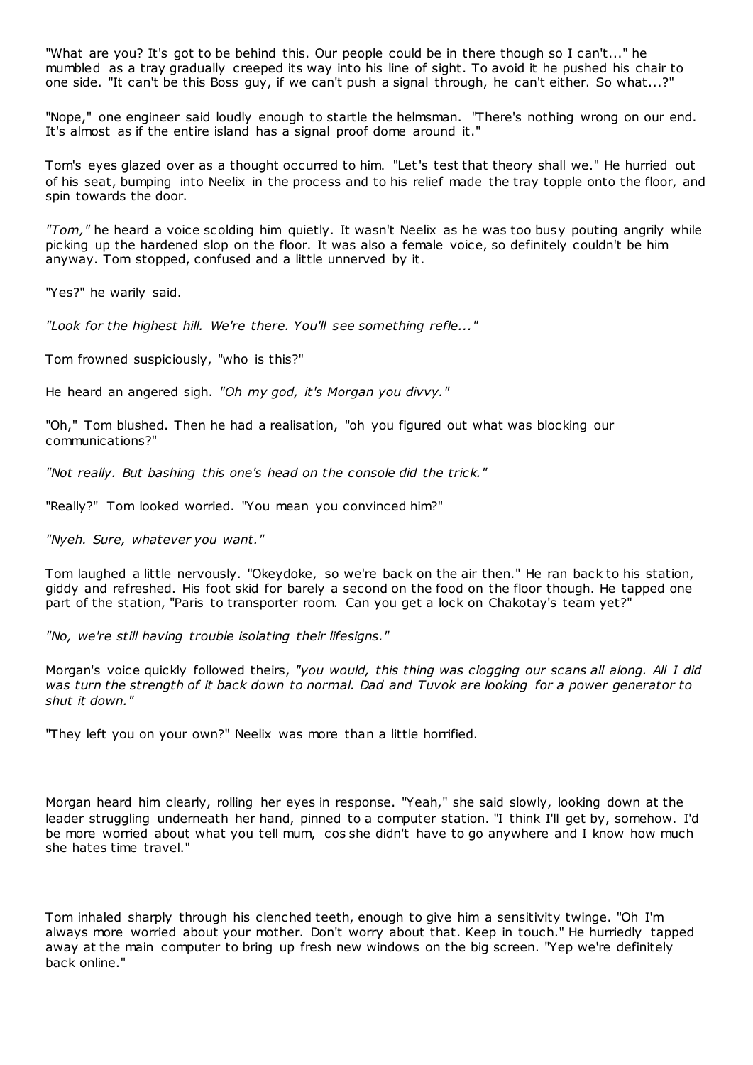"What are you? It's got to be behind this. Our people could be in there though so I can't..." he mumbled as a tray gradually creeped its way into his line of sight. To avoid it he pushed his chair to one side. "It can't be this Boss guy, if we can't push a signal through, he can't either. So what...?"

"Nope," one engineer said loudly enough to startle the helmsman. "There's nothing wrong on our end. It's almost as if the entire island has a signal proof dome around it."

Tom's eyes glazed over as a thought occurred to him. "Let's test that theory shall we." He hurried out of his seat, bumping into Neelix in the process and to his relief made the tray topple onto the floor, and spin towards the door.

*"Tom,"* he heard a voice scolding him quietly. It wasn't Neelix as he was too busy pouting angrily while picking up the hardened slop on the floor. It was also a female voice, so definitely couldn't be him anyway. Tom stopped, confused and a little unnerved by it.

"Yes?" he warily said.

*"Look for the highest hill. We're there. You'll see something refle..."*

Tom frowned suspiciously, "who is this?"

He heard an angered sigh. *"Oh my god, it's Morgan you divvy."*

"Oh," Tom blushed. Then he had a realisation, "oh you figured out what was blocking our communications?"

*"Not really. But bashing this one's head on the console did the trick."*

"Really?" Tom looked worried. "You mean you convinced him?"

*"Nyeh. Sure, whatever you want."*

Tom laughed a little nervously. "Okeydoke, so we're back on the air then." He ran back to his station, giddy and refreshed. His foot skid for barely a second on the food on the floor though. He tapped one part of the station, "Paris to transporter room. Can you get a lock on Chakotay's team yet?"

*"No, we're still having trouble isolating their lifesigns."*

Morgan's voice quickly followed theirs, *"you would, this thing was clogging our scans all along. All I did was turn the strength of it back down to normal. Dad and Tuvok are looking for a power generator to shut it down."*

"They left you on your own?" Neelix was more than a little horrified.

Morgan heard him clearly, rolling her eyes in response. "Yeah," she said slowly, looking down at the leader struggling underneath her hand, pinned to a computer station. "I think I'll get by, somehow. I'd be more worried about what you tell mum, cos she didn't have to go anywhere and I know how much she hates time travel."

Tom inhaled sharply through his clenched teeth, enough to give him a sensitivity twinge. "Oh I'm always more worried about your mother. Don't worry about that. Keep in touch." He hurriedly tapped away at the main computer to bring up fresh new windows on the big screen. "Yep we're definitely back online."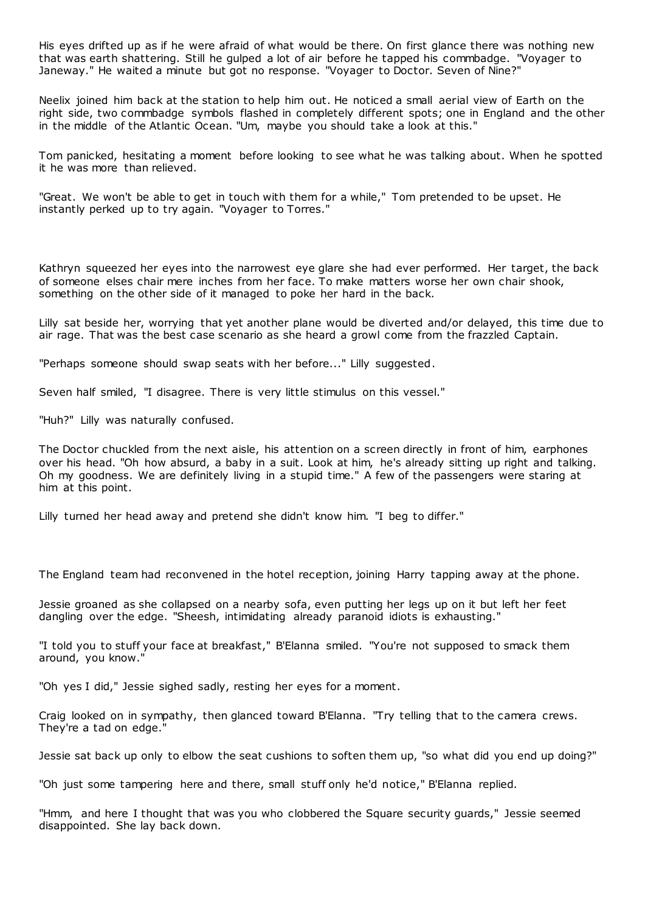His eyes drifted up as if he were afraid of what would be there. On first glance there was nothing new that was earth shattering. Still he gulped a lot of air before he tapped his commbadge. "Voyager to Janeway." He waited a minute but got no response. "Voyager to Doctor. Seven of Nine?"

Neelix joined him back at the station to help him out. He noticed a small aerial view of Earth on the right side, two commbadge symbols flashed in completely different spots; one in England and the other in the middle of the Atlantic Ocean. "Um, maybe you should take a look at this."

Tom panicked, hesitating a moment before looking to see what he was talking about. When he spotted it he was more than relieved.

"Great. We won't be able to get in touch with them for a while," Tom pretended to be upset. He instantly perked up to try again. "Voyager to Torres."

Kathryn squeezed her eyes into the narrowest eye glare she had ever performed. Her target, the back of someone elses chair mere inches from her face. To make matters worse her own chair shook, something on the other side of it managed to poke her hard in the back.

Lilly sat beside her, worrying that yet another plane would be diverted and/or delayed, this time due to air rage. That was the best case scenario as she heard a growl come from the frazzled Captain.

"Perhaps someone should swap seats with her before..." Lilly suggested.

Seven half smiled, "I disagree. There is very little stimulus on this vessel."

"Huh?" Lilly was naturally confused.

The Doctor chuckled from the next aisle, his attention on a screen directly in front of him, earphones over his head. "Oh how absurd, a baby in a suit. Look at him, he's already sitting up right and talking. Oh my goodness. We are definitely living in a stupid time." A few of the passengers were staring at him at this point.

Lilly turned her head away and pretend she didn't know him. "I beg to differ."

The England team had reconvened in the hotel reception, joining Harry tapping away at the phone.

Jessie groaned as she collapsed on a nearby sofa, even putting her legs up on it but left her feet dangling over the edge. "Sheesh, intimidating already paranoid idiots is exhausting."

"I told you to stuff your face at breakfast," B'Elanna smiled. "You're not supposed to smack them around, you know."

"Oh yes I did," Jessie sighed sadly, resting her eyes for a moment.

Craig looked on in sympathy, then glanced toward B'Elanna. "Try telling that to the camera crews. They're a tad on edge."

Jessie sat back up only to elbow the seat cushions to soften them up, "so what did you end up doing?"

"Oh just some tampering here and there, small stuff only he'd notice," B'Elanna replied.

"Hmm, and here I thought that was you who clobbered the Square security guards," Jessie seemed disappointed. She lay back down.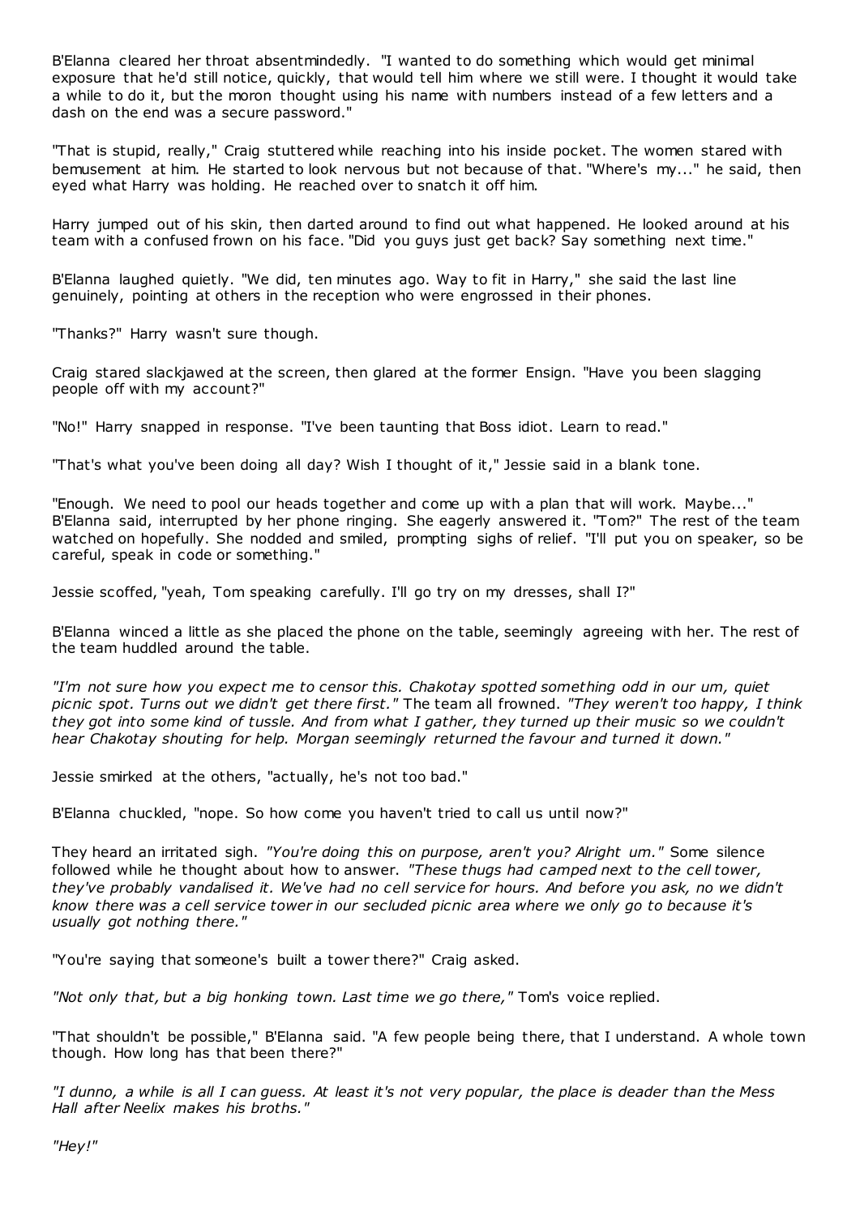B'Elanna cleared her throat absentmindedly. "I wanted to do something which would get minimal exposure that he'd still notice, quickly, that would tell him where we still were. I thought it would take a while to do it, but the moron thought using his name with numbers instead of a few letters and a dash on the end was a secure password."

"That is stupid, really," Craig stuttered while reaching into his inside pocket. The women stared with bemusement at him. He started to look nervous but not because of that. "Where's my..." he said, then eyed what Harry was holding. He reached over to snatch it off him.

Harry jumped out of his skin, then darted around to find out what happened. He looked around at his team with a confused frown on his face. "Did you guys just get back? Say something next time."

B'Elanna laughed quietly. "We did, ten minutes ago. Way to fit in Harry," she said the last line genuinely, pointing at others in the reception who were engrossed in their phones.

"Thanks?" Harry wasn't sure though.

Craig stared slackjawed at the screen, then glared at the former Ensign. "Have you been slagging people off with my account?"

"No!" Harry snapped in response. "I've been taunting that Boss idiot. Learn to read."

"That's what you've been doing all day? Wish I thought of it," Jessie said in a blank tone.

"Enough. We need to pool our heads together and come up with a plan that will work. Maybe..." B'Elanna said, interrupted by her phone ringing. She eagerly answered it. "Tom?" The rest of the team watched on hopefully. She nodded and smiled, prompting sighs of relief. "I'll put you on speaker, so be careful, speak in code or something."

Jessie scoffed, "yeah, Tom speaking carefully. I'll go try on my dresses, shall I?"

B'Elanna winced a little as she placed the phone on the table, seemingly agreeing with her. The rest of the team huddled around the table.

*"I'm not sure how you expect me to censor this. Chakotay spotted something odd in our um, quiet picnic spot. Turns out we didn't get there first."* The team all frowned. *"They weren't too happy, I think they got into some kind of tussle. And from what I gather, they turned up their music so we couldn't hear Chakotay shouting for help. Morgan seemingly returned the favour and turned it down."*

Jessie smirked at the others, "actually, he's not too bad."

B'Elanna chuckled, "nope. So how come you haven't tried to call us until now?"

They heard an irritated sigh. *"You're doing this on purpose, aren't you? Alright um."* Some silence followed while he thought about how to answer. *"These thugs had camped next to the cell tower, they've probably vandalised it. We've had no cell service for hours. And before you ask, no we didn't know there was a cell service tower in our secluded picnic area where we only go to because it's usually got nothing there."*

"You're saying that someone's built a tower there?" Craig asked.

*"Not only that, but a big honking town. Last time we go there,"* Tom's voice replied.

"That shouldn't be possible," B'Elanna said. "A few people being there, that I understand. A whole town though. How long has that been there?"

*"I dunno, a while is all I can guess. At least it's not very popular, the place is deader than the Mess Hall after Neelix makes his broths."*

*"Hey!"*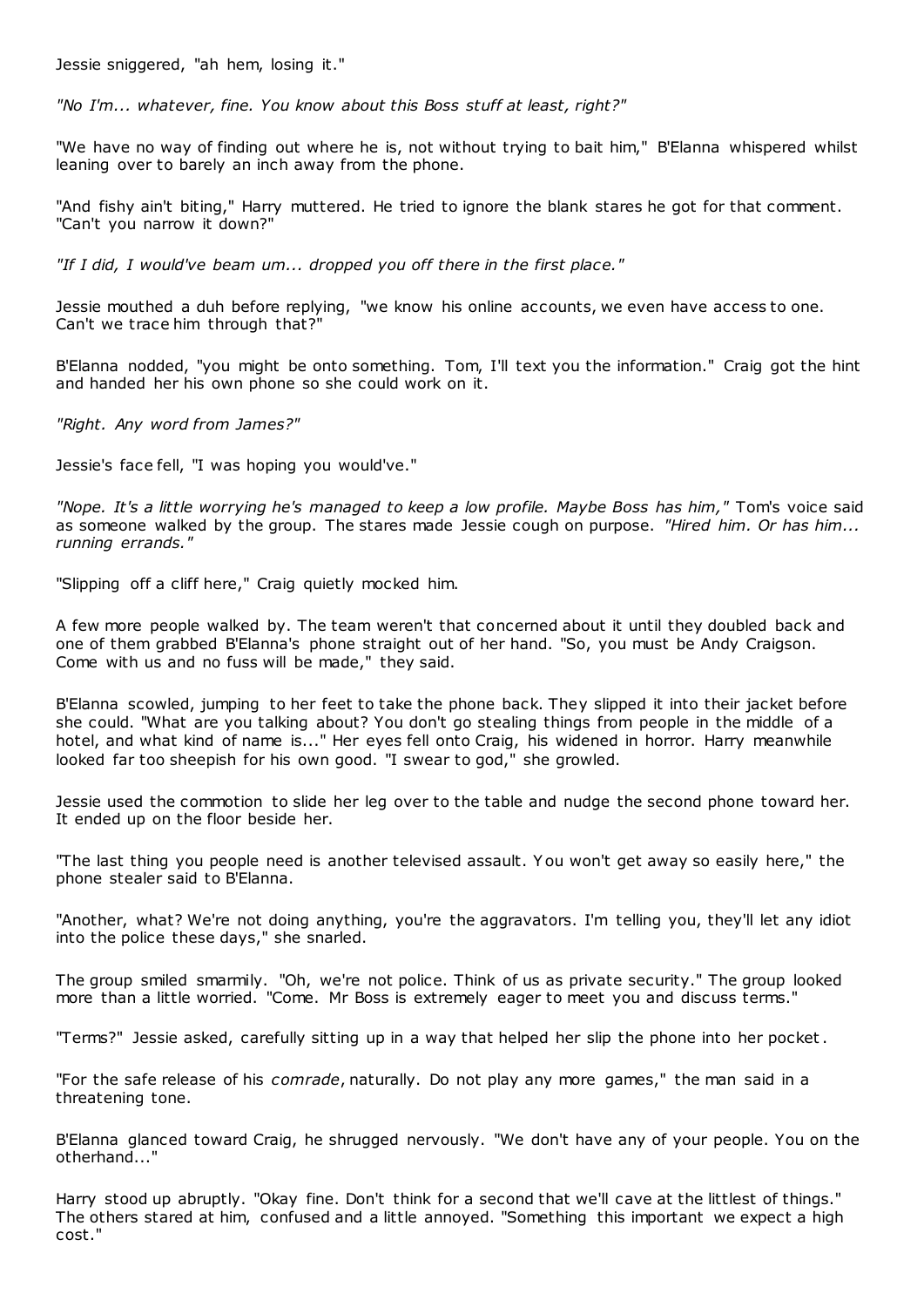Jessie sniggered, "ah hem, losing it."

*"No I'm... whatever, fine. You know about this Boss stuff at least, right?"*

"We have no way of finding out where he is, not without trying to bait him," B'Elanna whispered whilst leaning over to barely an inch away from the phone.

"And fishy ain't biting," Harry muttered. He tried to ignore the blank stares he got for that comment. "Can't you narrow it down?"

*"If I did, I would've beam um... dropped you off there in the first place."*

Jessie mouthed a duh before replying, "we know his online accounts, we even have access to one. Can't we trace him through that?"

B'Elanna nodded, "you might be onto something. Tom, I'll text you the information." Craig got the hint and handed her his own phone so she could work on it.

*"Right. Any word from James?"*

Jessie's face fell, "I was hoping you would've."

*"Nope. It's a little worrying he's managed to keep a low profile. Maybe Boss has him,"* Tom's voice said as someone walked by the group. The stares made Jessie cough on purpose. *"Hired him. Or has him... running errands."*

"Slipping off a cliff here," Craig quietly mocked him.

A few more people walked by. The team weren't that concerned about it until they doubled back and one of them grabbed B'Elanna's phone straight out of her hand. "So, you must be Andy Craigson. Come with us and no fuss will be made," they said.

B'Elanna scowled, jumping to her feet to take the phone back. They slipped it into their jacket before she could. "What are you talking about? You don't go stealing things from people in the middle of a hotel, and what kind of name is..." Her eyes fell onto Craig, his widened in horror. Harry meanwhile looked far too sheepish for his own good. "I swear to god," she growled.

Jessie used the commotion to slide her leg over to the table and nudge the second phone toward her. It ended up on the floor beside her.

"The last thing you people need is another televised assault. You won't get away so easily here," the phone stealer said to B'Elanna.

"Another, what? We're not doing anything, you're the aggravators. I'm telling you, they'll let any idiot into the police these days," she snarled.

The group smiled smarmily. "Oh, we're not police. Think of us as private security." The group looked more than a little worried. "Come. Mr Boss is extremely eager to meet you and discuss terms."

"Terms?" Jessie asked, carefully sitting up in a way that helped her slip the phone into her pocket.

"For the safe release of his *comrade*, naturally. Do not play any more games," the man said in a threatening tone.

B'Elanna glanced toward Craig, he shrugged nervously. "We don't have any of your people. You on the otherhand..."

Harry stood up abruptly. "Okay fine. Don't think for a second that we'll cave at the littlest of things." The others stared at him, confused and a little annoyed. "Something this important we expect a high cost."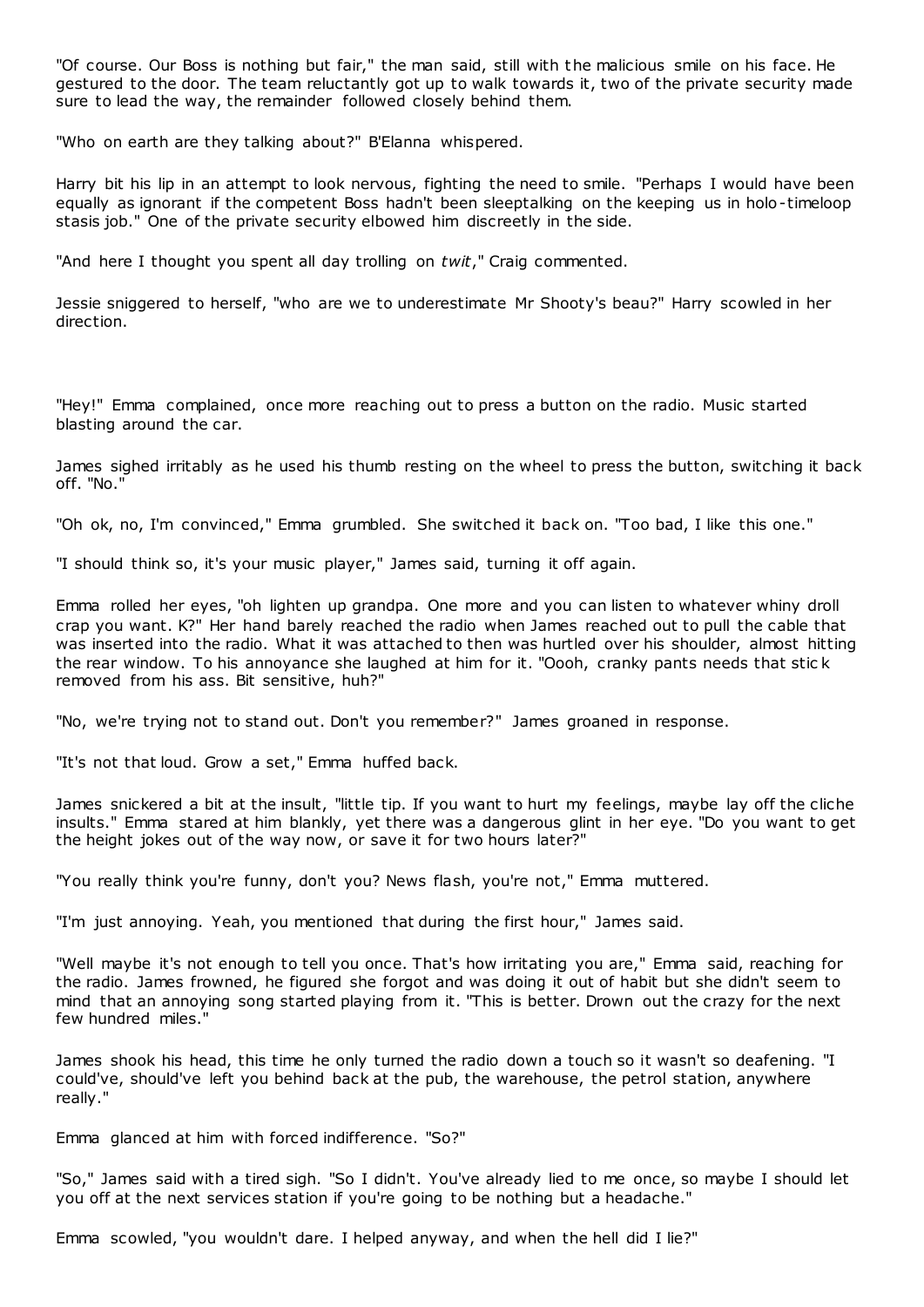"Of course. Our Boss is nothing but fair," the man said, still with the malicious smile on his face. He gestured to the door. The team reluctantly got up to walk towards it, two of the private security made sure to lead the way, the remainder followed closely behind them.

"Who on earth are they talking about?" B'Elanna whispered.

Harry bit his lip in an attempt to look nervous, fighting the need to smile. "Perhaps I would have been equally as ignorant if the competent Boss hadn't been sleeptalking on the keeping us in holo-timeloop stasis job." One of the private security elbowed him discreetly in the side.

"And here I thought you spent all day trolling on *twit*," Craig commented.

Jessie sniggered to herself, "who are we to underestimate Mr Shooty's beau?" Harry scowled in her direction.

"Hey!" Emma complained, once more reaching out to press a button on the radio. Music started blasting around the car.

James sighed irritably as he used his thumb resting on the wheel to press the button, switching it back off. "No."

"Oh ok, no, I'm convinced," Emma grumbled. She switched it back on. "Too bad, I like this one."

"I should think so, it's your music player," James said, turning it off again.

Emma rolled her eyes, "oh lighten up grandpa. One more and you can listen to whatever whiny droll crap you want. K?" Her hand barely reached the radio when James reached out to pull the cable that was inserted into the radio. What it was attached to then was hurtled over his shoulder, almost hitting the rear window. To his annoyance she laughed at him for it. "Oooh, cranky pants needs that stick removed from his ass. Bit sensitive, huh?"

"No, we're trying not to stand out. Don't you remember?" James groaned in response.

"It's not that loud. Grow a set," Emma huffed back.

James snickered a bit at the insult, "little tip. If you want to hurt my feelings, maybe lay off the cliche insults." Emma stared at him blankly, yet there was a dangerous glint in her eye. "Do you want to get the height jokes out of the way now, or save it for two hours later?"

"You really think you're funny, don't you? News flash, you're not," Emma muttered.

"I'm just annoying. Yeah, you mentioned that during the first hour," James said.

"Well maybe it's not enough to tell you once. That's how irritating you are," Emma said, reaching for the radio. James frowned, he figured she forgot and was doing it out of habit but she didn't seem to mind that an annoying song started playing from it. "This is better. Drown out the crazy for the next few hundred miles."

James shook his head, this time he only turned the radio down a touch so it wasn't so deafening. "I could've, should've left you behind back at the pub, the warehouse, the petrol station, anywhere really."

Emma glanced at him with forced indifference. "So?"

"So," James said with a tired sigh. "So I didn't. You've already lied to me once, so maybe I should let you off at the next services station if you're going to be nothing but a headache."

Emma scowled, "you wouldn't dare. I helped anyway, and when the hell did I lie?"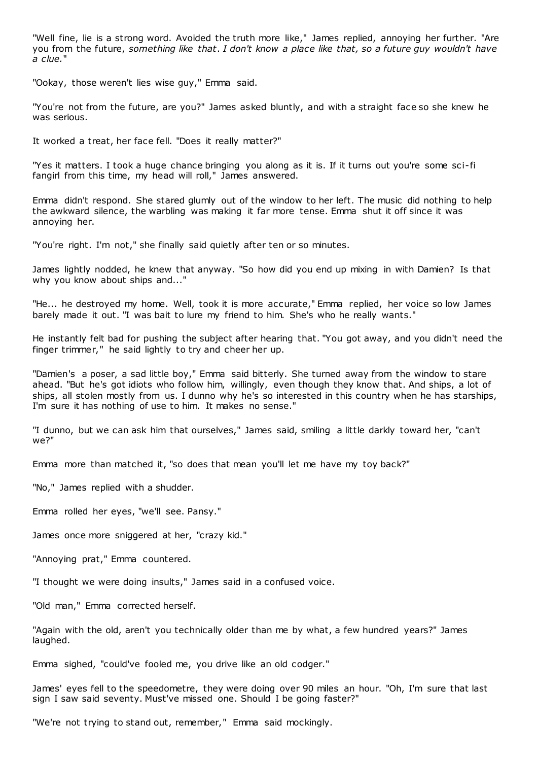"Well fine, lie is a strong word. Avoided the truth more like," James replied, annoying her further. "Are you from the future, *something like that*. *I don't know a place like that, so a future guy wouldn't have a clue.*"

"Ookay, those weren't lies wise guy," Emma said.

"You're not from the future, are you?" James asked bluntly, and with a straight face so she knew he was serious.

It worked a treat, her face fell. "Does it really matter?"

"Yes it matters. I took a huge chance bringing you along as it is. If it turns out you're some sci-fi fangirl from this time, my head will roll," James answered.

Emma didn't respond. She stared glumly out of the window to her left. The music did nothing to help the awkward silence, the warbling was making it far more tense. Emma shut it off since it was annoying her.

"You're right. I'm not," she finally said quietly after ten or so minutes.

James lightly nodded, he knew that anyway. "So how did you end up mixing in with Damien? Is that why you know about ships and..."

"He... he destroyed my home. Well, took it is more accurate," Emma replied, her voice so low James barely made it out. "I was bait to lure my friend to him. She's who he really wants."

He instantly felt bad for pushing the subject after hearing that. "You got away, and you didn't need the finger trimmer," he said lightly to try and cheer her up.

"Damien's a poser, a sad little boy," Emma said bitterly. She turned away from the window to stare ahead. "But he's got idiots who follow him, willingly, even though they know that. And ships, a lot of ships, all stolen mostly from us. I dunno why he's so interested in this country when he has starships, I'm sure it has nothing of use to him. It makes no sense."

"I dunno, but we can ask him that ourselves," James said, smiling a little darkly toward her, "can't we?"

Emma more than matched it, "so does that mean you'll let me have my toy back?"

"No," James replied with a shudder.

Emma rolled her eyes, "we'll see. Pansy."

James once more sniggered at her, "crazy kid."

"Annoying prat," Emma countered.

"I thought we were doing insults," James said in a confused voice.

"Old man," Emma corrected herself.

"Again with the old, aren't you technically older than me by what, a few hundred years?" James laughed.

Emma sighed, "could've fooled me, you drive like an old codger."

James' eyes fell to the speedometre, they were doing over 90 miles an hour. "Oh, I'm sure that last sign I saw said seventy. Must've missed one. Should I be going faster?"

"We're not trying to stand out, remember," Emma said mockingly.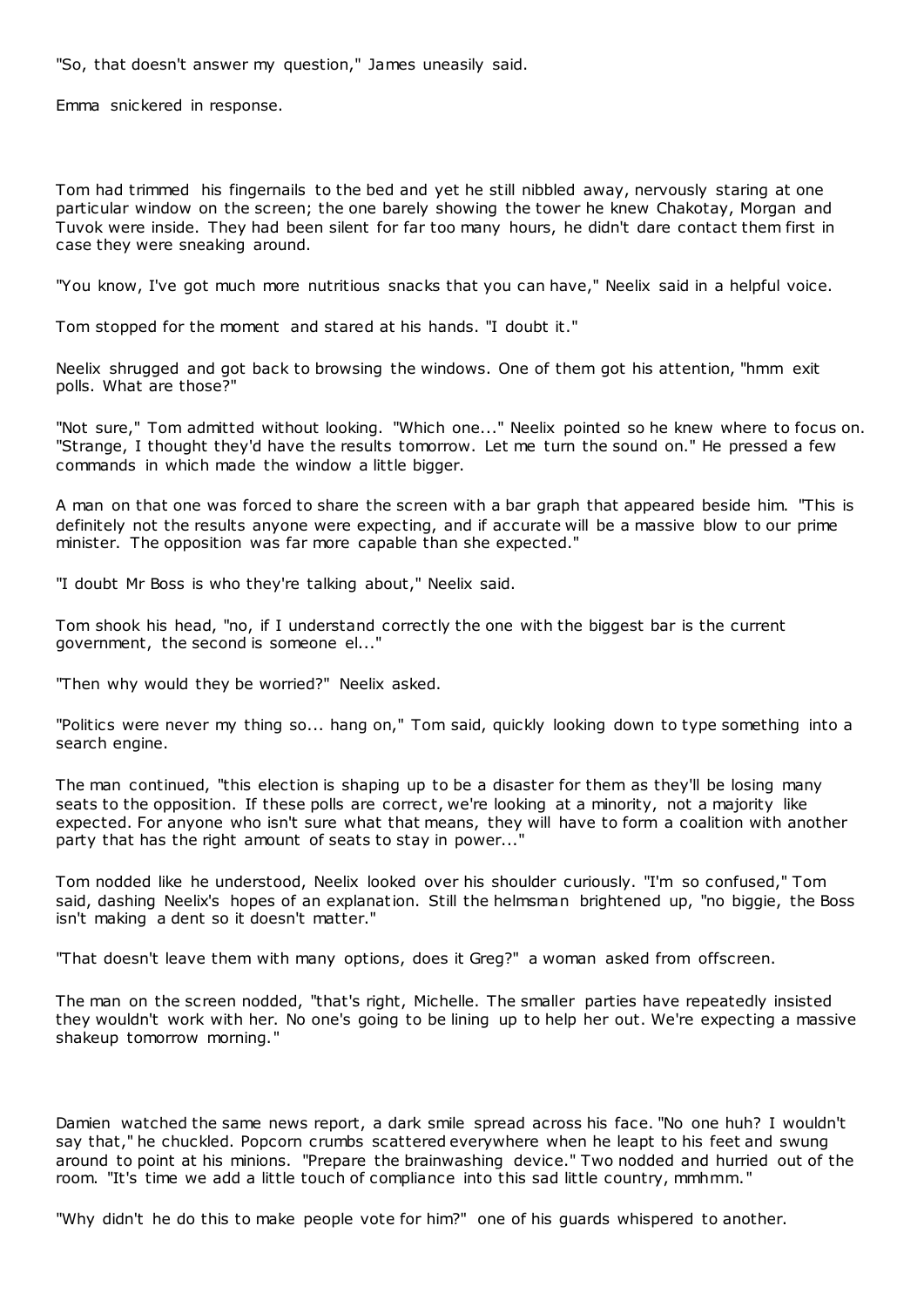"So, that doesn't answer my question," James uneasily said.

Emma snickered in response.

Tom had trimmed his fingernails to the bed and yet he still nibbled away, nervously staring at one particular window on the screen; the one barely showing the tower he knew Chakotay, Morgan and Tuvok were inside. They had been silent for far too many hours, he didn't dare contact them first in case they were sneaking around.

"You know, I've got much more nutritious snacks that you can have," Neelix said in a helpful voice.

Tom stopped for the moment and stared at his hands. "I doubt it."

Neelix shrugged and got back to browsing the windows. One of them got his attention, "hmm exit polls. What are those?"

"Not sure," Tom admitted without looking. "Which one..." Neelix pointed so he knew where to focus on. "Strange, I thought they'd have the results tomorrow. Let me turn the sound on." He pressed a few commands in which made the window a little bigger.

A man on that one was forced to share the screen with a bar graph that appeared beside him. "This is definitely not the results anyone were expecting, and if accurate will be a massive blow to our prime minister. The opposition was far more capable than she expected."

"I doubt Mr Boss is who they're talking about," Neelix said.

Tom shook his head, "no, if I understand correctly the one with the biggest bar is the current government, the second is someone el..."

"Then why would they be worried?" Neelix asked.

"Politics were never my thing so... hang on," Tom said, quickly looking down to type something into a search engine.

The man continued, "this election is shaping up to be a disaster for them as they'll be losing many seats to the opposition. If these polls are correct, we're looking at a minority, not a majority like expected. For anyone who isn't sure what that means, they will have to form a coalition with another party that has the right amount of seats to stay in power..."

Tom nodded like he understood, Neelix looked over his shoulder curiously. "I'm so confused," Tom said, dashing Neelix's hopes of an explanation. Still the helmsman brightened up, "no biggie, the Boss isn't making a dent so it doesn't matter."

"That doesn't leave them with many options, does it Greg?" a woman asked from offscreen.

The man on the screen nodded, "that's right, Michelle. The smaller parties have repeatedly insisted they wouldn't work with her. No one's going to be lining up to help her out. We're expecting a massive shakeup tomorrow morning."

Damien watched the same news report, a dark smile spread across his face. "No one huh? I wouldn't say that," he chuckled. Popcorn crumbs scattered everywhere when he leapt to his feet and swung around to point at his minions. "Prepare the brainwashing device." Two nodded and hurried out of the room. "It's time we add a little touch of compliance into this sad little country, mmhmm."

"Why didn't he do this to make people vote for him?" one of his guards whispered to another.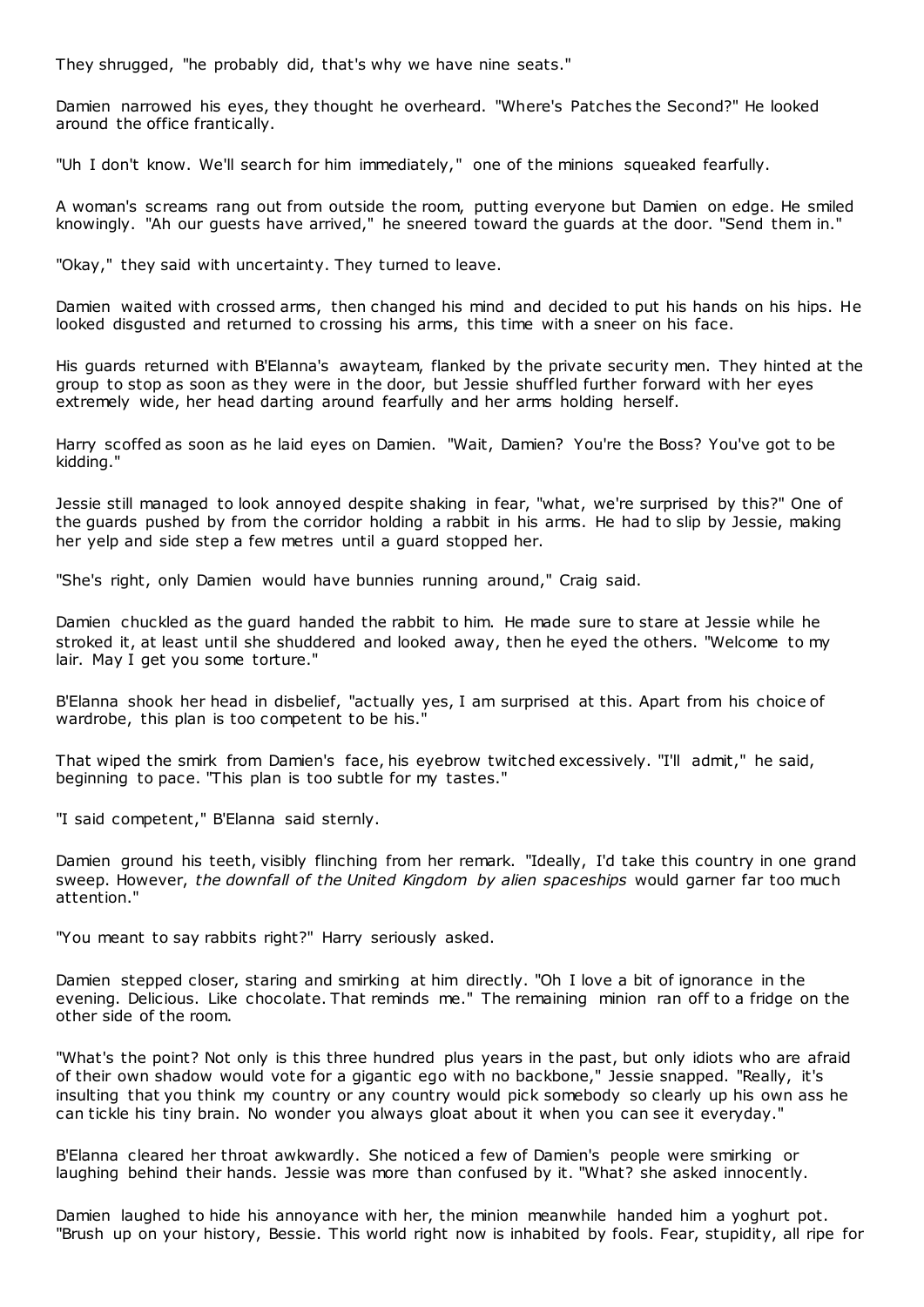They shrugged, "he probably did, that's why we have nine seats."

Damien narrowed his eyes, they thought he overheard. "Where's Patches the Second?" He looked around the office frantically.

"Uh I don't know. We'll search for him immediately," one of the minions squeaked fearfully.

A woman's screams rang out from outside the room, putting everyone but Damien on edge. He smiled knowingly. "Ah our guests have arrived," he sneered toward the guards at the door. "Send them in."

"Okay," they said with uncertainty. They turned to leave.

Damien waited with crossed arms, then changed his mind and decided to put his hands on his hips. He looked disgusted and returned to crossing his arms, this time with a sneer on his face.

His guards returned with B'Elanna's awayteam, flanked by the private security men. They hinted at the group to stop as soon as they were in the door, but Jessie shuffled further forward with her eyes extremely wide, her head darting around fearfully and her arms holding herself.

Harry scoffed as soon as he laid eyes on Damien. "Wait, Damien? You're the Boss? You've got to be kidding."

Jessie still managed to look annoyed despite shaking in fear, "what, we're surprised by this?" One of the guards pushed by from the corridor holding a rabbit in his arms. He had to slip by Jessie, making her yelp and side step a few metres until a guard stopped her.

"She's right, only Damien would have bunnies running around," Craig said.

Damien chuckled as the guard handed the rabbit to him. He made sure to stare at Jessie while he stroked it, at least until she shuddered and looked away, then he eyed the others. "Welcome to my lair. May I get you some torture."

B'Elanna shook her head in disbelief, "actually yes, I am surprised at this. Apart from his choice of wardrobe, this plan is too competent to be his."

That wiped the smirk from Damien's face, his eyebrow twitched excessively. "I'll admit," he said, beginning to pace. "This plan is too subtle for my tastes."

"I said competent," B'Elanna said sternly.

Damien ground his teeth, visibly flinching from her remark. "Ideally, I'd take this country in one grand sweep. However, *the downfall of the United Kingdom by alien spaceships* would garner far too much attention."

"You meant to say rabbits right?" Harry seriously asked.

Damien stepped closer, staring and smirking at him directly. "Oh I love a bit of ignorance in the evening. Delicious. Like chocolate. That reminds me." The remaining minion ran off to a fridge on the other side of the room.

"What's the point? Not only is this three hundred plus years in the past, but only idiots who are afraid of their own shadow would vote for a gigantic ego with no backbone," Jessie snapped. "Really, it's insulting that you think my country or any country would pick somebody so clearly up his own ass he can tickle his tiny brain. No wonder you always gloat about it when you can see it everyday."

B'Elanna cleared her throat awkwardly. She noticed a few of Damien's people were smirking or laughing behind their hands. Jessie was more than confused by it. "What? she asked innocently.

Damien laughed to hide his annoyance with her, the minion meanwhile handed him a yoghurt pot. "Brush up on your history, Bessie. This world right now is inhabited by fools. Fear, stupidity, all ripe for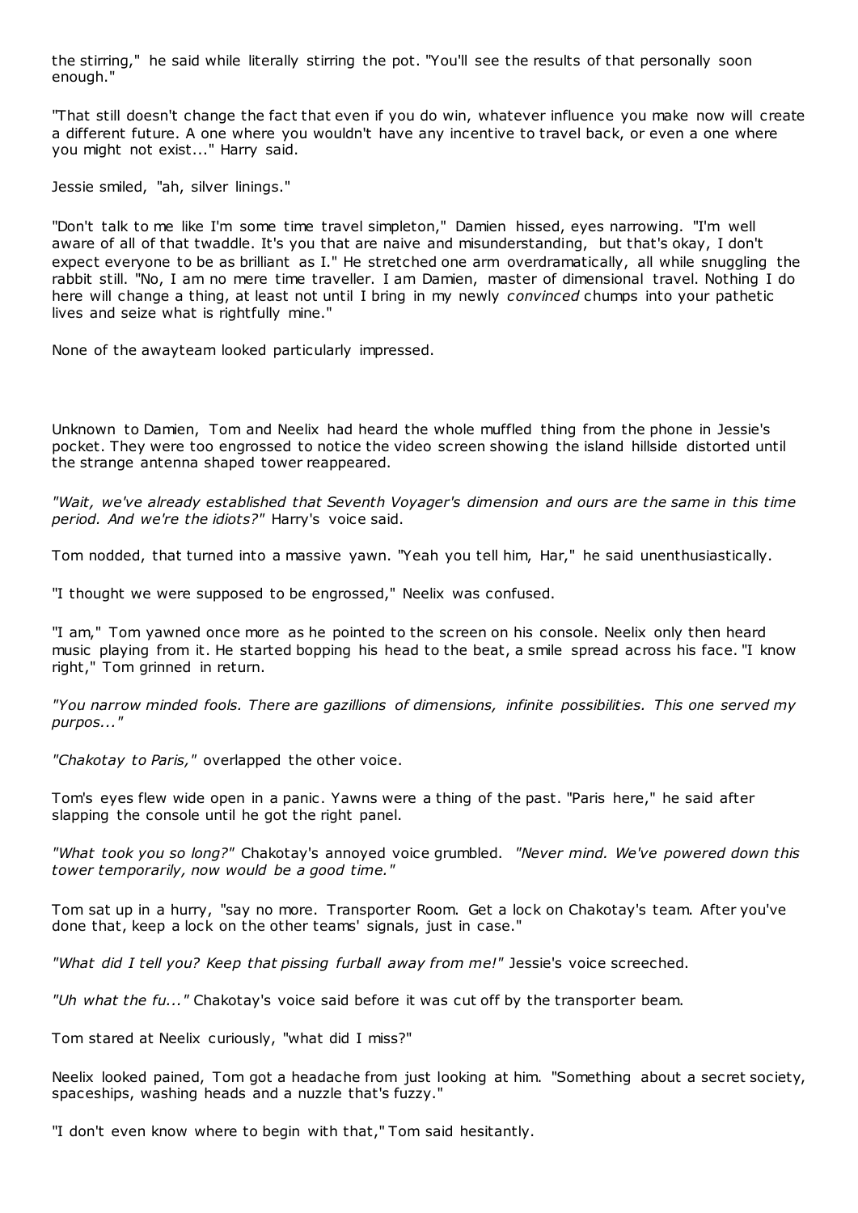the stirring," he said while literally stirring the pot. "You'll see the results of that personally soon enough."

"That still doesn't change the fact that even if you do win, whatever influence you make now will create a different future. A one where you wouldn't have any incentive to travel back, or even a one where you might not exist..." Harry said.

Jessie smiled, "ah, silver linings."

"Don't talk to me like I'm some time travel simpleton," Damien hissed, eyes narrowing. "I'm well aware of all of that twaddle. It's you that are naive and misunderstanding, but that's okay, I don't expect everyone to be as brilliant as I." He stretched one arm overdramatically, all while snuggling the rabbit still. "No, I am no mere time traveller. I am Damien, master of dimensional travel. Nothing I do here will change a thing, at least not until I bring in my newly *convinced* chumps into your pathetic lives and seize what is rightfully mine."

None of the awayteam looked particularly impressed.

Unknown to Damien, Tom and Neelix had heard the whole muffled thing from the phone in Jessie's pocket. They were too engrossed to notice the video screen showing the island hillside distorted until the strange antenna shaped tower reappeared.

*"Wait, we've already established that Seventh Voyager's dimension and ours are the same in this time period. And we're the idiots?"* Harry's voice said.

Tom nodded, that turned into a massive yawn. "Yeah you tell him, Har," he said unenthusiastically.

"I thought we were supposed to be engrossed," Neelix was confused.

"I am," Tom yawned once more as he pointed to the screen on his console. Neelix only then heard music playing from it. He started bopping his head to the beat, a smile spread across his face. "I know right," Tom grinned in return.

*"You narrow minded fools. There are gazillions of dimensions, infinite possibilities. This one served my purpos..."*

*"Chakotay to Paris,"* overlapped the other voice.

Tom's eyes flew wide open in a panic. Yawns were a thing of the past. "Paris here," he said after slapping the console until he got the right panel.

*"What took you so long?"* Chakotay's annoyed voice grumbled. *"Never mind. We've powered down this tower temporarily, now would be a good time."*

Tom sat up in a hurry, "say no more. Transporter Room. Get a lock on Chakotay's team. After you've done that, keep a lock on the other teams' signals, just in case."

*"What did I tell you? Keep that pissing furball away from me!"* Jessie's voice screeched.

*"Uh what the fu..."* Chakotay's voice said before it was cut off by the transporter beam.

Tom stared at Neelix curiously, "what did I miss?"

Neelix looked pained, Tom got a headache from just looking at him. "Something about a secret society, spaceships, washing heads and a nuzzle that's fuzzy."

"I don't even know where to begin with that," Tom said hesitantly.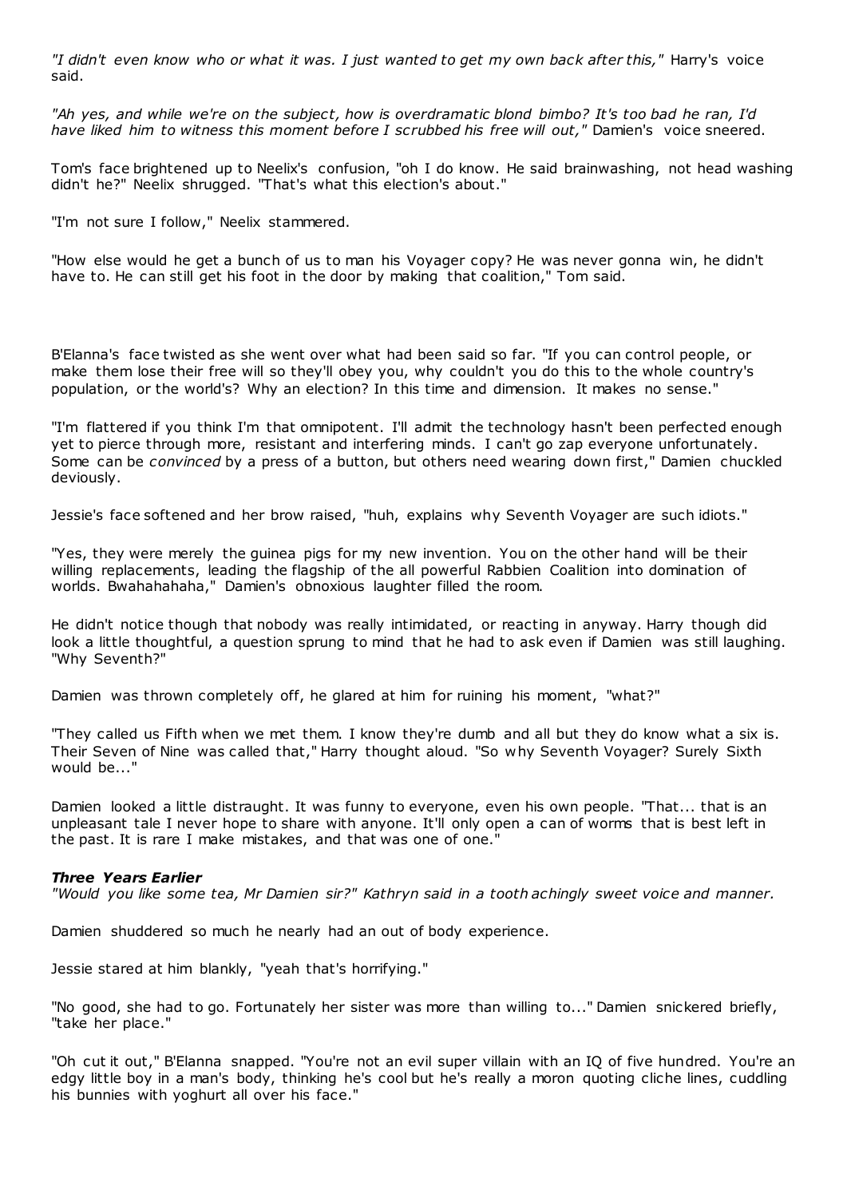*"I didn't even know who or what it was. I just wanted to get my own back after this,"* Harry's voice said.

*"Ah yes, and while we're on the subject, how is overdramatic blond bimbo? It's too bad he ran, I'd have liked him to witness this moment before I scrubbed his free will out,"* Damien's voice sneered.

Tom's face brightened up to Neelix's confusion, "oh I do know. He said brainwashing, not head washing didn't he?" Neelix shrugged. "That's what this election's about."

"I'm not sure I follow," Neelix stammered.

"How else would he get a bunch of us to man his Voyager copy? He was never gonna win, he didn't have to. He can still get his foot in the door by making that coalition," Tom said.

B'Elanna's face twisted as she went over what had been said so far. "If you can control people, or make them lose their free will so they'll obey you, why couldn't you do this to the whole country's population, or the world's? Why an election? In this time and dimension. It makes no sense."

"I'm flattered if you think I'm that omnipotent. I'll admit the technology hasn't been perfected enough yet to pierce through more, resistant and interfering minds. I can't go zap everyone unfortunately. Some can be *convinced* by a press of a button, but others need wearing down first," Damien chuckled deviously.

Jessie's face softened and her brow raised, "huh, explains why Seventh Voyager are such idiots."

"Yes, they were merely the guinea pigs for my new invention. You on the other hand will be their willing replacements, leading the flagship of the all powerful Rabbien Coalition into domination of worlds. Bwahahahaha," Damien's obnoxious laughter filled the room.

He didn't notice though that nobody was really intimidated, or reacting in anyway. Harry though did look a little thoughtful, a question sprung to mind that he had to ask even if Damien was still laughing. "Why Seventh?"

Damien was thrown completely off, he glared at him for ruining his moment, "what?"

"They called us Fifth when we met them. I know they're dumb and all but they do know what a six is. Their Seven of Nine was called that," Harry thought aloud. "So why Seventh Voyager? Surely Sixth would be..."

Damien looked a little distraught. It was funny to everyone, even his own people. "That... that is an unpleasant tale I never hope to share with anyone. It'll only open a can of worms that is best left in the past. It is rare I make mistakes, and that was one of one."

***Three Years Earlier***
*"Would you like some tea, Mr Damien sir?" Kathryn said in a tooth achingly sweet voice and manner.*

Damien shuddered so much he nearly had an out of body experience.

Jessie stared at him blankly, "yeah that's horrifying."

"No good, she had to go. Fortunately her sister was more than willing to..." Damien snickered briefly, "take her place."

"Oh cut it out," B'Elanna snapped. "You're not an evil super villain with an IQ of five hundred. You're an edgy little boy in a man's body, thinking he's cool but he's really a moron quoting cliche lines, cuddling his bunnies with yoghurt all over his face."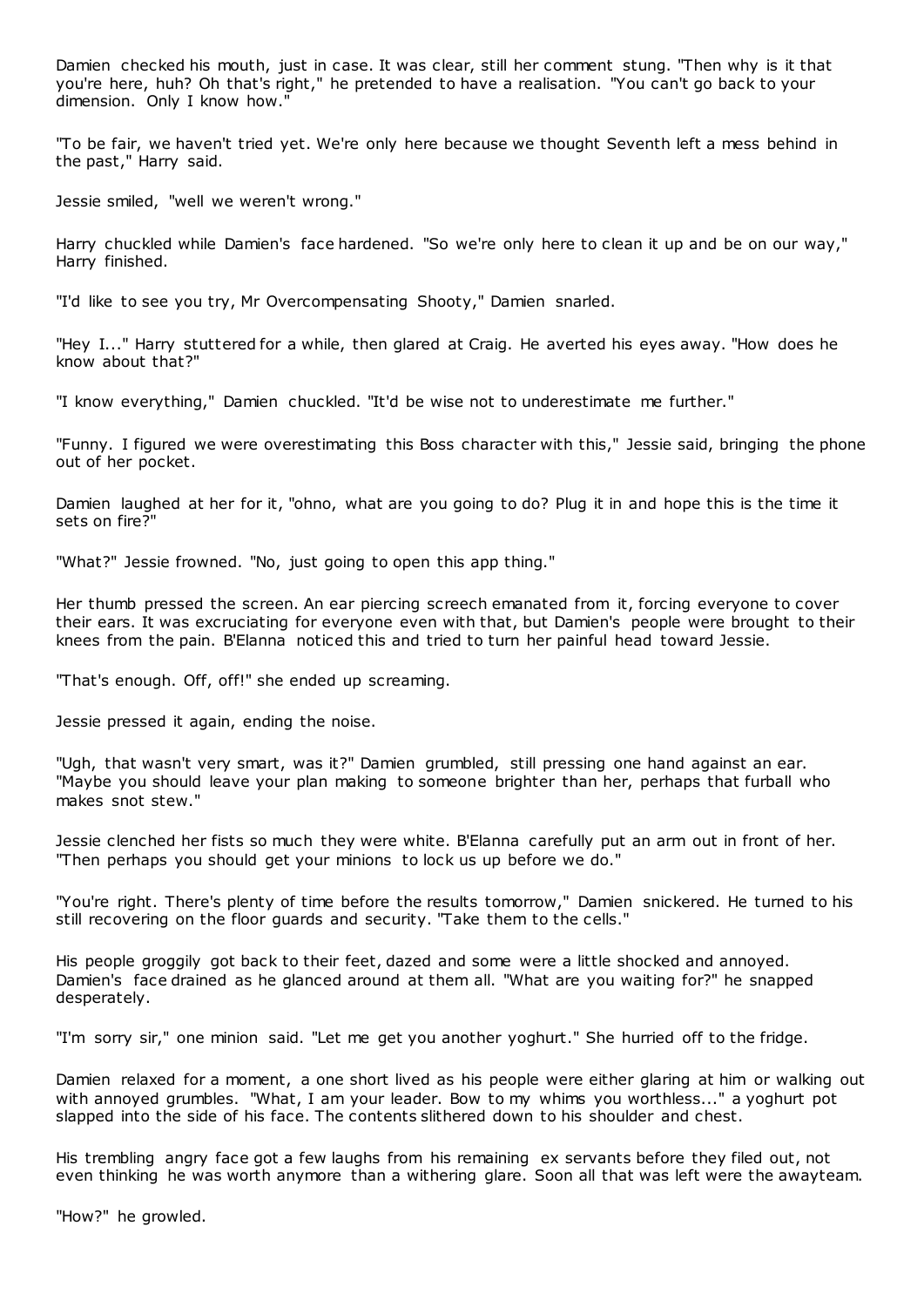Damien checked his mouth, just in case. It was clear, still her comment stung. "Then why is it that you're here, huh? Oh that's right," he pretended to have a realisation. "You can't go back to your dimension. Only I know how."

"To be fair, we haven't tried yet. We're only here because we thought Seventh left a mess behind in the past," Harry said.

Jessie smiled, "well we weren't wrong."

Harry chuckled while Damien's face hardened. "So we're only here to clean it up and be on our way," Harry finished.

"I'd like to see you try, Mr Overcompensating Shooty," Damien snarled.

"Hey I..." Harry stuttered for a while, then glared at Craig. He averted his eyes away. "How does he know about that?"

"I know everything," Damien chuckled. "It'd be wise not to underestimate me further."

"Funny. I figured we were overestimating this Boss character with this," Jessie said, bringing the phone out of her pocket.

Damien laughed at her for it, "ohno, what are you going to do? Plug it in and hope this is the time it sets on fire?"

"What?" Jessie frowned. "No, just going to open this app thing."

Her thumb pressed the screen. An ear piercing screech emanated from it, forcing everyone to cover their ears. It was excruciating for everyone even with that, but Damien's people were brought to their knees from the pain. B'Elanna noticed this and tried to turn her painful head toward Jessie.

"That's enough. Off, off!" she ended up screaming.

Jessie pressed it again, ending the noise.

"Ugh, that wasn't very smart, was it?" Damien grumbled, still pressing one hand against an ear. "Maybe you should leave your plan making to someone brighter than her, perhaps that furball who makes snot stew."

Jessie clenched her fists so much they were white. B'Elanna carefully put an arm out in front of her. "Then perhaps you should get your minions to lock us up before we do."

"You're right. There's plenty of time before the results tomorrow," Damien snickered. He turned to his still recovering on the floor guards and security. "Take them to the cells."

His people groggily got back to their feet, dazed and some were a little shocked and annoyed. Damien's face drained as he glanced around at them all. "What are you waiting for?" he snapped desperately.

"I'm sorry sir," one minion said. "Let me get you another yoghurt." She hurried off to the fridge.

Damien relaxed for a moment, a one short lived as his people were either glaring at him or walking out with annoyed grumbles. "What, I am your leader. Bow to my whims you worthless..." a yoghurt pot slapped into the side of his face. The contents slithered down to his shoulder and chest.

His trembling angry face got a few laughs from his remaining ex servants before they filed out, not even thinking he was worth anymore than a withering glare. Soon all that was left were the awayteam.

"How?" he growled.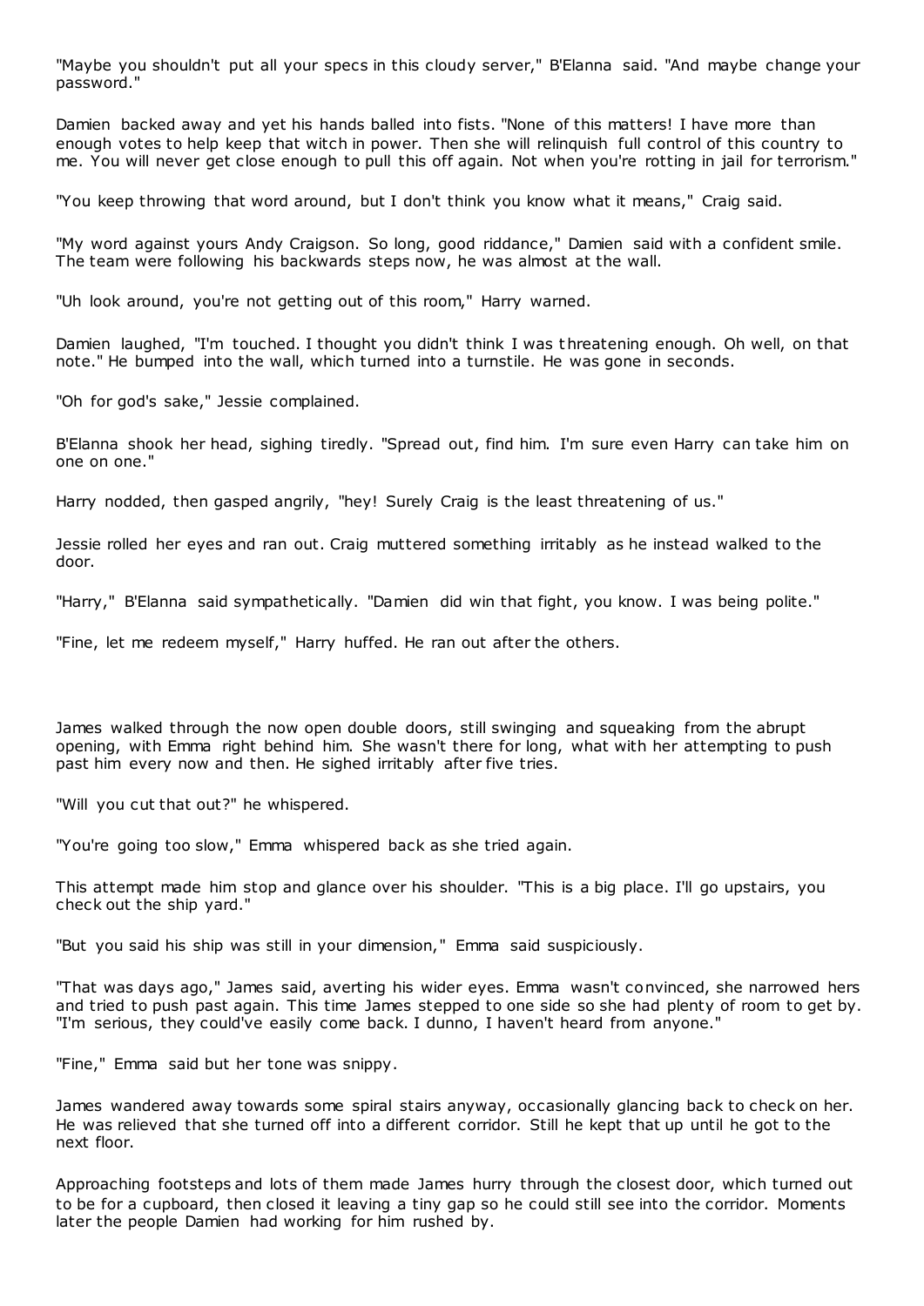"Maybe you shouldn't put all your specs in this cloudy server," B'Elanna said. "And maybe change your password."

Damien backed away and yet his hands balled into fists. "None of this matters! I have more than enough votes to help keep that witch in power. Then she will relinquish full control of this country to me. You will never get close enough to pull this off again. Not when you're rotting in jail for terrorism."

"You keep throwing that word around, but I don't think you know what it means," Craig said.

"My word against yours Andy Craigson. So long, good riddance," Damien said with a confident smile. The team were following his backwards steps now, he was almost at the wall.

"Uh look around, you're not getting out of this room," Harry warned.

Damien laughed, "I'm touched. I thought you didn't think I was threatening enough. Oh well, on that note." He bumped into the wall, which turned into a turnstile. He was gone in seconds.

"Oh for god's sake," Jessie complained.

B'Elanna shook her head, sighing tiredly. "Spread out, find him. I'm sure even Harry can take him on one on one."

Harry nodded, then gasped angrily, "hey! Surely Craig is the least threatening of us."

Jessie rolled her eyes and ran out. Craig muttered something irritably as he instead walked to the door.

"Harry," B'Elanna said sympathetically. "Damien did win that fight, you know. I was being polite."

"Fine, let me redeem myself," Harry huffed. He ran out after the others.

James walked through the now open double doors, still swinging and squeaking from the abrupt opening, with Emma right behind him. She wasn't there for long, what with her attempting to push past him every now and then. He sighed irritably after five tries.

"Will you cut that out?" he whispered.

"You're going too slow," Emma whispered back as she tried again.

This attempt made him stop and glance over his shoulder. "This is a big place. I'll go upstairs, you check out the ship yard."

"But you said his ship was still in your dimension," Emma said suspiciously.

"That was days ago," James said, averting his wider eyes. Emma wasn't convinced, she narrowed hers and tried to push past again. This time James stepped to one side so she had plenty of room to get by. "I'm serious, they could've easily come back. I dunno, I haven't heard from anyone."

"Fine," Emma said but her tone was snippy.

James wandered away towards some spiral stairs anyway, occasionally glancing back to check on her. He was relieved that she turned off into a different corridor. Still he kept that up until he got to the next floor.

Approaching footsteps and lots of them made James hurry through the closest door, which turned out to be for a cupboard, then closed it leaving a tiny gap so he could still see into the corridor. Moments later the people Damien had working for him rushed by.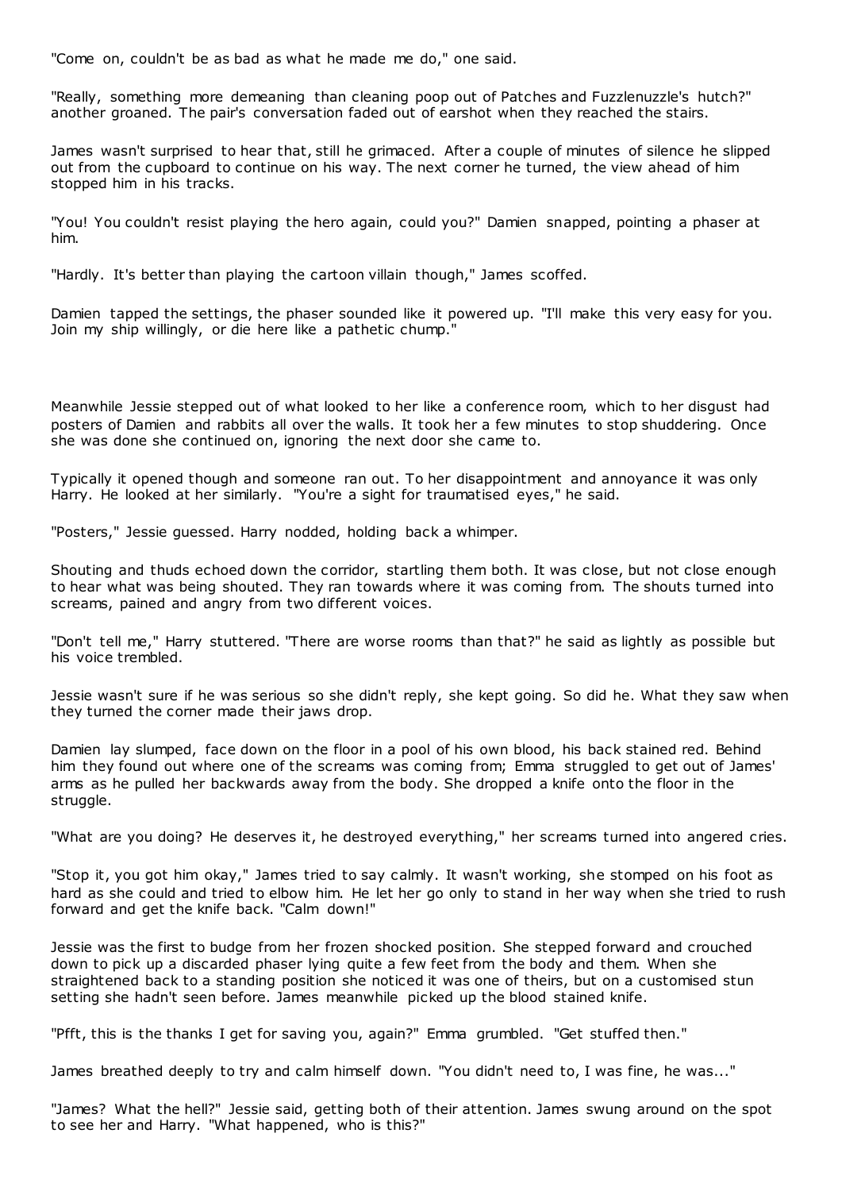"Come on, couldn't be as bad as what he made me do," one said.

"Really, something more demeaning than cleaning poop out of Patches and Fuzzlenuzzle's hutch?" another groaned. The pair's conversation faded out of earshot when they reached the stairs.

James wasn't surprised to hear that, still he grimaced. After a couple of minutes of silence he slipped out from the cupboard to continue on his way. The next corner he turned, the view ahead of him stopped him in his tracks.

"You! You couldn't resist playing the hero again, could you?" Damien snapped, pointing a phaser at him.

"Hardly. It's better than playing the cartoon villain though," James scoffed.

Damien tapped the settings, the phaser sounded like it powered up. "I'll make this very easy for you. Join my ship willingly, or die here like a pathetic chump."

Meanwhile Jessie stepped out of what looked to her like a conference room, which to her disgust had posters of Damien and rabbits all over the walls. It took her a few minutes to stop shuddering. Once she was done she continued on, ignoring the next door she came to.

Typically it opened though and someone ran out. To her disappointment and annoyance it was only Harry. He looked at her similarly. "You're a sight for traumatised eyes," he said.

"Posters," Jessie guessed. Harry nodded, holding back a whimper.

Shouting and thuds echoed down the corridor, startling them both. It was close, but not close enough to hear what was being shouted. They ran towards where it was coming from. The shouts turned into screams, pained and angry from two different voices.

"Don't tell me," Harry stuttered. "There are worse rooms than that?" he said as lightly as possible but his voice trembled.

Jessie wasn't sure if he was serious so she didn't reply, she kept going. So did he. What they saw when they turned the corner made their jaws drop.

Damien lay slumped, face down on the floor in a pool of his own blood, his back stained red. Behind him they found out where one of the screams was coming from; Emma struggled to get out of James' arms as he pulled her backwards away from the body. She dropped a knife onto the floor in the struggle.

"What are you doing? He deserves it, he destroyed everything," her screams turned into angered cries.

"Stop it, you got him okay," James tried to say calmly. It wasn't working, she stomped on his foot as hard as she could and tried to elbow him. He let her go only to stand in her way when she tried to rush forward and get the knife back. "Calm down!"

Jessie was the first to budge from her frozen shocked position. She stepped forward and crouched down to pick up a discarded phaser lying quite a few feet from the body and them. When she straightened back to a standing position she noticed it was one of theirs, but on a customised stun setting she hadn't seen before. James meanwhile picked up the blood stained knife.

"Pfft, this is the thanks I get for saving you, again?" Emma grumbled. "Get stuffed then."

James breathed deeply to try and calm himself down. "You didn't need to, I was fine, he was..."

"James? What the hell?" Jessie said, getting both of their attention. James swung around on the spot to see her and Harry. "What happened, who is this?"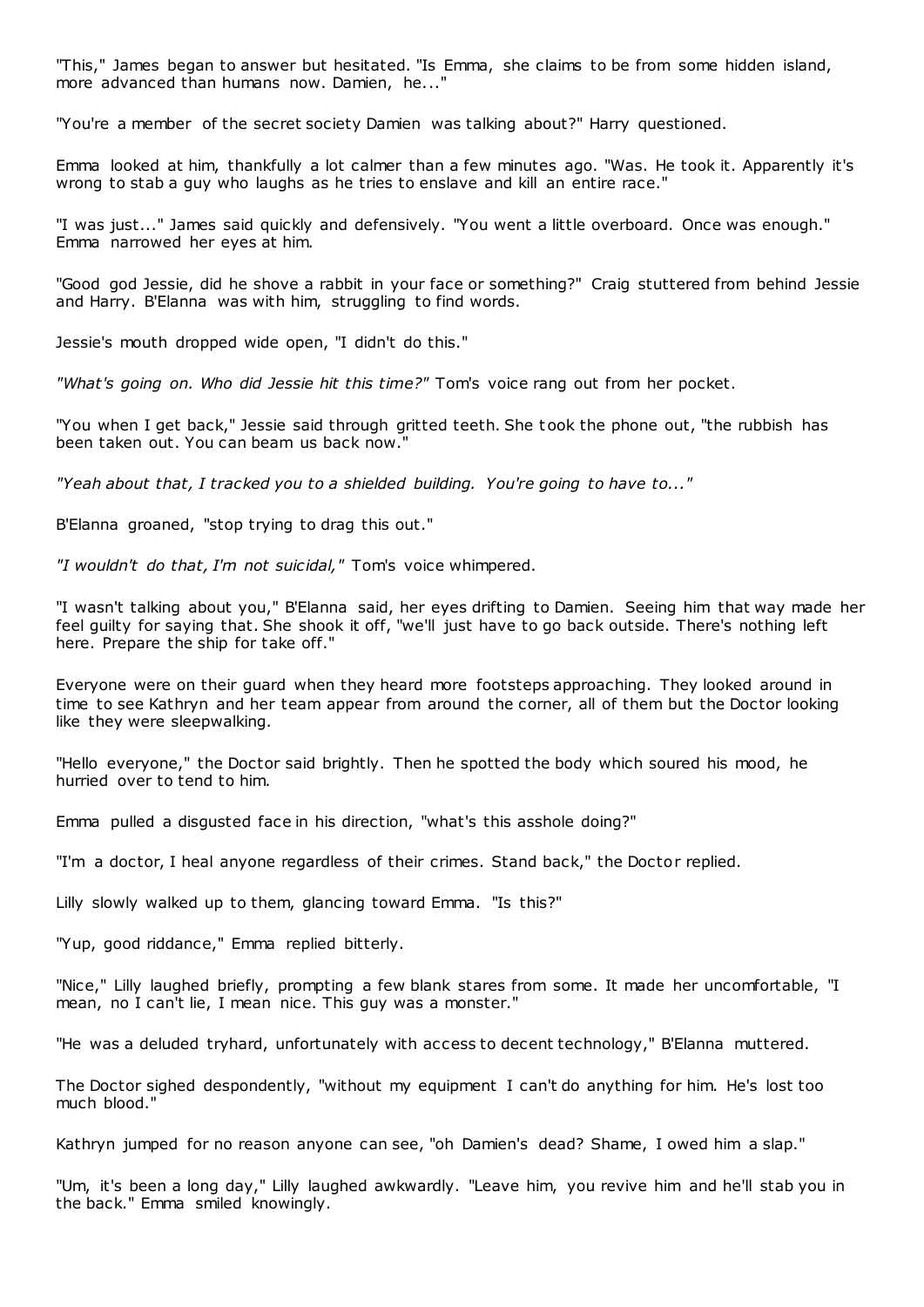"This," James began to answer but hesitated. "Is Emma, she claims to be from some hidden island, more advanced than humans now. Damien, he..."

"You're a member of the secret society Damien was talking about?" Harry questioned.

Emma looked at him, thankfully a lot calmer than a few minutes ago. "Was. He took it. Apparently it's wrong to stab a guy who laughs as he tries to enslave and kill an entire race."

"I was just..." James said quickly and defensively. "You went a little overboard. Once was enough." Emma narrowed her eyes at him.

"Good god Jessie, did he shove a rabbit in your face or something?" Craig stuttered from behind Jessie and Harry. B'Elanna was with him, struggling to find words.

Jessie's mouth dropped wide open, "I didn't do this."

*"What's going on. Who did Jessie hit this time?"* Tom's voice rang out from her pocket.

"You when I get back," Jessie said through gritted teeth. She took the phone out, "the rubbish has been taken out. You can beam us back now."

*"Yeah about that, I tracked you to a shielded building. You're going to have to..."*

B'Elanna groaned, "stop trying to drag this out."

*"I wouldn't do that, I'm not suicidal,"* Tom's voice whimpered.

"I wasn't talking about you," B'Elanna said, her eyes drifting to Damien. Seeing him that way made her feel guilty for saying that. She shook it off, "we'll just have to go back outside. There's nothing left here. Prepare the ship for take off."

Everyone were on their guard when they heard more footsteps approaching. They looked around in time to see Kathryn and her team appear from around the corner, all of them but the Doctor looking like they were sleepwalking.

"Hello everyone," the Doctor said brightly. Then he spotted the body which soured his mood, he hurried over to tend to him.

Emma pulled a disgusted face in his direction, "what's this asshole doing?"

"I'm a doctor, I heal anyone regardless of their crimes. Stand back," the Doctor replied.

Lilly slowly walked up to them, glancing toward Emma. "Is this?"

"Yup, good riddance," Emma replied bitterly.

"Nice," Lilly laughed briefly, prompting a few blank stares from some. It made her uncomfortable, "I mean, no I can't lie, I mean nice. This guy was a monster."

"He was a deluded tryhard, unfortunately with access to decent technology," B'Elanna muttered.

The Doctor sighed despondently, "without my equipment I can't do anything for him. He's lost too much blood."

Kathryn jumped for no reason anyone can see, "oh Damien's dead? Shame, I owed him a slap."

"Um, it's been a long day," Lilly laughed awkwardly. "Leave him, you revive him and he'll stab you in the back." Emma smiled knowingly.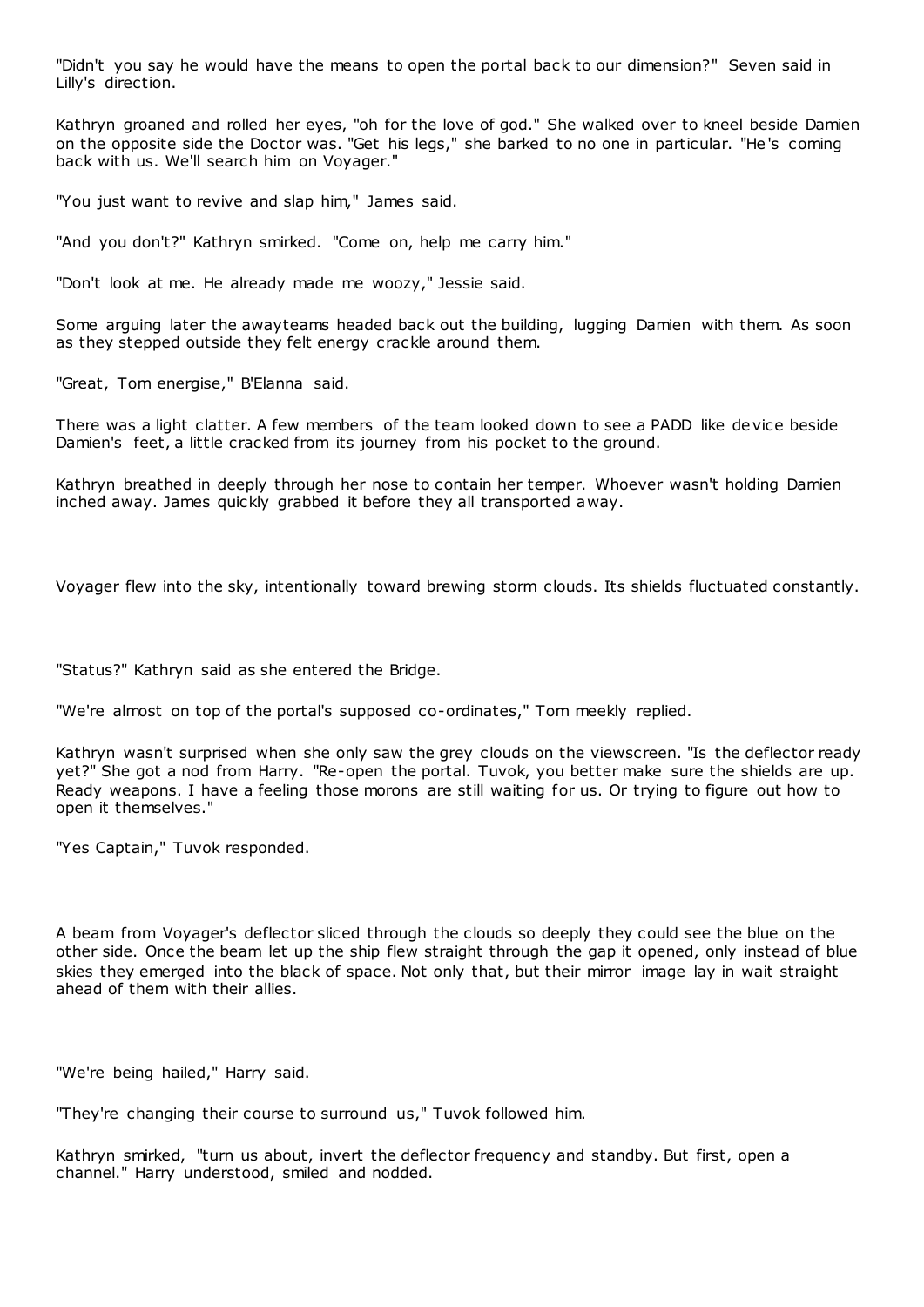"Didn't you say he would have the means to open the portal back to our dimension?" Seven said in Lilly's direction.

Kathryn groaned and rolled her eyes, "oh for the love of god." She walked over to kneel beside Damien on the opposite side the Doctor was. "Get his legs," she barked to no one in particular. "He's coming back with us. We'll search him on Voyager."

"You just want to revive and slap him," James said.

"And you don't?" Kathryn smirked. "Come on, help me carry him."

"Don't look at me. He already made me woozy," Jessie said.

Some arguing later the awayteams headed back out the building, lugging Damien with them. As soon as they stepped outside they felt energy crackle around them.

"Great, Tom energise," B'Elanna said.

There was a light clatter. A few members of the team looked down to see a PADD like device beside Damien's feet, a little cracked from its journey from his pocket to the ground.

Kathryn breathed in deeply through her nose to contain her temper. Whoever wasn't holding Damien inched away. James quickly grabbed it before they all transported away.

Voyager flew into the sky, intentionally toward brewing storm clouds. Its shields fluctuated constantly.

"Status?" Kathryn said as she entered the Bridge.

"We're almost on top of the portal's supposed co-ordinates," Tom meekly replied.

Kathryn wasn't surprised when she only saw the grey clouds on the viewscreen. "Is the deflector ready yet?" She got a nod from Harry. "Re-open the portal. Tuvok, you better make sure the shields are up. Ready weapons. I have a feeling those morons are still waiting for us. Or trying to figure out how to open it themselves."

"Yes Captain," Tuvok responded.

A beam from Voyager's deflector sliced through the clouds so deeply they could see the blue on the other side. Once the beam let up the ship flew straight through the gap it opened, only instead of blue skies they emerged into the black of space. Not only that, but their mirror image lay in wait straight ahead of them with their allies.

"We're being hailed," Harry said.

"They're changing their course to surround us," Tuvok followed him.

Kathryn smirked, "turn us about, invert the deflector frequency and standby. But first, open a channel." Harry understood, smiled and nodded.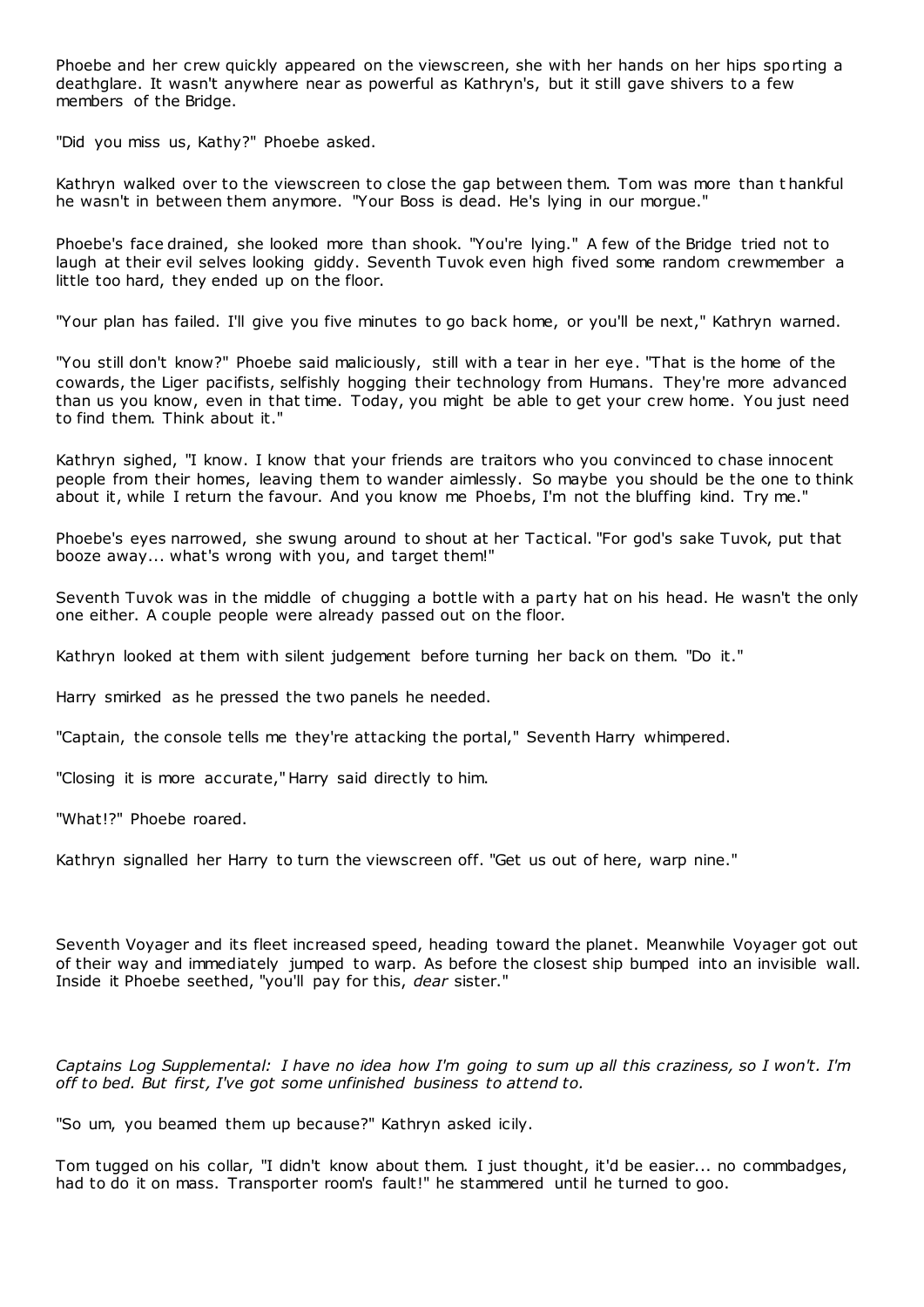Phoebe and her crew quickly appeared on the viewscreen, she with her hands on her hips sporting a deathglare. It wasn't anywhere near as powerful as Kathryn's, but it still gave shivers to a few members of the Bridge.

"Did you miss us, Kathy?" Phoebe asked.

Kathryn walked over to the viewscreen to close the gap between them. Tom was more than thankful he wasn't in between them anymore. "Your Boss is dead. He's lying in our morgue."

Phoebe's face drained, she looked more than shook. "You're lying." A few of the Bridge tried not to laugh at their evil selves looking giddy. Seventh Tuvok even high fived some random crewmember a little too hard, they ended up on the floor.

"Your plan has failed. I'll give you five minutes to go back home, or you'll be next," Kathryn warned.

"You still don't know?" Phoebe said maliciously, still with a tear in her eye. "That is the home of the cowards, the Liger pacifists, selfishly hogging their technology from Humans. They're more advanced than us you know, even in that time. Today, you might be able to get your crew home. You just need to find them. Think about it."

Kathryn sighed, "I know. I know that your friends are traitors who you convinced to chase innocent people from their homes, leaving them to wander aimlessly. So maybe you should be the one to think about it, while I return the favour. And you know me Phoebs, I'm not the bluffing kind. Try me."

Phoebe's eyes narrowed, she swung around to shout at her Tactical. "For god's sake Tuvok, put that booze away... what's wrong with you, and target them!"

Seventh Tuvok was in the middle of chugging a bottle with a party hat on his head. He wasn't the only one either. A couple people were already passed out on the floor.

Kathryn looked at them with silent judgement before turning her back on them. "Do it."

Harry smirked as he pressed the two panels he needed.

"Captain, the console tells me they're attacking the portal," Seventh Harry whimpered.

"Closing it is more accurate," Harry said directly to him.

"What!?" Phoebe roared.

Kathryn signalled her Harry to turn the viewscreen off. "Get us out of here, warp nine."

Seventh Voyager and its fleet increased speed, heading toward the planet. Meanwhile Voyager got out of their way and immediately jumped to warp. As before the closest ship bumped into an invisible wall. Inside it Phoebe seethed, "you'll pay for this, *dear* sister."

*Captains Log Supplemental: I have no idea how I'm going to sum up all this craziness, so I won't. I'm off to bed. But first, I've got some unfinished business to attend to.*

"So um, you beamed them up because?" Kathryn asked icily.

Tom tugged on his collar, "I didn't know about them. I just thought, it'd be easier... no commbadges, had to do it on mass. Transporter room's fault!" he stammered until he turned to goo.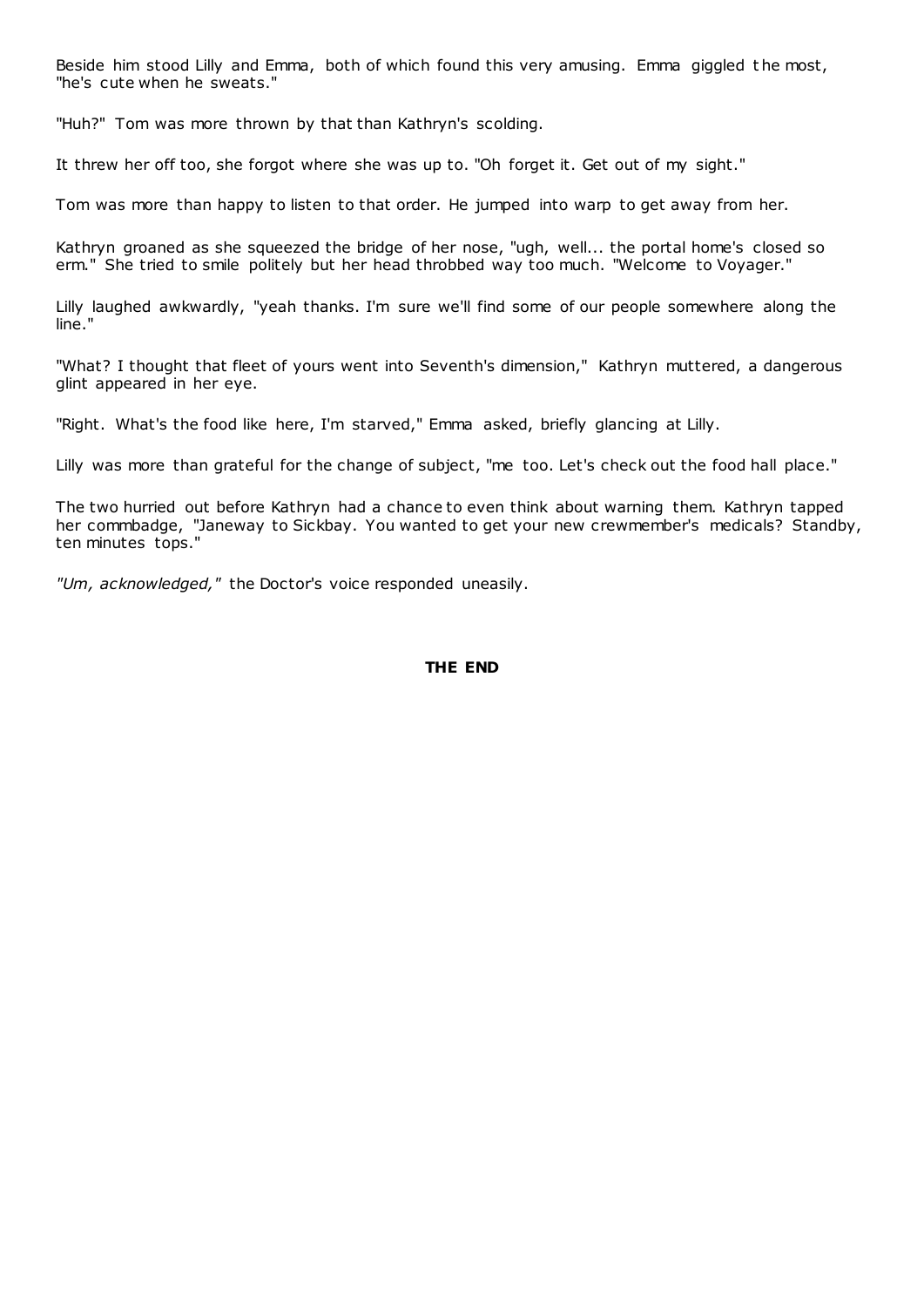Beside him stood Lilly and Emma, both of which found this very amusing. Emma giggled the most, "he's cute when he sweats."

"Huh?" Tom was more thrown by that than Kathryn's scolding.

It threw her off too, she forgot where she was up to. "Oh forget it. Get out of my sight."

Tom was more than happy to listen to that order. He jumped into warp to get away from her.

Kathryn groaned as she squeezed the bridge of her nose, "ugh, well... the portal home's closed so erm." She tried to smile politely but her head throbbed way too much. "Welcome to Voyager."

Lilly laughed awkwardly, "yeah thanks. I'm sure we'll find some of our people somewhere along the line."

"What? I thought that fleet of yours went into Seventh's dimension," Kathryn muttered, a dangerous glint appeared in her eye.

"Right. What's the food like here, I'm starved," Emma asked, briefly glancing at Lilly.

Lilly was more than grateful for the change of subject, "me too. Let's check out the food hall place."

The two hurried out before Kathryn had a chance to even think about warning them. Kathryn tapped her commbadge, "Janeway to Sickbay. You wanted to get your new crewmember's medicals? Standby, ten minutes tops."

*"Um, acknowledged,"* the Doctor's voice responded uneasily.

**THE END**